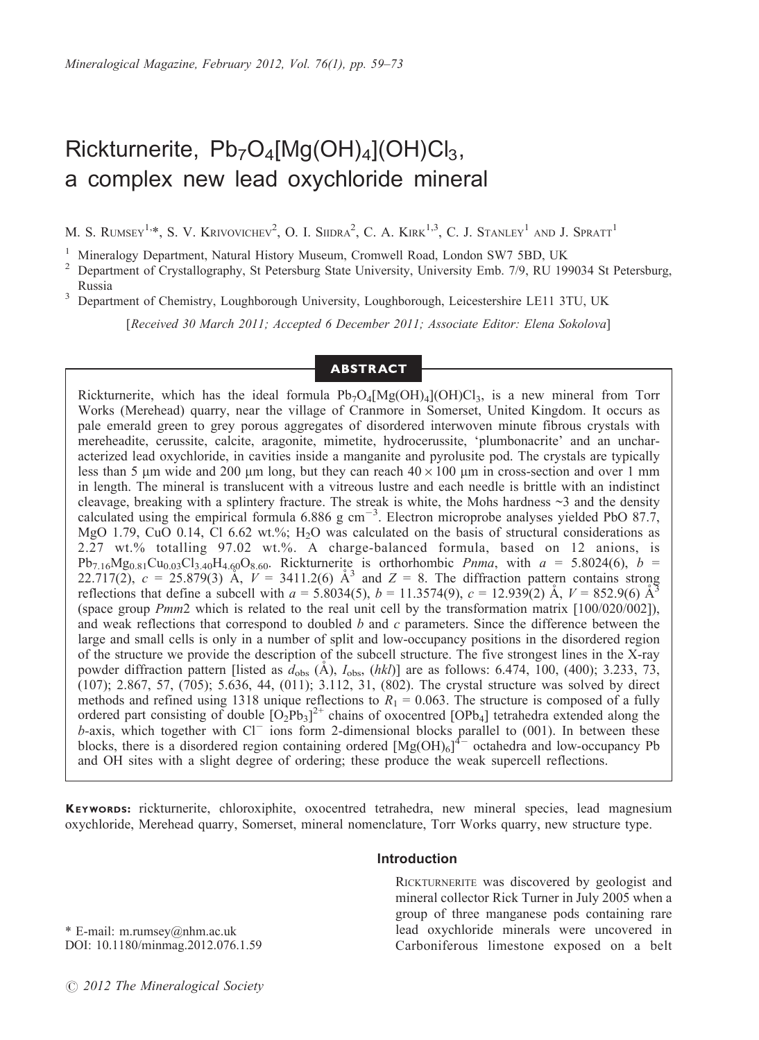# Rickturnerite, $Pb_7O_4[Mg(OH)_4](OH)Cl_3$, a complex new lead oxychloride mineral

M. S. Rumsey[1,*], S. V. Krivovichev[2], O. I. Siidra[2], C. A. Kirk[1,3], C. J. Stanley[1] and J. Spratt[1]

[1] Mineralogy Department, Natural History Museum, Cromwell Road, London SW7 5BD, UK
[2] Department of Crystallography, St Petersburg State University, University Emb. 7/9, RU 199034 St Petersburg, Russia
[3] Department of Chemistry, Loughborough University, Loughborough, Leicestershire LE11 3TU, UK

[Received 30 March 2011; Accepted 6 December 2011; Associate Editor: Elena Sokolova]

## ABSTRACT

Rickturnerite, which has the ideal formula $Pb_7O_4[Mg(OH)_4](OH)Cl_3$, is a new mineral from Torr Works (Merehead) quarry, near the village of Cranmore in Somerset, United Kingdom. It occurs as pale emerald green to grey porous aggregates of disordered interwoven minute fibrous crystals with mereheadite, cerussite, calcite, aragonite, mimetite, hydrocerussite, 'plumbonacrite' and an uncharacterized lead oxychloride, in cavities inside a manganite and pyrolusite pod. The crystals are typically less than 5 μm wide and 200 μm long, but they can reach $40 \times 100$ μm in cross-section and over 1 mm in length. The mineral is translucent with a vitreous lustre and each needle is brittle with an indistinct cleavage, breaking with a splintery fracture. The streak is white, the Mohs hardness ~3 and the density calculated using the empirical formula 6.886 g $cm^{-3}$. Electron microprobe analyses yielded PbO 87.7, MgO 1.79, CuO 0.14, Cl 6.62 wt.%; $H_2O$ was calculated on the basis of structural considerations as 2.27 wt.% totalling 97.02 wt.%. A charge-balanced formula, based on 12 anions, is $Pb_{7.16}Mg_{0.81}Cu_{0.03}Cl_{3.40}H_{4.60}O_{8.60}$. Rickturnerite is orthorhombic *Pnma*, with $a$ = 5.8024(6), $b$ = 22.717(2), $c$ = 25.879(3) Å, $V$ = 3411.2(6) Å$^3$ and $Z$ = 8. The diffraction pattern contains strong reflections that define a subcell with $a$ = 5.8034(5), $b$ = 11.3574(9), $c$ = 12.939(2) Å, $V$ = 852.9(6) Å$^3$ (space group *Pmm*2 which is related to the real unit cell by the transformation matrix [100/020/002]), and weak reflections that correspond to doubled $b$ and $c$ parameters. Since the difference between the large and small cells is only in a number of split and low-occupancy positions in the disordered region of the structure we provide the description of the subcell structure. The five strongest lines in the X-ray powder diffraction pattern [listed as $d_{obs}$ (Å), $I_{obs}$, ($hkl$)] are as follows: 6.474, 100, (400); 3.233, 73, (107); 2.867, 57, (705); 5.636, 44, (011); 3.112, 31, (802). The crystal structure was solved by direct methods and refined using 1318 unique reflections to $R_1$ = 0.063. The structure is composed of a fully ordered part consisting of double $[O_2Pb_3]^{2+}$ chains of oxocentred $[OPb_4]$ tetrahedra extended along the $b$-axis, which together with $Cl^-$ ions form 2-dimensional blocks parallel to (001). In between these blocks, there is a disordered region containing ordered $[Mg(OH)_6]^{4-}$ octahedra and low-occupancy Pb and OH sites with a slight degree of ordering; these produce the weak supercell reflections.

**Keywords:** rickturnerite, chloroxiphite, oxocentred tetrahedra, new mineral species, lead magnesium oxychloride, Merehead quarry, Somerset, mineral nomenclature, Torr Works quarry, new structure type.

## Introduction

Rickturnerite was discovered by geologist and mineral collector Rick Turner in July 2005 when a group of three manganese pods containing rare lead oxychloride minerals were uncovered in Carboniferous limestone exposed on a belt

\* E-mail: m.rumsey@nhm.ac.uk
DOI: 10.1180/minmag.2012.076.1.59

© 2012 The Mineralogical Society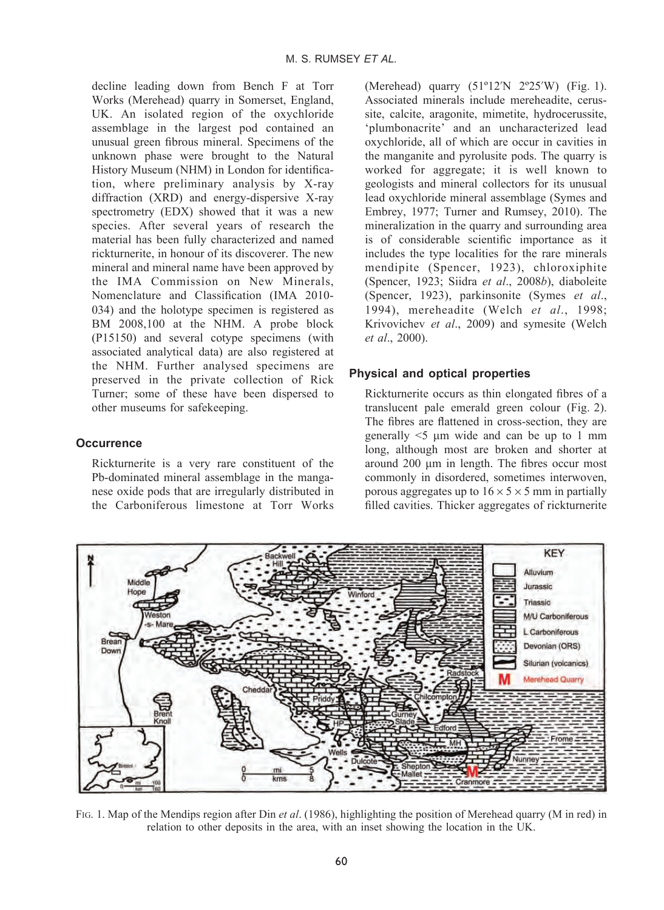decline leading down from Bench F at Torr Works (Merehead) quarry in Somerset, England, UK. An isolated region of the oxychloride assemblage in the largest pod contained an unusual green fibrous mineral. Specimens of the unknown phase were brought to the Natural History Museum (NHM) in London for identification, where preliminary analysis by X-ray diffraction (XRD) and energy-dispersive X-ray spectrometry (EDX) showed that it was a new species. After several years of research the material has been fully characterized and named rickturnerite, in honour of its discoverer. The new mineral and mineral name have been approved by the IMA Commission on New Minerals, Nomenclature and Classification (IMA 2010-034) and the holotype specimen is registered as BM 2008,100 at the NHM. A probe block (P15150) and several cotype specimens (with associated analytical data) are also registered at the NHM. Further analysed specimens are preserved in the private collection of Rick Turner; some of these have been dispersed to other museums for safekeeping.

## Occurrence

Rickturnerite is a very rare constituent of the Pb-dominated mineral assemblage in the manganese oxide pods that are irregularly distributed in the Carboniferous limestone at Torr Works (Merehead) quarry (51º12′N 2º25′W) (Fig. 1). Associated minerals include mereheadite, cerussite, calcite, aragonite, mimetite, hydrocerussite, 'plumbonacrite' and an uncharacterized lead oxychloride, all of which are occur in cavities in the manganite and pyrolusite pods. The quarry is worked for aggregate; it is well known to geologists and mineral collectors for its unusual lead oxychloride mineral assemblage (Symes and Embrey, 1977; Turner and Rumsey, 2010). The mineralization in the quarry and surrounding area is of considerable scientific importance as it includes the type localities for the rare minerals mendipite (Spencer, 1923), chloroxiphite (Spencer, 1923; Siidra *et al*., 2008*b*), diaboleite (Spencer, 1923), parkinsonite (Symes *et al*., 1994), mereheadite (Welch *et al*., 1998; Krivovichev *et al*., 2009) and symesite (Welch *et al*., 2000).

## Physical and optical properties

Rickturnerite occurs as thin elongated fibres of a translucent pale emerald green colour (Fig. 2). The fibres are flattened in cross-section, they are generally <5 μm wide and can be up to 1 mm long, although most are broken and shorter at around 200 μm in length. The fibres occur most commonly in disordered, sometimes interwoven, porous aggregates up to 16 × 5 × 5 mm in partially filled cavities. Thicker aggregates of rickturnerite

FIG. 1. Map of the Mendips region after Din *et al*. (1986), highlighting the position of Merehead quarry (M in red) in relation to other deposits in the area, with an inset showing the location in the UK.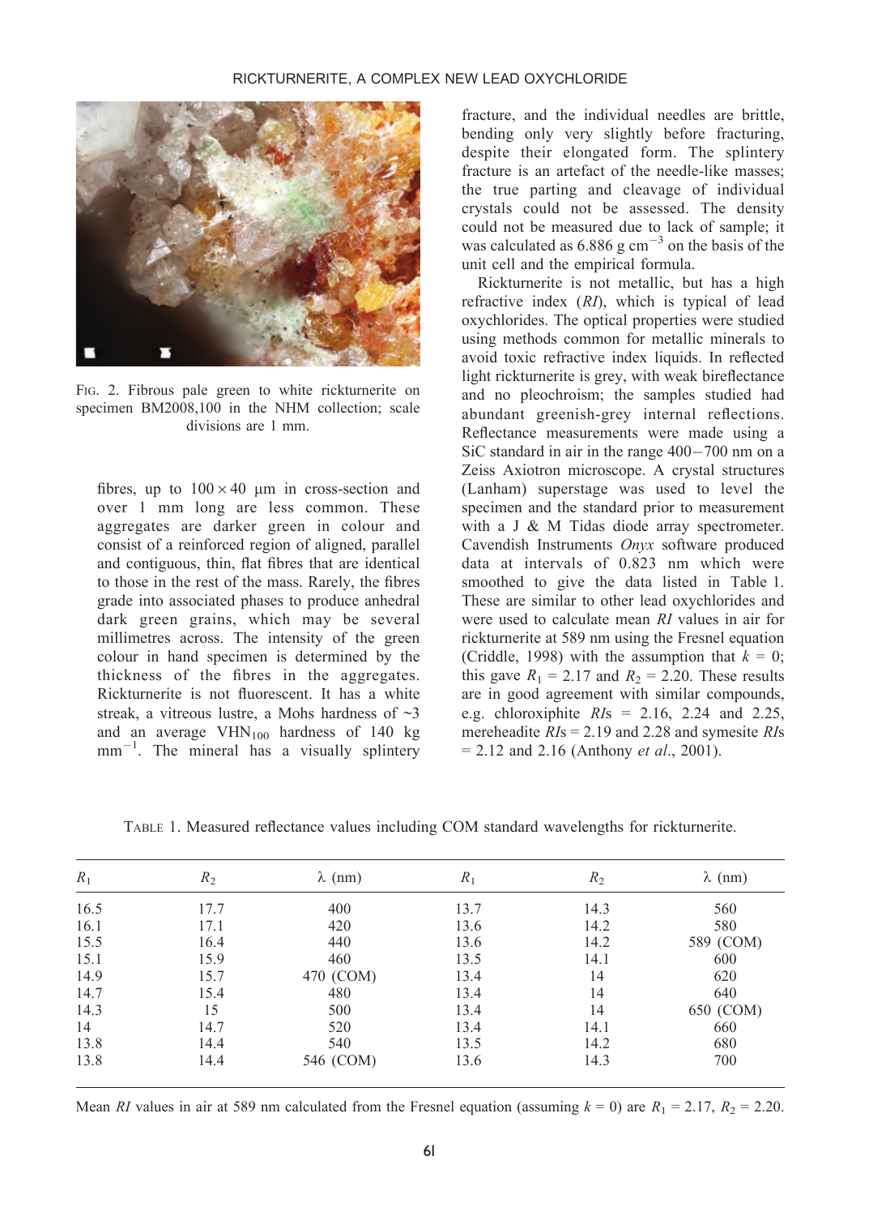FIG. 2. Fibrous pale green to white rickturnerite on specimen BM2008,100 in the NHM collection; scale divisions are 1 mm.

fibres, up to $100 \times 40$ μm in cross-section and over 1 mm long are less common. These aggregates are darker green in colour and consist of a reinforced region of aligned, parallel and contiguous, thin, flat fibres that are identical to those in the rest of the mass. Rarely, the fibres grade into associated phases to produce anhedral dark green grains, which may be several millimetres across. The intensity of the green colour in hand specimen is determined by the thickness of the fibres in the aggregates. Rickturnerite is not fluorescent. It has a white streak, a vitreous lustre, a Mohs hardness of ~3 and an average $VHN_{100}$ hardness of 140 kg mm$^{-1}$. The mineral has a visually splintery fracture, and the individual needles are brittle, bending only very slightly before fracturing, despite their elongated form. The splintery fracture is an artefact of the needle-like masses; the true parting and cleavage of individual crystals could not be assessed. The density could not be measured due to lack of sample; it was calculated as 6.886 g cm$^{-3}$ on the basis of the unit cell and the empirical formula.

Rickturnerite is not metallic, but has a high refractive index (*RI*), which is typical of lead oxychlorides. The optical properties were studied using methods common for metallic minerals to avoid toxic refractive index liquids. In reflected light rickturnerite is grey, with weak bireflectance and no pleochroism; the samples studied had abundant greenish-grey internal reflections. Reflectance measurements were made using a SiC standard in air in the range 400−700 nm on a Zeiss Axiotron microscope. A crystal structures (Lanham) superstage was used to level the specimen and the standard prior to measurement with a J & M Tidas diode array spectrometer. Cavendish Instruments *Onyx* software produced data at intervals of 0.823 nm which were smoothed to give the data listed in Table 1. These are similar to other lead oxychlorides and were used to calculate mean *RI* values in air for rickturnerite at 589 nm using the Fresnel equation (Criddle, 1998) with the assumption that $k = 0$; this gave $R_1 = 2.17$ and $R_2 = 2.20$. These results are in good agreement with similar compounds, e.g. chloroxiphite *RI*s = 2.16, 2.24 and 2.25, mereheadite *RI*s = 2.19 and 2.28 and symesite *RI*s = 2.12 and 2.16 (Anthony *et al*., 2001).

TABLE 1. Measured reflectance values including COM standard wavelengths for rickturnerite.

| $R_1$ | $R_2$ | λ (nm) | $R_1$ | $R_2$ | λ (nm) |
|---|---|---|---|---|---|
| 16.5 | 17.7 | 400 | 13.7 | 14.3 | 560 |
| 16.1 | 17.1 | 420 | 13.6 | 14.2 | 580 |
| 15.5 | 16.4 | 440 | 13.6 | 14.2 | 589 (COM) |
| 15.1 | 15.9 | 460 | 13.5 | 14.1 | 600 |
| 14.9 | 15.7 | 470 (COM) | 13.4 | 14 | 620 |
| 14.7 | 15.4 | 480 | 13.4 | 14 | 640 |
| 14.3 | 15 | 500 | 13.4 | 14 | 650 (COM) |
| 14 | 14.7 | 520 | 13.4 | 14.1 | 660 |
| 13.8 | 14.4 | 540 | 13.5 | 14.2 | 680 |
| 13.8 | 14.4 | 546 (COM) | 13.6 | 14.3 | 700 |

Mean *RI* values in air at 589 nm calculated from the Fresnel equation (assuming $k = 0$) are $R_1 = 2.17$, $R_2 = 2.20$.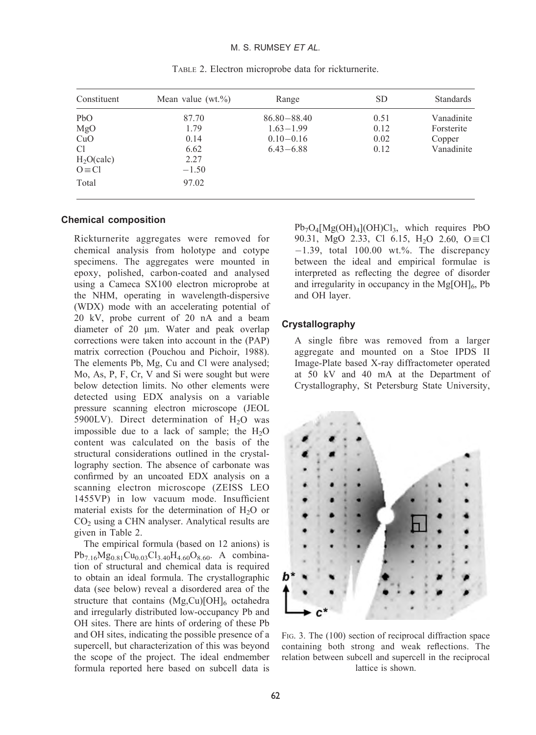TABLE 2. Electron microprobe data for rickturnerite.

| Constituent | Mean value (wt.%) | Range | SD | Standards |
|---|---|---|---|---|
| PbO | 87.70 | 86.80–88.40 | 0.51 | Vanadinite |
| MgO | 1.79 | 1.63–1.99 | 0.12 | Forsterite |
| CuO | 0.14 | 0.10–0.16 | 0.02 | Copper |
| Cl | 6.62 | 6.43–6.88 | 0.12 | Vanadinite |
| $H_2O$(calc) | 2.27 | | | |
| O≡Cl | −1.50 | | | |
| Total | 97.02 | | | |

### Chemical composition

Rickturnerite aggregates were removed for chemical analysis from holotype and cotype specimens. The aggregates were mounted in epoxy, polished, carbon-coated and analysed using a Cameca SX100 electron microprobe at the NHM, operating in wavelength-dispersive (WDX) mode with an accelerating potential of 20 kV, probe current of 20 nA and a beam diameter of 20 μm. Water and peak overlap corrections were taken into account in the (PAP) matrix correction (Pouchou and Pichoir, 1988). The elements Pb, Mg, Cu and Cl were analysed; Mo, As, P, F, Cr, V and Si were sought but were below detection limits. No other elements were detected using EDX analysis on a variable pressure scanning electron microscope (JEOL 5900LV). Direct determination of $H_2O$ was impossible due to a lack of sample; the $H_2O$ content was calculated on the basis of the structural considerations outlined in the crystallography section. The absence of carbonate was confirmed by an uncoated EDX analysis on a scanning electron microscope (ZEISS LEO 1455VP) in low vacuum mode. Insufficient material exists for the determination of $H_2O$ or $CO_2$ using a CHN analyser. Analytical results are given in Table 2.

The empirical formula (based on 12 anions) is $Pb_{7.16}Mg_{0.81}Cu_{0.03}Cl_{3.40}H_{4.60}O_{8.60}$. A combination of structural and chemical data is required to obtain an ideal formula. The crystallographic data (see below) reveal a disordered area of the structure that contains (Mg,Cu)$[OH]_6$ octahedra and irregularly distributed low-occupancy Pb and OH sites. There are hints of ordering of these Pb and OH sites, indicating the possible presence of a supercell, but characterization of this was beyond the scope of the project. The ideal endmember formula reported here based on subcell data is $Pb_7O_4[Mg(OH)_4](OH)Cl_3$, which requires PbO 90.31, MgO 2.33, Cl 6.15, $H_2O$ 2.60, O≡Cl −1.39, total 100.00 wt.%. The discrepancy between the ideal and empirical formulae is interpreted as reflecting the degree of disorder and irregularity in occupancy in the $Mg[OH]_6$, Pb and OH layer.

### Crystallography

A single fibre was removed from a larger aggregate and mounted on a Stoe IPDS II Image-Plate based X-ray diffractometer operated at 50 kV and 40 mA at the Department of Crystallography, St Petersburg State University,

FIG. 3. The (100) section of reciprocal diffraction space containing both strong and weak reflections. The relation between subcell and supercell in the reciprocal lattice is shown.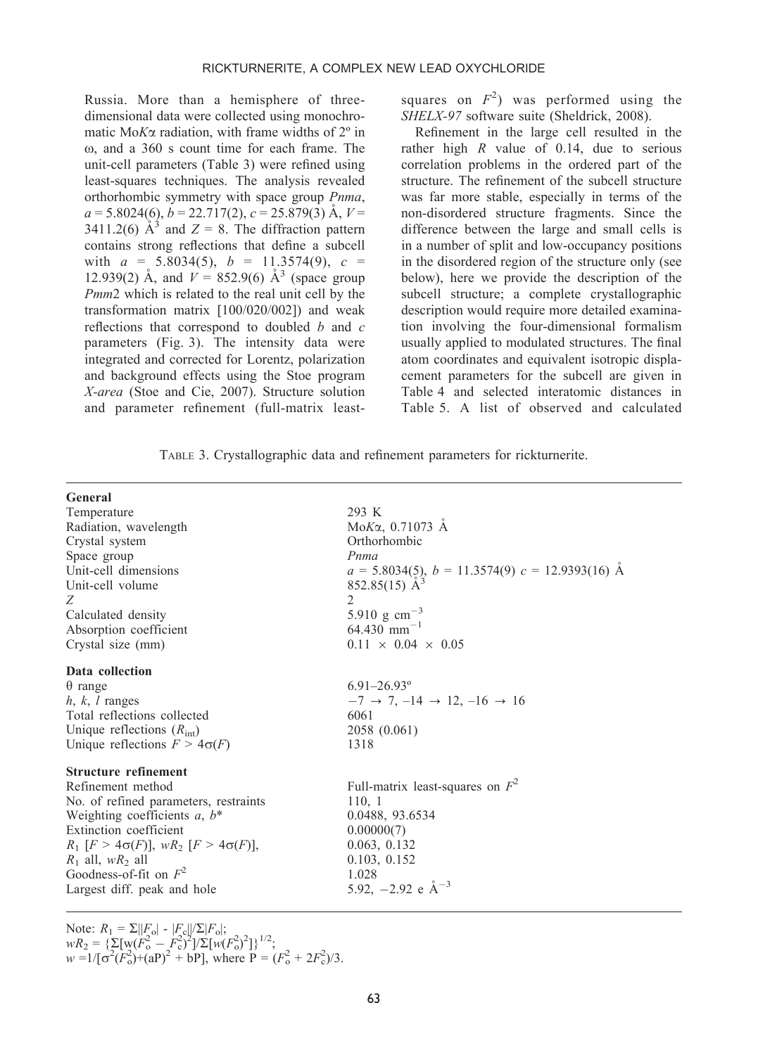Russia. More than a hemisphere of three-dimensional data were collected using monochromatic Mo$K\alpha$ radiation, with frame widths of 2º in ω, and a 360 s count time for each frame. The unit-cell parameters (Table 3) were refined using least-squares techniques. The analysis revealed orthorhombic symmetry with space group *Pnma*, $a$ = 5.8024(6), $b$ = 22.717(2), $c$ = 25.879(3) Å, $V$ = 3411.2(6) Å$^3$ and $Z$ = 8. The diffraction pattern contains strong reflections that define a subcell with $a$ = 5.8034(5), $b$ = 11.3574(9), $c$ = 12.939(2) Å, and $V$ = 852.9(6) Å$^3$ (space group *Pmm*2 which is related to the real unit cell by the transformation matrix [100/020/002]) and weak reflections that correspond to doubled $b$ and $c$ parameters (Fig. 3). The intensity data were integrated and corrected for Lorentz, polarization and background effects using the Stoe program *X-area* (Stoe and Cie, 2007). Structure solution and parameter refinement (full-matrix least-squares on $F^2$) was performed using the *SHELX-97* software suite (Sheldrick, 2008).

Refinement in the large cell resulted in the rather high $R$ value of 0.14, due to serious correlation problems in the ordered part of the structure. The refinement of the subcell structure was far more stable, especially in terms of the non-disordered structure fragments. Since the difference between the large and small cells is in a number of split and low-occupancy positions in the disordered region of the structure only (see below), here we provide the description of the subcell structure; a complete crystallographic description would require more detailed examination involving the four-dimensional formalism usually applied to modulated structures. The final atom coordinates and equivalent isotropic displacement parameters for the subcell are given in Table 4 and selected interatomic distances in Table 5. A list of observed and calculated

TABLE 3. Crystallographic data and refinement parameters for rickturnerite.

| | |
|---|---|
| **General** | |
| Temperature | 293 K |
| Radiation, wavelength | Mo$K\alpha$, 0.71073 Å |
| Crystal system | Orthorhombic |
| Space group | *Pnma* |
| Unit-cell dimensions | $a$ = 5.8034(5), $b$ = 11.3574(9) $c$ = 12.9393(16) Å |
| Unit-cell volume | 852.85(15) Å$^3$ |
| $Z$ | 2 |
| Calculated density | 5.910 g cm$^{-3}$ |
| Absorption coefficient | 64.430 mm$^{-1}$ |
| Crystal size (mm) | 0.11 × 0.04 × 0.05 |
| **Data collection** | |
| θ range | 6.91–26.93º |
| $h$, $k$, $l$ ranges | −7 → 7, −14 → 12, −16 → 16 |
| Total reflections collected | 6061 |
| Unique reflections ($R_{int}$) | 2058 (0.061) |
| Unique reflections $F > 4\sigma(F)$ | 1318 |
| **Structure refinement** | |
| Refinement method | Full-matrix least-squares on $F^2$ |
| No. of refined parameters, restraints | 110, 1 |
| Weighting coefficients $a$, $b$* | 0.0488, 93.6534 |
| Extinction coefficient | 0.00000(7) |
| $R_1$ [$F > 4\sigma(F)$], $wR_2$ [$F > 4\sigma(F)$], | 0.063, 0.132 |
| $R_1$ all, $wR_2$ all | 0.103, 0.152 |
| Goodness-of-fit on $F^2$ | 1.028 |
| Largest diff. peak and hole | 5.92, −2.92 e Å$^{-3}$ |

Note: $R_1 = \Sigma||F_o| - |F_c||/\Sigma|F_o|$;
$wR_2 = \{\Sigma[w(F_o^2 - F_c^2)^2]/\Sigma[w(F_o^2)^2]\}^{1/2}$;
$w = 1/[\sigma^2(F_o^2)+(aP)^2 + bP]$, where $P = (F_o^2 + 2F_c^2)/3$.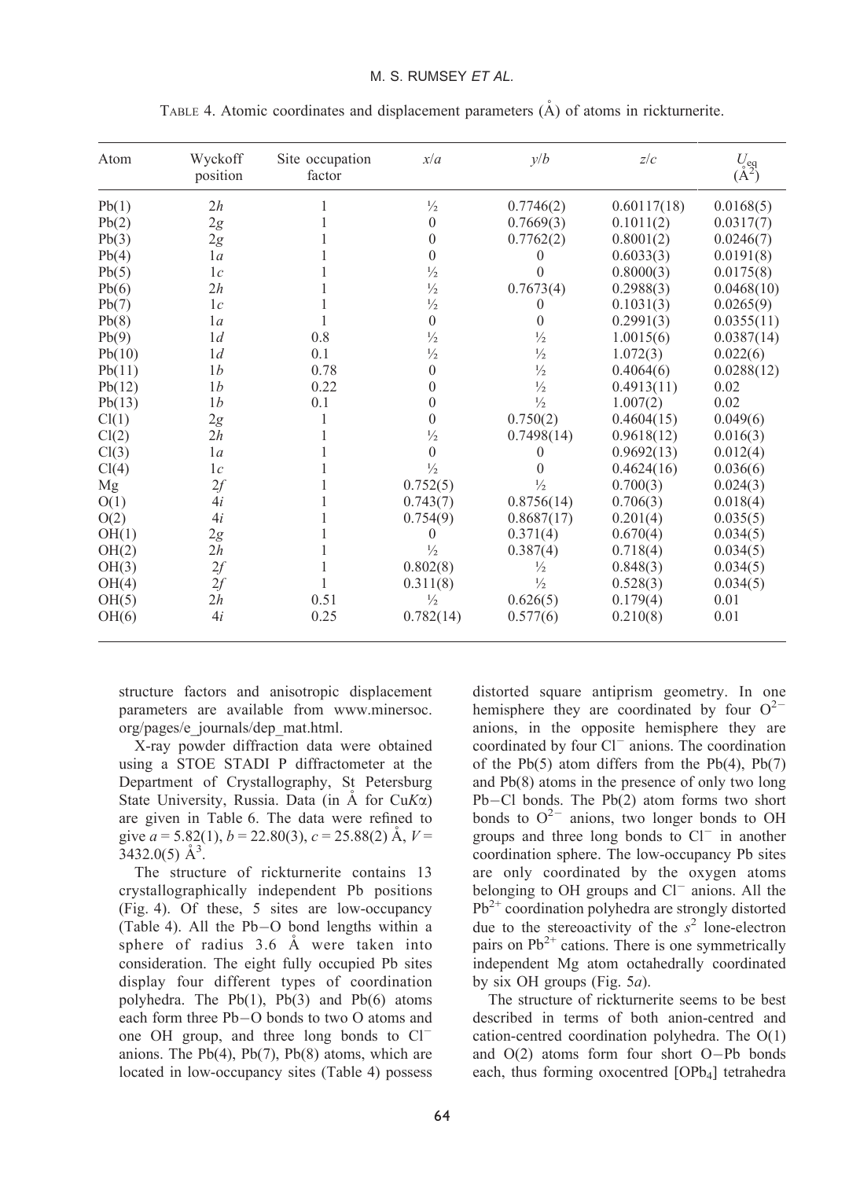TABLE 4. Atomic coordinates and displacement parameters (Å) of atoms in rickturnerite.

| Atom | Wyckoff position | Site occupation factor | $x/a$ | $y/b$ | $z/c$ | $U_{eq}$ ($Å^2$) |
|---|---|---|---|---|---|---|
| Pb(1) | $2h$ | 1 | ½ | 0.7746(2) | 0.60117(18) | 0.0168(5) |
| Pb(2) | $2g$ | 1 | 0 | 0.7669(3) | 0.1011(2) | 0.0317(7) |
| Pb(3) | $2g$ | 1 | 0 | 0.7762(2) | 0.8001(2) | 0.0246(7) |
| Pb(4) | $1a$ | 1 | 0 | 0 | 0.6033(3) | 0.0191(8) |
| Pb(5) | $1c$ | 1 | ½ | 0 | 0.8000(3) | 0.0175(8) |
| Pb(6) | $2h$ | 1 | ½ | 0.7673(4) | 0.2988(3) | 0.0468(10) |
| Pb(7) | $1c$ | 1 | ½ | 0 | 0.1031(3) | 0.0265(9) |
| Pb(8) | $1a$ | 1 | 0 | 0 | 0.2991(3) | 0.0355(11) |
| Pb(9) | $1d$ | 0.8 | ½ | ½ | 1.0015(6) | 0.0387(14) |
| Pb(10) | $1d$ | 0.1 | ½ | ½ | 1.072(3) | 0.022(6) |
| Pb(11) | $1b$ | 0.78 | 0 | ½ | 0.4064(6) | 0.0288(12) |
| Pb(12) | $1b$ | 0.22 | 0 | ½ | 0.4913(11) | 0.02 |
| Pb(13) | $1b$ | 0.1 | 0 | ½ | 1.007(2) | 0.02 |
| Cl(1) | $2g$ | 1 | 0 | 0.750(2) | 0.4604(15) | 0.049(6) |
| Cl(2) | $2h$ | 1 | ½ | 0.7498(14) | 0.9618(12) | 0.016(3) |
| Cl(3) | $1a$ | 1 | 0 | 0 | 0.9692(13) | 0.012(4) |
| Cl(4) | $1c$ | 1 | ½ | 0 | 0.4624(16) | 0.036(6) |
| Mg | $2f$ | 1 | 0.752(5) | ½ | 0.700(3) | 0.024(3) |
| O(1) | $4i$ | 1 | 0.743(7) | 0.8756(14) | 0.706(3) | 0.018(4) |
| O(2) | $4i$ | 1 | 0.754(9) | 0.8687(17) | 0.201(4) | 0.035(5) |
| OH(1) | $2g$ | 1 | 0 | 0.371(4) | 0.670(4) | 0.034(5) |
| OH(2) | $2h$ | 1 | ½ | 0.387(4) | 0.718(4) | 0.034(5) |
| OH(3) | $2f$ | 1 | 0.802(8) | ½ | 0.848(3) | 0.034(5) |
| OH(4) | $2f$ | 1 | 0.311(8) | ½ | 0.528(3) | 0.034(5) |
| OH(5) | $2h$ | 0.51 | ½ | 0.626(5) | 0.179(4) | 0.01 |
| OH(6) | $4i$ | 0.25 | 0.782(14) | 0.577(6) | 0.210(8) | 0.01 |

structure factors and anisotropic displacement parameters are available from www.minersoc.org/pages/e_journals/dep_mat.html.

X-ray powder diffraction data were obtained using a STOE STADI P diffractometer at the Department of Crystallography, St Petersburg State University, Russia. Data (in Å for Cu$K\alpha$) are given in Table 6. The data were refined to give $a$ = 5.82(1), $b$ = 22.80(3), $c$ = 25.88(2) Å, $V$ = 3432.0(5) $Å^3$.

The structure of rickturnerite contains 13 crystallographically independent Pb positions (Fig. 4). Of these, 5 sites are low-occupancy (Table 4). All the Pb–O bond lengths within a sphere of radius 3.6 Å were taken into consideration. The eight fully occupied Pb sites display four different types of coordination polyhedra. The Pb(1), Pb(3) and Pb(6) atoms each form three Pb–O bonds to two O atoms and one OH group, and three long bonds to $Cl^-$ anions. The Pb(4), Pb(7), Pb(8) atoms, which are located in low-occupancy sites (Table 4) possess distorted square antiprism geometry. In one hemisphere they are coordinated by four $O^{2-}$ anions, in the opposite hemisphere they are coordinated by four $Cl^-$ anions. The coordination of the Pb(5) atom differs from the Pb(4), Pb(7) and Pb(8) atoms in the presence of only two long Pb–Cl bonds. The Pb(2) atom forms two short bonds to $O^{2-}$ anions, two longer bonds to OH groups and three long bonds to $Cl^-$ in another coordination sphere. The low-occupancy Pb sites are only coordinated by the oxygen atoms belonging to OH groups and $Cl^-$ anions. All the $Pb^{2+}$ coordination polyhedra are strongly distorted due to the stereoactivity of the $s^2$ lone-electron pairs on $Pb^{2+}$ cations. There is one symmetrically independent Mg atom octahedrally coordinated by six OH groups (Fig. 5$a$).

The structure of rickturnerite seems to be best described in terms of both anion-centred and cation-centred coordination polyhedra. The O(1) and O(2) atoms form four short O–Pb bonds each, thus forming oxocentred $[OPb_4]$ tetrahedra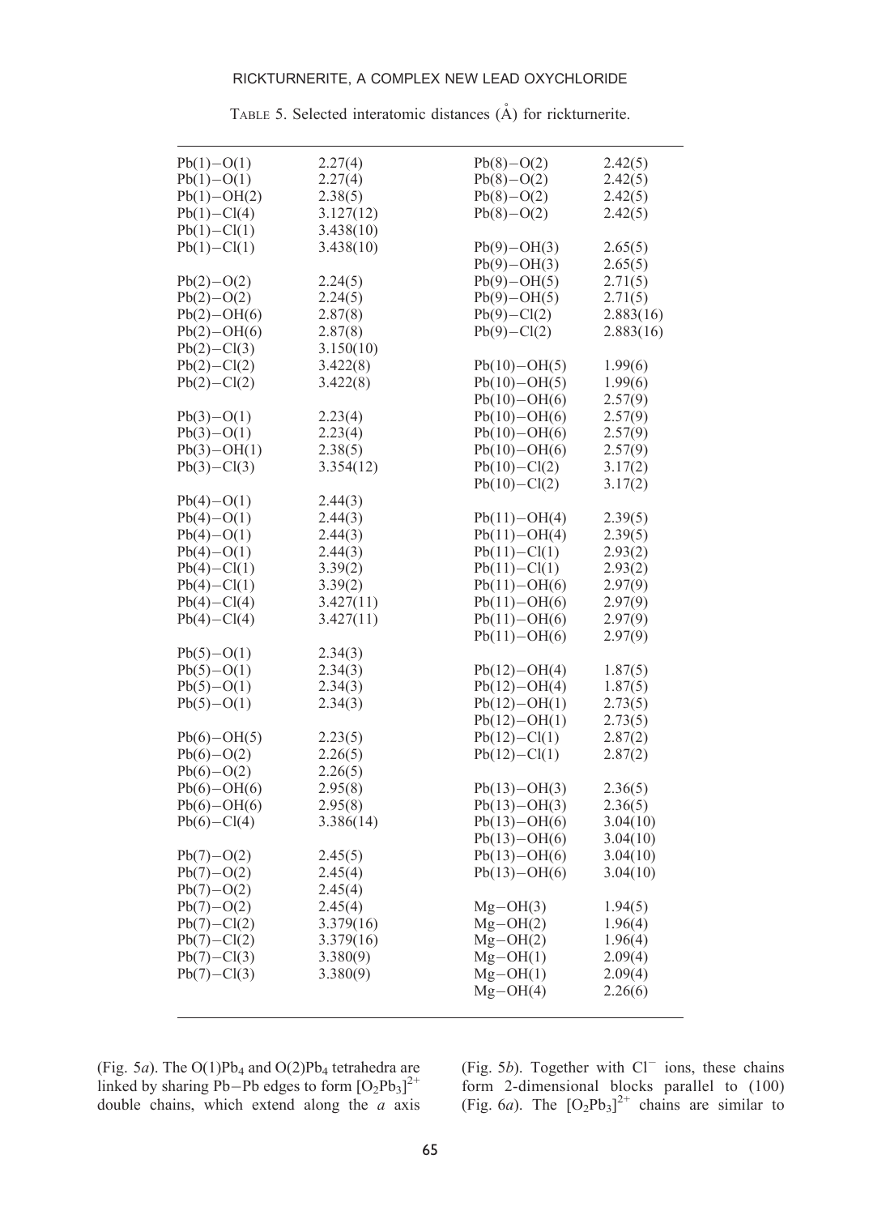Table 5. Selected interatomic distances (Å) for rickturnerite.

| | | | |
|---|---|---|---|
| Pb(1)–O(1) | 2.27(4) | Pb(8)–O(2) | 2.42(5) |
| Pb(1)–O(1) | 2.27(4) | Pb(8)–O(2) | 2.42(5) |
| Pb(1)–OH(2) | 2.38(5) | Pb(8)–O(2) | 2.42(5) |
| Pb(1)–Cl(4) | 3.127(12) | Pb(8)–O(2) | 2.42(5) |
| Pb(1)–Cl(1) | 3.438(10) | | |
| Pb(1)–Cl(1) | 3.438(10) | Pb(9)–OH(3) | 2.65(5) |
| | | Pb(9)–OH(3) | 2.65(5) |
| Pb(2)–O(2) | 2.24(5) | Pb(9)–OH(5) | 2.71(5) |
| Pb(2)–O(2) | 2.24(5) | Pb(9)–OH(5) | 2.71(5) |
| Pb(2)–OH(6) | 2.87(8) | Pb(9)–Cl(2) | 2.883(16) |
| Pb(2)–OH(6) | 2.87(8) | Pb(9)–Cl(2) | 2.883(16) |
| Pb(2)–Cl(3) | 3.150(10) | | |
| Pb(2)–Cl(2) | 3.422(8) | Pb(10)–OH(5) | 1.99(6) |
| Pb(2)–Cl(2) | 3.422(8) | Pb(10)–OH(5) | 1.99(6) |
| | | Pb(10)–OH(6) | 2.57(9) |
| Pb(3)–O(1) | 2.23(4) | Pb(10)–OH(6) | 2.57(9) |
| Pb(3)–O(1) | 2.23(4) | Pb(10)–OH(6) | 2.57(9) |
| Pb(3)–OH(1) | 2.38(5) | Pb(10)–OH(6) | 2.57(9) |
| Pb(3)–Cl(3) | 3.354(12) | Pb(10)–Cl(2) | 3.17(2) |
| | | Pb(10)–Cl(2) | 3.17(2) |
| Pb(4)–O(1) | 2.44(3) | | |
| Pb(4)–O(1) | 2.44(3) | Pb(11)–OH(4) | 2.39(5) |
| Pb(4)–O(1) | 2.44(3) | Pb(11)–OH(4) | 2.39(5) |
| Pb(4)–O(1) | 2.44(3) | Pb(11)–Cl(1) | 2.93(2) |
| Pb(4)–Cl(1) | 3.39(2) | Pb(11)–Cl(1) | 2.93(2) |
| Pb(4)–Cl(1) | 3.39(2) | Pb(11)–OH(6) | 2.97(9) |
| Pb(4)–Cl(4) | 3.427(11) | Pb(11)–OH(6) | 2.97(9) |
| Pb(4)–Cl(4) | 3.427(11) | Pb(11)–OH(6) | 2.97(9) |
| | | Pb(11)–OH(6) | 2.97(9) |
| Pb(5)–O(1) | 2.34(3) | | |
| Pb(5)–O(1) | 2.34(3) | Pb(12)–OH(4) | 1.87(5) |
| Pb(5)–O(1) | 2.34(3) | Pb(12)–OH(4) | 1.87(5) |
| Pb(5)–O(1) | 2.34(3) | Pb(12)–OH(1) | 2.73(5) |
| | | Pb(12)–OH(1) | 2.73(5) |
| Pb(6)–OH(5) | 2.23(5) | Pb(12)–Cl(1) | 2.87(2) |
| Pb(6)–O(2) | 2.26(5) | Pb(12)–Cl(1) | 2.87(2) |
| Pb(6)–O(2) | 2.26(5) | | |
| Pb(6)–OH(6) | 2.95(8) | Pb(13)–OH(3) | 2.36(5) |
| Pb(6)–OH(6) | 2.95(8) | Pb(13)–OH(3) | 2.36(5) |
| Pb(6)–Cl(4) | 3.386(14) | Pb(13)–OH(6) | 3.04(10) |
| | | Pb(13)–OH(6) | 3.04(10) |
| Pb(7)–O(2) | 2.45(5) | Pb(13)–OH(6) | 3.04(10) |
| Pb(7)–O(2) | 2.45(4) | Pb(13)–OH(6) | 3.04(10) |
| Pb(7)–O(2) | 2.45(4) | | |
| Pb(7)–O(2) | 2.45(4) | Mg–OH(3) | 1.94(5) |
| Pb(7)–Cl(2) | 3.379(16) | Mg–OH(2) | 1.96(4) |
| Pb(7)–Cl(2) | 3.379(16) | Mg–OH(2) | 1.96(4) |
| Pb(7)–Cl(3) | 3.380(9) | Mg–OH(1) | 2.09(4) |
| Pb(7)–Cl(3) | 3.380(9) | Mg–OH(1) | 2.09(4) |
| | | Mg–OH(4) | 2.26(6) |

(Fig. 5*a*). The $O(1)Pb_4$ and $O(2)Pb_4$ tetrahedra are linked by sharing Pb–Pb edges to form $[O_2Pb_3]^{2+}$ double chains, which extend along the *a* axis (Fig. 5*b*). Together with $Cl^-$ ions, these chains form 2-dimensional blocks parallel to (100) (Fig. 6*a*). The $[O_2Pb_3]^{2+}$ chains are similar to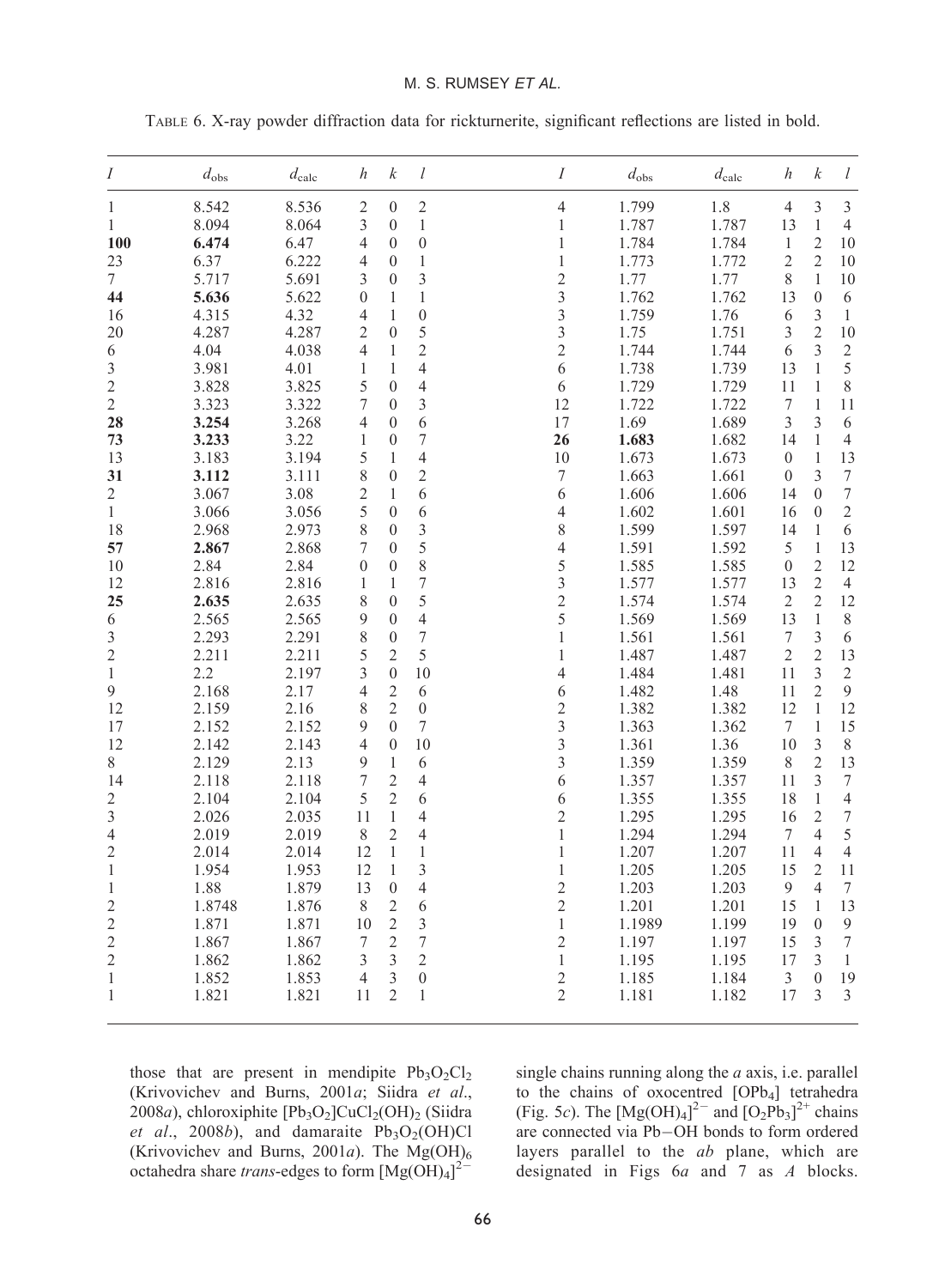TABLE 6. X-ray powder diffraction data for rickturnerite, significant reflections are listed in bold.

| $I$ | $d_{obs}$ | $d_{calc}$ | $h$ | $k$ | $l$ | $I$ | $d_{obs}$ | $d_{calc}$ | $h$ | $k$ | $l$ |
|---|---|---|---|---|---|---|---|---|---|---|---|
| 1 | 8.542 | 8.536 | 2 | 0 | 2 | 4 | 1.799 | 1.8 | 4 | 3 | 3 |
| 1 | 8.094 | 8.064 | 3 | 0 | 1 | 1 | 1.787 | 1.787 | 13 | 1 | 4 |
| **100** | **6.474** | 6.47 | 4 | 0 | 0 | 1 | 1.784 | 1.784 | 1 | 2 | 10 |
| 23 | 6.37 | 6.222 | 4 | 0 | 1 | 1 | 1.773 | 1.772 | 2 | 2 | 10 |
| 7 | 5.717 | 5.691 | 3 | 0 | 3 | 2 | 1.77 | 1.77 | 8 | 1 | 10 |
| **44** | **5.636** | 5.622 | 0 | 1 | 1 | 3 | 1.762 | 1.762 | 13 | 0 | 6 |
| 16 | 4.315 | 4.32 | 4 | 1 | 0 | 3 | 1.759 | 1.76 | 6 | 3 | 1 |
| 20 | 4.287 | 4.287 | 2 | 0 | 5 | 3 | 1.75 | 1.751 | 3 | 2 | 10 |
| 6 | 4.04 | 4.038 | 4 | 1 | 2 | 2 | 1.744 | 1.744 | 6 | 3 | 2 |
| 3 | 3.981 | 4.01 | 1 | 1 | 4 | 6 | 1.738 | 1.739 | 13 | 1 | 5 |
| 2 | 3.828 | 3.825 | 5 | 0 | 4 | 6 | 1.729 | 1.729 | 11 | 1 | 8 |
| 2 | 3.323 | 3.322 | 7 | 0 | 3 | 12 | 1.722 | 1.722 | 7 | 1 | 11 |
| **28** | **3.254** | 3.268 | 4 | 0 | 6 | 17 | 1.69 | 1.689 | 3 | 3 | 6 |
| **73** | **3.233** | 3.22 | 1 | 0 | 7 | **26** | **1.683** | 1.682 | 14 | 1 | 4 |
| 13 | 3.183 | 3.194 | 5 | 1 | 4 | 10 | 1.673 | 1.673 | 0 | 1 | 13 |
| **31** | **3.112** | 3.111 | 8 | 0 | 2 | 7 | 1.663 | 1.661 | 0 | 3 | 7 |
| 2 | 3.067 | 3.08 | 2 | 1 | 6 | 6 | 1.606 | 1.606 | 14 | 0 | 7 |
| 1 | 3.066 | 3.056 | 5 | 0 | 6 | 4 | 1.602 | 1.601 | 16 | 0 | 2 |
| 18 | 2.968 | 2.973 | 8 | 0 | 3 | 8 | 1.599 | 1.597 | 14 | 1 | 6 |
| **57** | **2.867** | 2.868 | 7 | 0 | 5 | 4 | 1.591 | 1.592 | 5 | 1 | 13 |
| 10 | 2.84 | 2.84 | 0 | 0 | 8 | 5 | 1.585 | 1.585 | 0 | 2 | 12 |
| 12 | 2.816 | 2.816 | 1 | 1 | 7 | 3 | 1.577 | 1.577 | 13 | 2 | 4 |
| **25** | **2.635** | 2.635 | 8 | 0 | 5 | 2 | 1.574 | 1.574 | 2 | 2 | 12 |
| 6 | 2.565 | 2.565 | 9 | 0 | 4 | 5 | 1.569 | 1.569 | 13 | 1 | 8 |
| 3 | 2.293 | 2.291 | 8 | 0 | 7 | 1 | 1.561 | 1.561 | 7 | 3 | 6 |
| 2 | 2.211 | 2.211 | 5 | 2 | 5 | 1 | 1.487 | 1.487 | 2 | 2 | 13 |
| 1 | 2.2 | 2.197 | 3 | 0 | 10 | 4 | 1.484 | 1.481 | 11 | 3 | 2 |
| 9 | 2.168 | 2.17 | 4 | 2 | 6 | 6 | 1.482 | 1.48 | 11 | 2 | 9 |
| 12 | 2.159 | 2.16 | 8 | 2 | 0 | 2 | 1.382 | 1.382 | 12 | 1 | 12 |
| 17 | 2.152 | 2.152 | 9 | 0 | 7 | 3 | 1.363 | 1.362 | 7 | 1 | 15 |
| 12 | 2.142 | 2.143 | 4 | 0 | 10 | 3 | 1.361 | 1.36 | 10 | 3 | 8 |
| 8 | 2.129 | 2.13 | 9 | 1 | 6 | 3 | 1.359 | 1.359 | 8 | 2 | 13 |
| 14 | 2.118 | 2.118 | 7 | 2 | 4 | 6 | 1.357 | 1.357 | 11 | 3 | 7 |
| 2 | 2.104 | 2.104 | 5 | 2 | 6 | 6 | 1.355 | 1.355 | 18 | 1 | 4 |
| 3 | 2.026 | 2.035 | 11 | 1 | 4 | 2 | 1.295 | 1.295 | 16 | 2 | 7 |
| 4 | 2.019 | 2.019 | 8 | 2 | 4 | 1 | 1.294 | 1.294 | 7 | 4 | 5 |
| 2 | 2.014 | 2.014 | 12 | 1 | 1 | 1 | 1.207 | 1.207 | 11 | 4 | 4 |
| 1 | 1.954 | 1.953 | 12 | 1 | 3 | 1 | 1.205 | 1.205 | 15 | 2 | 11 |
| 1 | 1.88 | 1.879 | 13 | 0 | 4 | 2 | 1.203 | 1.203 | 9 | 4 | 7 |
| 2 | 1.8748 | 1.876 | 8 | 2 | 6 | 2 | 1.201 | 1.201 | 15 | 1 | 13 |
| 2 | 1.871 | 1.871 | 10 | 2 | 3 | 1 | 1.1989 | 1.199 | 19 | 0 | 9 |
| 2 | 1.867 | 1.867 | 7 | 2 | 7 | 2 | 1.197 | 1.197 | 15 | 3 | 7 |
| 2 | 1.862 | 1.862 | 3 | 3 | 2 | 1 | 1.195 | 1.195 | 17 | 3 | 1 |
| 1 | 1.852 | 1.853 | 4 | 3 | 0 | 2 | 1.185 | 1.184 | 3 | 0 | 19 |
| 1 | 1.821 | 1.821 | 11 | 2 | 1 | 2 | 1.181 | 1.182 | 17 | 3 | 3 |

those that are present in mendipite $Pb_3O_2Cl_2$ (Krivovichev and Burns, 2001*a*; Siidra *et al*., 2008*a*), chloroxiphite $[Pb_3O_2]CuCl_2(OH)_2$ (Siidra *et al*., 2008*b*), and damaraite $Pb_3O_2(OH)Cl$ (Krivovichev and Burns, 2001*a*). The $Mg(OH)_6$ octahedra share *trans*-edges to form $[Mg(OH)_4]^{2-}$ single chains running along the *a* axis, i.e. parallel to the chains of oxocentred $[OPb_4]$ tetrahedra (Fig. 5*c*). The $[Mg(OH)_4]^{2-}$ and $[O_2Pb_3]^{2+}$ chains are connected via Pb−OH bonds to form ordered layers parallel to the *ab* plane, which are designated in Figs 6*a* and 7 as *A* blocks.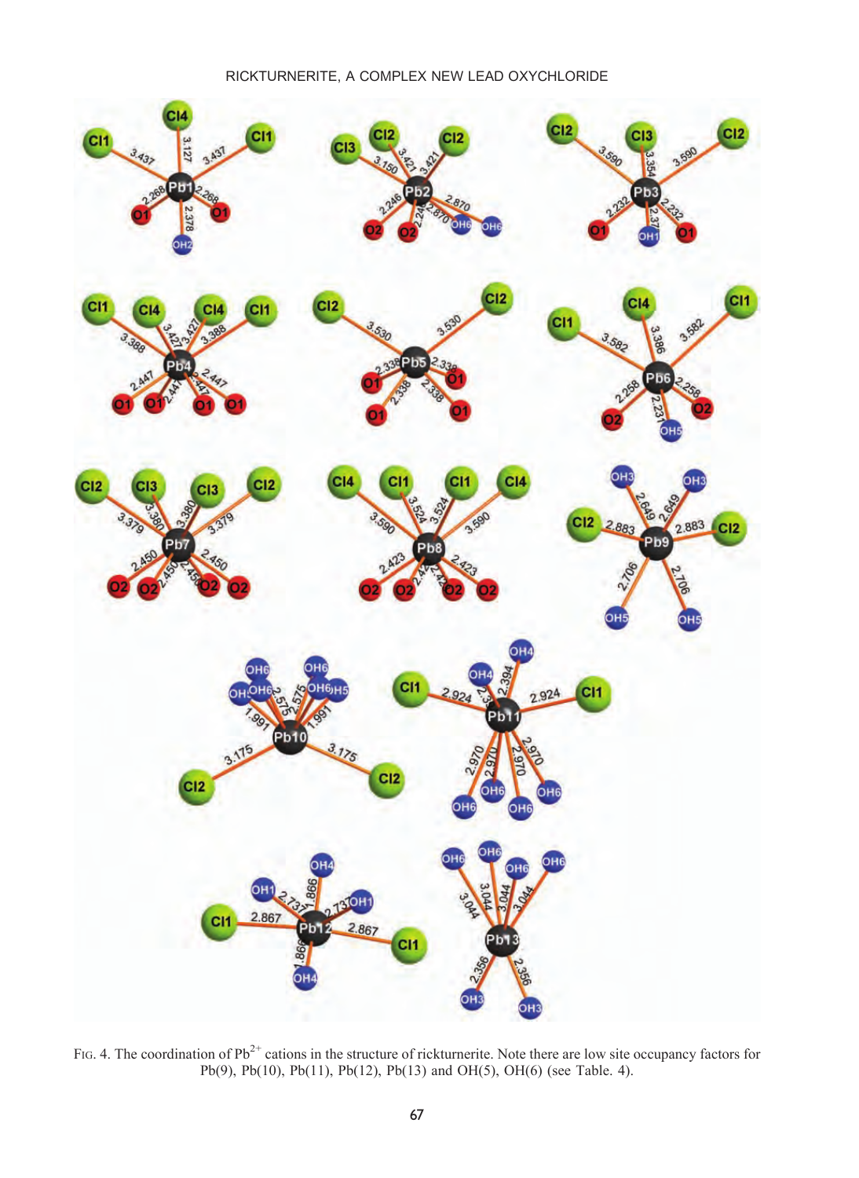FIG. 4. The coordination of $Pb^{2+}$ cations in the structure of rickturnerite. Note there are low site occupancy factors for Pb(9), Pb(10), Pb(11), Pb(12), Pb(13) and OH(5), OH(6) (see Table. 4).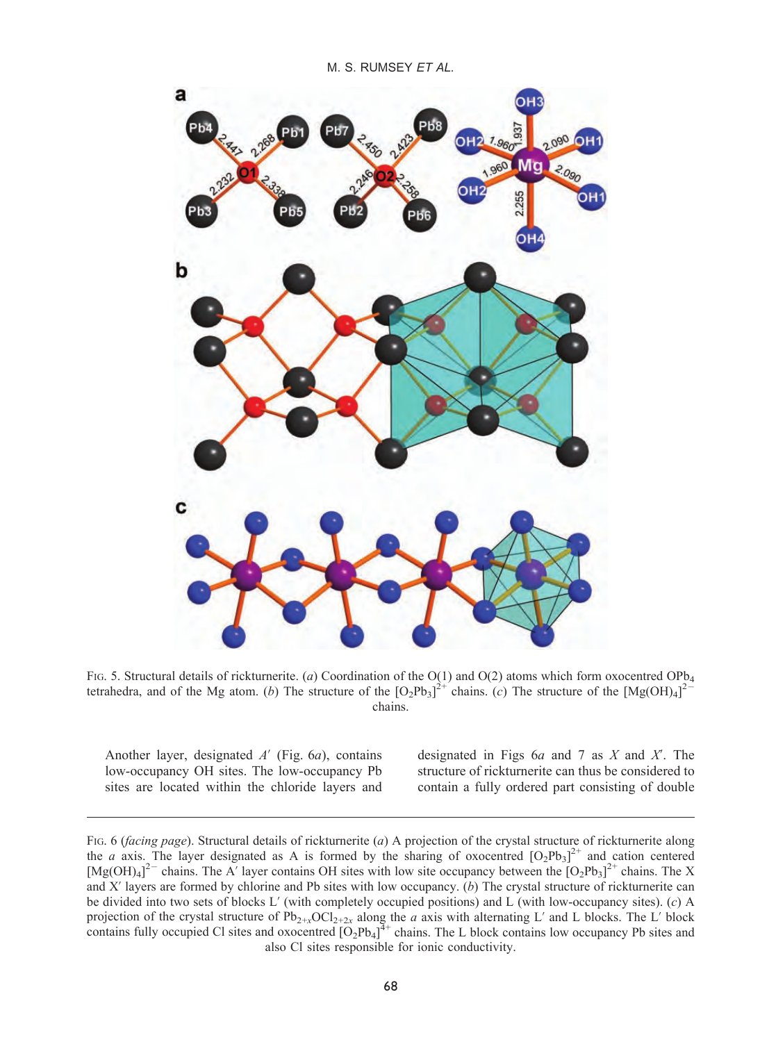FIG. 5. Structural details of rickturnerite. (*a*) Coordination of the O(1) and O(2) atoms which form oxocentred $OPb_4$ tetrahedra, and of the Mg atom. (*b*) The structure of the $[O_2Pb_3]^{2+}$ chains. (*c*) The structure of the $[Mg(OH)_4]^{2-}$ chains.

Another layer, designated *A′* (Fig. 6*a*), contains low-occupancy OH sites. The low-occupancy Pb sites are located within the chloride layers and designated in Figs 6*a* and 7 as *X* and *X′*. The structure of rickturnerite can thus be considered to contain a fully ordered part consisting of double

FIG. 6 (*facing page*). Structural details of rickturnerite (*a*) A projection of the crystal structure of rickturnerite along the *a* axis. The layer designated as A is formed by the sharing of oxocentred $[O_2Pb_3]^{2+}$ and cation centered $[Mg(OH)_4]^{2-}$ chains. The A′ layer contains OH sites with low site occupancy between the $[O_2Pb_3]^{2+}$ chains. The X and X′ layers are formed by chlorine and Pb sites with low occupancy. (*b*) The crystal structure of rickturnerite can be divided into two sets of blocks L′ (with completely occupied positions) and L (with low-occupancy sites). (*c*) A projection of the crystal structure of $Pb_{2+x}OCl_{2+2x}$ along the *a* axis with alternating L′ and L blocks. The L′ block contains fully occupied Cl sites and oxocentred $[O_2Pb_4]^{4+}$ chains. The L block contains low occupancy Pb sites and also Cl sites responsible for ionic conductivity.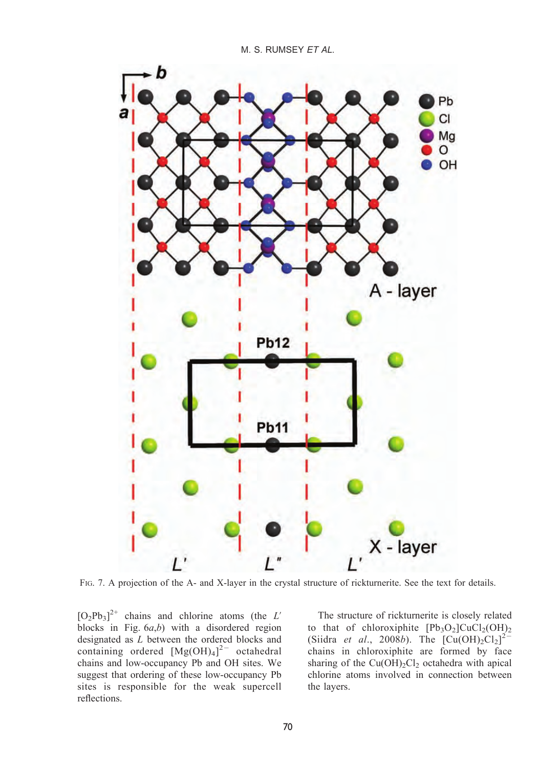FIG. 7. A projection of the A- and X-layer in the crystal structure of rickturnerite. See the text for details.

$[O_2Pb_3]^{2+}$ chains and chlorine atoms (the $L'$ blocks in Fig. 6*a*,*b*) with a disordered region designated as $L$ between the ordered blocks and containing ordered $[Mg(OH)_4]^{2-}$ octahedral chains and low-occupancy Pb and OH sites. We suggest that ordering of these low-occupancy Pb sites is responsible for the weak supercell reflections.

The structure of rickturnerite is closely related to that of chloroxiphite $[Pb_3O_2]CuCl_2(OH)_2$ (Siidra *et al.*, 2008*b*). The $[Cu(OH)_2Cl_2]^{2-}$ chains in chloroxiphite are formed by face sharing of the $Cu(OH)_2Cl_2$ octahedra with apical chlorine atoms involved in connection between the layers.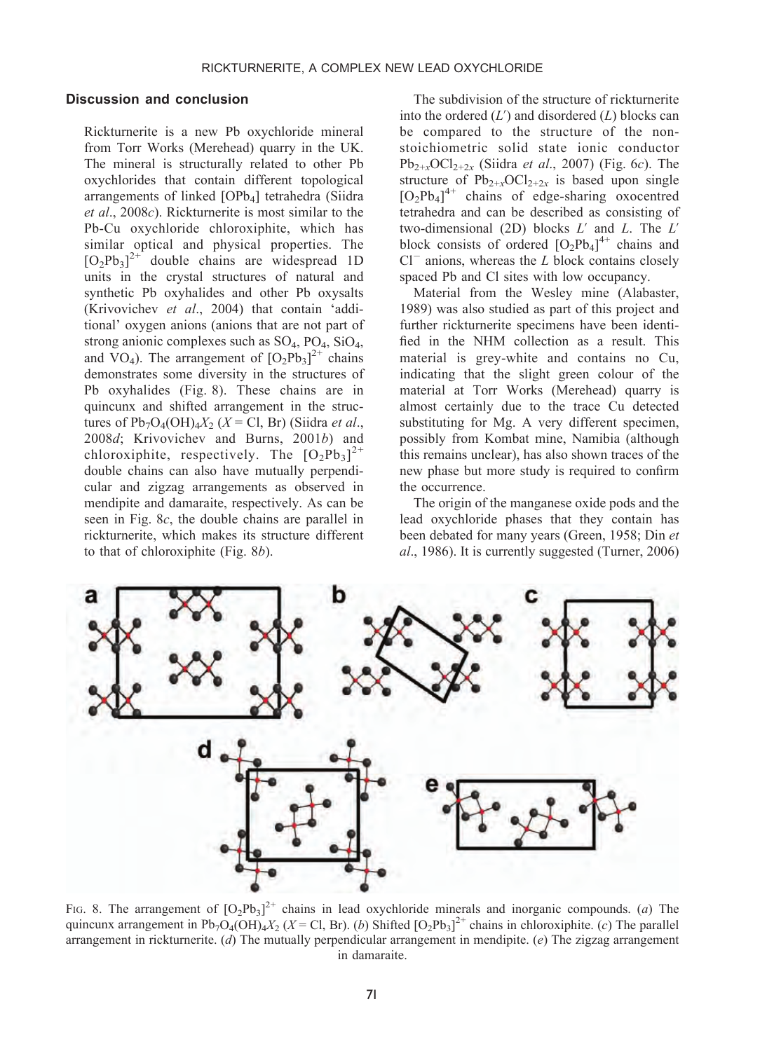## Discussion and conclusion

Rickturnerite is a new Pb oxychloride mineral from Torr Works (Merehead) quarry in the UK. The mineral is structurally related to other Pb oxychlorides that contain different topological arrangements of linked $[OPb_4]$ tetrahedra (Siidra *et al*., 2008*c*). Rickturnerite is most similar to the Pb-Cu oxychloride chloroxiphite, which has similar optical and physical properties. The $[O_2Pb_3]^{2+}$ double chains are widespread 1D units in the crystal structures of natural and synthetic Pb oxyhalides and other Pb oxysalts (Krivovichev *et al*., 2004) that contain 'additional' oxygen anions (anions that are not part of strong anionic complexes such as $SO_4$, $PO_4$, $SiO_4$, and $VO_4$). The arrangement of $[O_2Pb_3]^{2+}$ chains demonstrates some diversity in the structures of Pb oxyhalides (Fig. 8). These chains are in quincunx and shifted arrangement in the structures of $Pb_7O_4(OH)_4X_2$ ($X$ = Cl, Br) (Siidra *et al*., 2008*d*; Krivovichev and Burns, 2001*b*) and chloroxiphite, respectively. The $[O_2Pb_3]^{2+}$ double chains can also have mutually perpendicular and zigzag arrangements as observed in mendipite and damaraite, respectively. As can be seen in Fig. 8*c*, the double chains are parallel in rickturnerite, which makes its structure different to that of chloroxiphite (Fig. 8*b*).

The subdivision of the structure of rickturnerite into the ordered ($L'$) and disordered ($L$) blocks can be compared to the structure of the non-stoichiometric solid state ionic conductor $Pb_{2+x}OCl_{2+2x}$ (Siidra *et al*., 2007) (Fig. 6*c*). The structure of $Pb_{2+x}OCl_{2+2x}$ is based upon single $[O_2Pb_4]^{4+}$ chains of edge-sharing oxocentred tetrahedra and can be described as consisting of two-dimensional (2D) blocks $L'$ and $L$. The $L'$ block consists of ordered $[O_2Pb_4]^{4+}$ chains and $Cl^-$ anions, whereas the $L$ block contains closely spaced Pb and Cl sites with low occupancy.

Material from the Wesley mine (Alabaster, 1989) was also studied as part of this project and further rickturnerite specimens have been identified in the NHM collection as a result. This material is grey-white and contains no Cu, indicating that the slight green colour of the material at Torr Works (Merehead) quarry is almost certainly due to the trace Cu detected substituting for Mg. A very different specimen, possibly from Kombat mine, Namibia (although this remains unclear), has also shown traces of the new phase but more study is required to confirm the occurrence.

The origin of the manganese oxide pods and the lead oxychloride phases that they contain has been debated for many years (Green, 1958; Din *et al*., 1986). It is currently suggested (Turner, 2006)

FIG. 8. The arrangement of $[O_2Pb_3]^{2+}$ chains in lead oxychloride minerals and inorganic compounds. (*a*) The quincunx arrangement in $Pb_7O_4(OH)_4X_2$ ($X$ = Cl, Br). (*b*) Shifted $[O_2Pb_3]^{2+}$ chains in chloroxiphite. (*c*) The parallel arrangement in rickturnerite. (*d*) The mutually perpendicular arrangement in mendipite. (*e*) The zigzag arrangement in damaraite.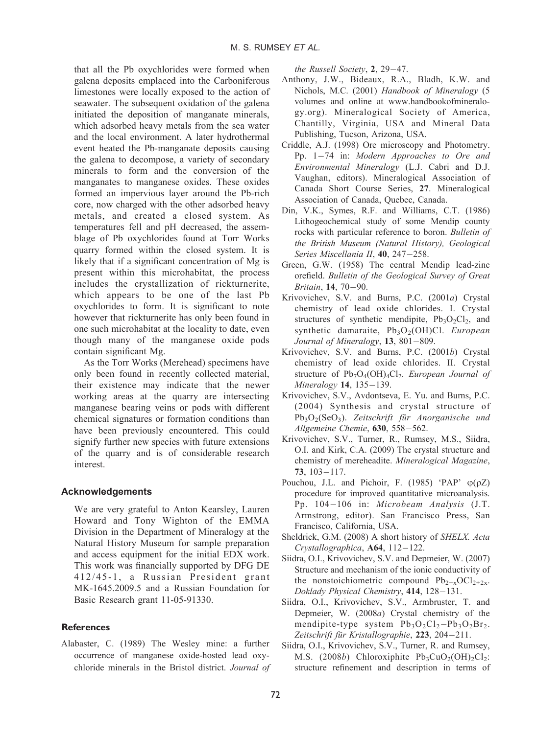that all the Pb oxychlorides were formed when galena deposits emplaced into the Carboniferous limestones were locally exposed to the action of seawater. The subsequent oxidation of the galena initiated the deposition of manganate minerals, which adsorbed heavy metals from the sea water and the local environment. A later hydrothermal event heated the Pb-manganate deposits causing the galena to decompose, a variety of secondary minerals to form and the conversion of the manganates to manganese oxides. These oxides formed an impervious layer around the Pb-rich core, now charged with the other adsorbed heavy metals, and created a closed system. As temperatures fell and pH decreased, the assemblage of Pb oxychlorides found at Torr Works quarry formed within the closed system. It is likely that if a significant concentration of Mg is present within this microhabitat, the process includes the crystallization of rickturnerite, which appears to be one of the last Pb oxychlorides to form. It is significant to note however that rickturnerite has only been found in one such microhabitat at the locality to date, even though many of the manganese oxide pods contain significant Mg.

As the Torr Works (Merehead) specimens have only been found in recently collected material, their existence may indicate that the newer working areas at the quarry are intersecting manganese bearing veins or pods with different chemical signatures or formation conditions than have been previously encountered. This could signify further new species with future extensions of the quarry and is of considerable research interest.

## Acknowledgements

We are very grateful to Anton Kearsley, Lauren Howard and Tony Wighton of the EMMA Division in the Department of Mineralogy at the Natural History Museum for sample preparation and access equipment for the initial EDX work. This work was financially supported by DFG DE 412/45-1, a Russian President grant MK-1645.2009.5 and a Russian Foundation for Basic Research grant 11-05-91330.

## References

Alabaster, C. (1989) The Wesley mine: a further occurrence of manganese oxide-hosted lead oxychloride minerals in the Bristol district. *Journal of the Russell Society*, **2**, 29–47.

Anthony, J.W., Bideaux, R.A., Bladh, K.W. and Nichols, M.C. (2001) *Handbook of Mineralogy* (5 volumes and online at www.handbookofmineralogy.org). Mineralogical Society of America, Chantilly, Virginia, USA and Mineral Data Publishing, Tucson, Arizona, USA.

Criddle, A.J. (1998) Ore microscopy and Photometry. Pp. 1–74 in: *Modern Approaches to Ore and Environmental Mineralogy* (L.J. Cabri and D.J. Vaughan, editors). Mineralogical Association of Canada Short Course Series, **27**. Mineralogical Association of Canada, Quebec, Canada.

Din, V.K., Symes, R.F. and Williams, C.T. (1986) Lithogeochemical study of some Mendip county rocks with particular reference to boron. *Bulletin of the British Museum (Natural History), Geological Series Miscellania II*, **40**, 247–258.

Green, G.W. (1958) The central Mendip lead-zinc orefield. *Bulletin of the Geological Survey of Great Britain*, **14**, 70–90.

Krivovichev, S.V. and Burns, P.C. (2001*a*) Crystal chemistry of lead oxide chlorides. I. Crystal structures of synthetic mendipite, $Pb_3O_2Cl_2$, and synthetic damaraite, $Pb_3O_2(OH)Cl$. *European Journal of Mineralogy*, **13**, 801–809.

Krivovichev, S.V. and Burns, P.C. (2001*b*) Crystal chemistry of lead oxide chlorides. II. Crystal structure of $Pb_7O_4(OH)_4Cl_2$. *European Journal of Mineralogy* **14**, 135–139.

Krivovichev, S.V., Avdontseva, E. Yu. and Burns, P.C. (2004) Synthesis and crystal structure of $Pb_3O_2(SeO_3)$. *Zeitschrift für Anorganische und Allgemeine Chemie*, **630**, 558–562.

Krivovichev, S.V., Turner, R., Rumsey, M.S., Siidra, O.I. and Kirk, C.A. (2009) The crystal structure and chemistry of mereheadite. *Mineralogical Magazine*, **73**, 103–117.

Pouchou, J.L. and Pichoir, F. (1985) 'PAP' $\varphi(\rho Z)$ procedure for improved quantitative microanalysis. Pp. 104–106 in: *Microbeam Analysis* (J.T. Armstrong, editor). San Francisco Press, San Francisco, California, USA.

Sheldrick, G.M. (2008) A short history of *SHELX*. *Acta Crystallographica*, **A64**, 112–122.

Siidra, O.I., Krivovichev, S.V. and Depmeier, W. (2007) Structure and mechanism of the ionic conductivity of the nonstoichiometric compound $Pb_{2+x}OCl_{2+2x}$. *Doklady Physical Chemistry*, **414**, 128–131.

Siidra, O.I., Krivovichev, S.V., Armbruster, T. and Depmeier, W. (2008*a*) Crystal chemistry of the mendipite-type system $Pb_3O_2Cl_2$–$Pb_3O_2Br_2$. *Zeitschrift für Kristallographie*, **223**, 204–211.

Siidra, O.I., Krivovichev, S.V., Turner, R. and Rumsey, M.S. (2008*b*) Chloroxiphite $Pb_3CuO_2(OH)_2Cl_2$: structure refinement and description in terms of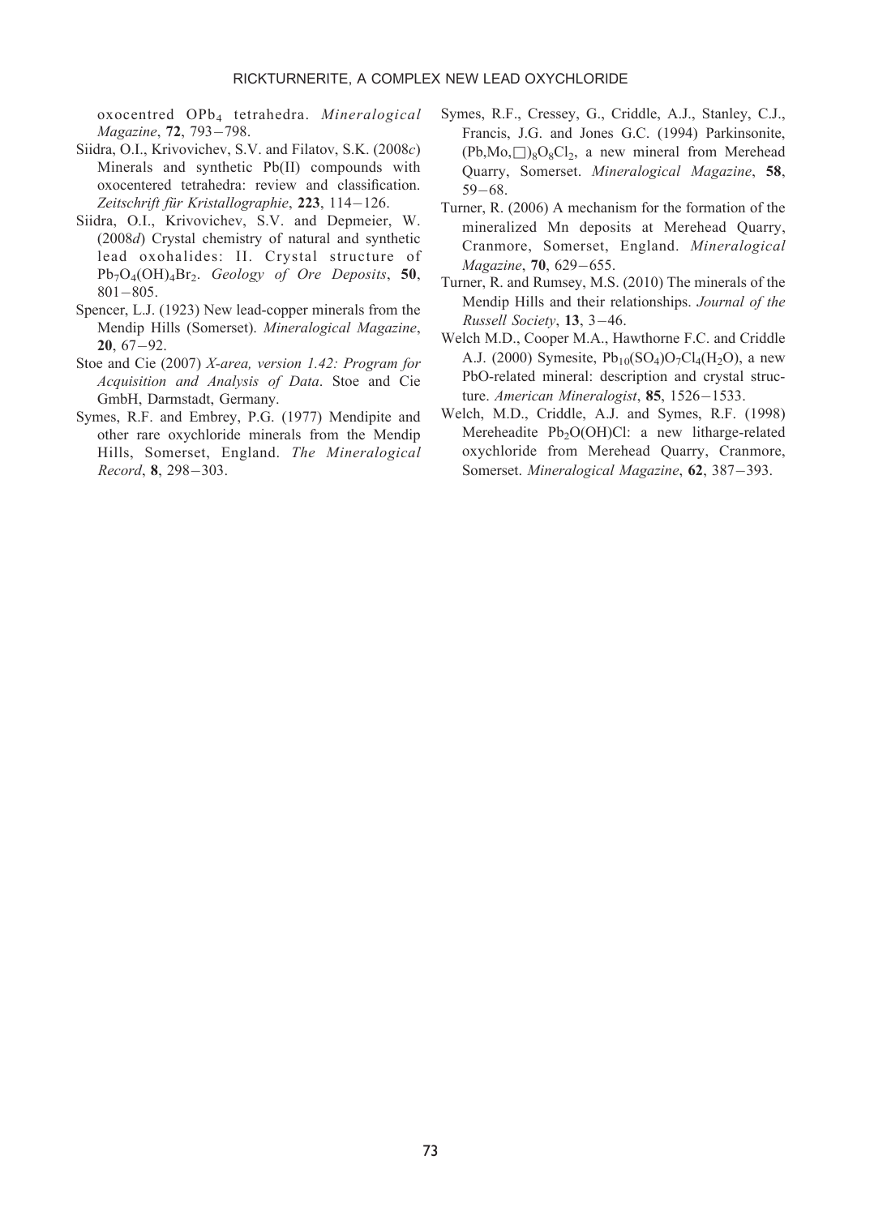oxocentred $OPb_4$ tetrahedra. *Mineralogical Magazine*, **72**, 793−798.

Siidra, O.I., Krivovichev, S.V. and Filatov, S.K. (2008*c*) Minerals and synthetic Pb(II) compounds with oxocentered tetrahedra: review and classification. *Zeitschrift für Kristallographie*, **223**, 114−126.

Siidra, O.I., Krivovichev, S.V. and Depmeier, W. (2008*d*) Crystal chemistry of natural and synthetic lead oxohalides: II. Crystal structure of $Pb_7O_4(OH)_4Br_2$. *Geology of Ore Deposits*, **50**, 801−805.

Spencer, L.J. (1923) New lead-copper minerals from the Mendip Hills (Somerset). *Mineralogical Magazine*, **20**, 67−92.

Stoe and Cie (2007) *X-area, version 1.42: Program for Acquisition and Analysis of Data*. Stoe and Cie GmbH, Darmstadt, Germany.

Symes, R.F. and Embrey, P.G. (1977) Mendipite and other rare oxychloride minerals from the Mendip Hills, Somerset, England. *The Mineralogical Record*, **8**, 298−303.

Symes, R.F., Cressey, G., Criddle, A.J., Stanley, C.J., Francis, J.G. and Jones G.C. (1994) Parkinsonite, $(Pb,Mo,\square)_8O_8Cl_2$, a new mineral from Merehead Quarry, Somerset. *Mineralogical Magazine*, **58**, 59−68.

Turner, R. (2006) A mechanism for the formation of the mineralized Mn deposits at Merehead Quarry, Cranmore, Somerset, England. *Mineralogical Magazine*, **70**, 629−655.

Turner, R. and Rumsey, M.S. (2010) The minerals of the Mendip Hills and their relationships. *Journal of the Russell Society*, **13**, 3−46.

Welch M.D., Cooper M.A., Hawthorne F.C. and Criddle A.J. (2000) Symesite, $Pb_{10}(SO_4)O_7Cl_4(H_2O)$, a new PbO-related mineral: description and crystal structure. *American Mineralogist*, **85**, 1526−1533.

Welch, M.D., Criddle, A.J. and Symes, R.F. (1998) Mereheadite $Pb_2O(OH)Cl$: a new litharge-related oxychloride from Merehead Quarry, Cranmore, Somerset. *Mineralogical Magazine*, **62**, 387−393.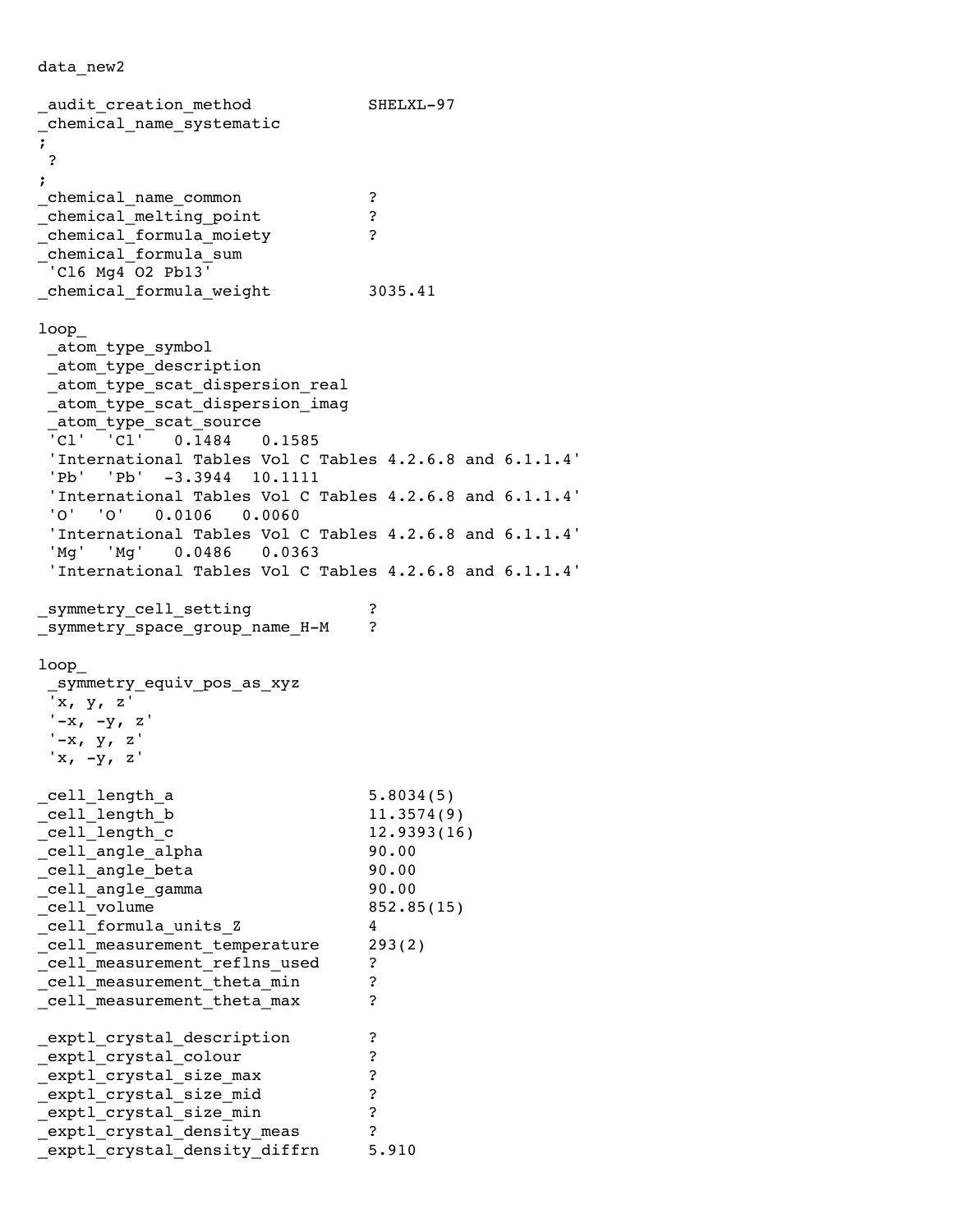```
data_new2

_audit_creation_method            SHELXL-97
_chemical_name_systematic
;
 ?
;
_chemical_name_common             ?
_chemical_melting_point           ?
_chemical_formula_moiety          ?
_chemical_formula_sum
 'Cl6 Mg4 O2 Pb13'
_chemical_formula_weight          3035.41

loop_
 _atom_type_symbol
 _atom_type_description
 _atom_type_scat_dispersion_real
 _atom_type_scat_dispersion_imag
 _atom_type_scat_source
 'Cl'  'Cl'   0.1484   0.1585
 'International Tables Vol C Tables 4.2.6.8 and 6.1.1.4'
 'Pb'  'Pb'  -3.3944  10.1111
 'International Tables Vol C Tables 4.2.6.8 and 6.1.1.4'
 'O'  'O'   0.0106   0.0060
 'International Tables Vol C Tables 4.2.6.8 and 6.1.1.4'
 'Mg'  'Mg'   0.0486   0.0363
 'International Tables Vol C Tables 4.2.6.8 and 6.1.1.4'

_symmetry_cell_setting            ?
_symmetry_space_group_name_H-M    ?

loop_
 _symmetry_equiv_pos_as_xyz
 'x, y, z'
 '-x, -y, z'
 '-x, y, z'
 'x, -y, z'

_cell_length_a                    5.8034(5)
_cell_length_b                    11.3574(9)
_cell_length_c                    12.9393(16)
_cell_angle_alpha                 90.00
_cell_angle_beta                  90.00
_cell_angle_gamma                 90.00
_cell_volume                      852.85(15)
_cell_formula_units_Z             4
_cell_measurement_temperature     293(2)
_cell_measurement_reflns_used     ?
_cell_measurement_theta_min       ?
_cell_measurement_theta_max       ?

_exptl_crystal_description        ?
_exptl_crystal_colour             ?
_exptl_crystal_size_max           ?
_exptl_crystal_size_mid           ?
_exptl_crystal_size_min           ?
_exptl_crystal_density_meas       ?
_exptl_crystal_density_diffrn     5.910
```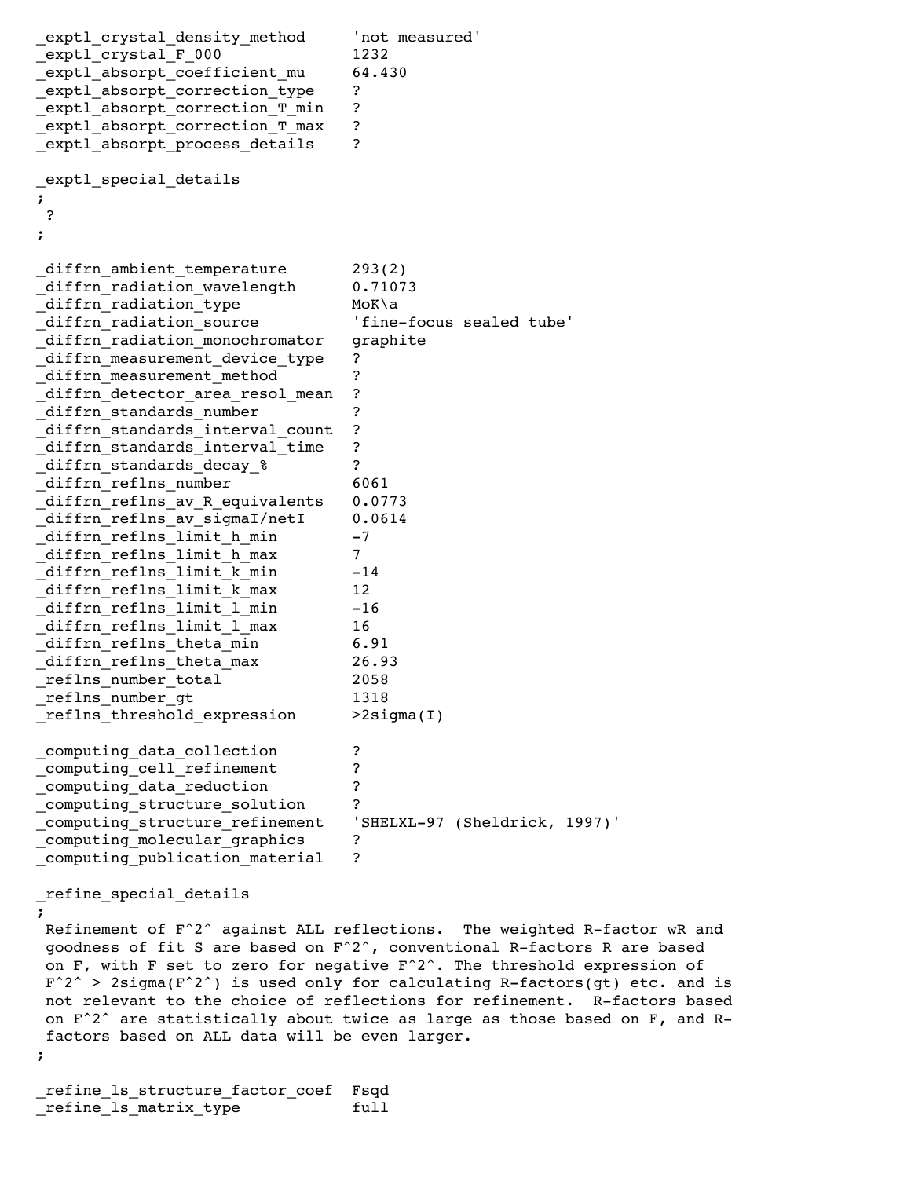```
_exptl_crystal_density_method     'not measured'
_exptl_crystal_F_000              1232
_exptl_absorpt_coefficient_mu     64.430
_exptl_absorpt_correction_type    ?
_exptl_absorpt_correction_T_min   ?
_exptl_absorpt_correction_T_max   ?
_exptl_absorpt_process_details    ?

_exptl_special_details
;
 ?
;

_diffrn_ambient_temperature       293(2)
_diffrn_radiation_wavelength      0.71073
_diffrn_radiation_type            MoK\a
_diffrn_radiation_source          'fine-focus sealed tube'
_diffrn_radiation_monochromator   graphite
_diffrn_measurement_device_type   ?
_diffrn_measurement_method        ?
_diffrn_detector_area_resol_mean  ?
_diffrn_standards_number          ?
_diffrn_standards_interval_count  ?
_diffrn_standards_interval_time   ?
_diffrn_standards_decay_%         ?
_diffrn_reflns_number             6061
_diffrn_reflns_av_R_equivalents   0.0773
_diffrn_reflns_av_sigmaI/netI     0.0614
_diffrn_reflns_limit_h_min        -7
_diffrn_reflns_limit_h_max        7
_diffrn_reflns_limit_k_min        -14
_diffrn_reflns_limit_k_max        12
_diffrn_reflns_limit_l_min        -16
_diffrn_reflns_limit_l_max        16
_diffrn_reflns_theta_min          6.91
_diffrn_reflns_theta_max          26.93
_reflns_number_total              2058
_reflns_number_gt                 1318
_reflns_threshold_expression      >2sigma(I)

_computing_data_collection        ?
_computing_cell_refinement        ?
_computing_data_reduction         ?
_computing_structure_solution     ?
_computing_structure_refinement   'SHELXL-97 (Sheldrick, 1997)'
_computing_molecular_graphics     ?
_computing_publication_material   ?

_refine_special_details
;
 Refinement of F^2^ against ALL reflections.  The weighted R-factor wR and
 goodness of fit S are based on F^2^, conventional R-factors R are based
 on F, with F set to zero for negative F^2^. The threshold expression of
 F^2^ > 2sigma(F^2^) is used only for calculating R-factors(gt) etc. and is
 not relevant to the choice of reflections for refinement.  R-factors based
 on F^2^ are statistically about twice as large as those based on F, and R-
 factors based on ALL data will be even larger.
;

_refine_ls_structure_factor_coef  Fsqd
_refine_ls_matrix_type            full
```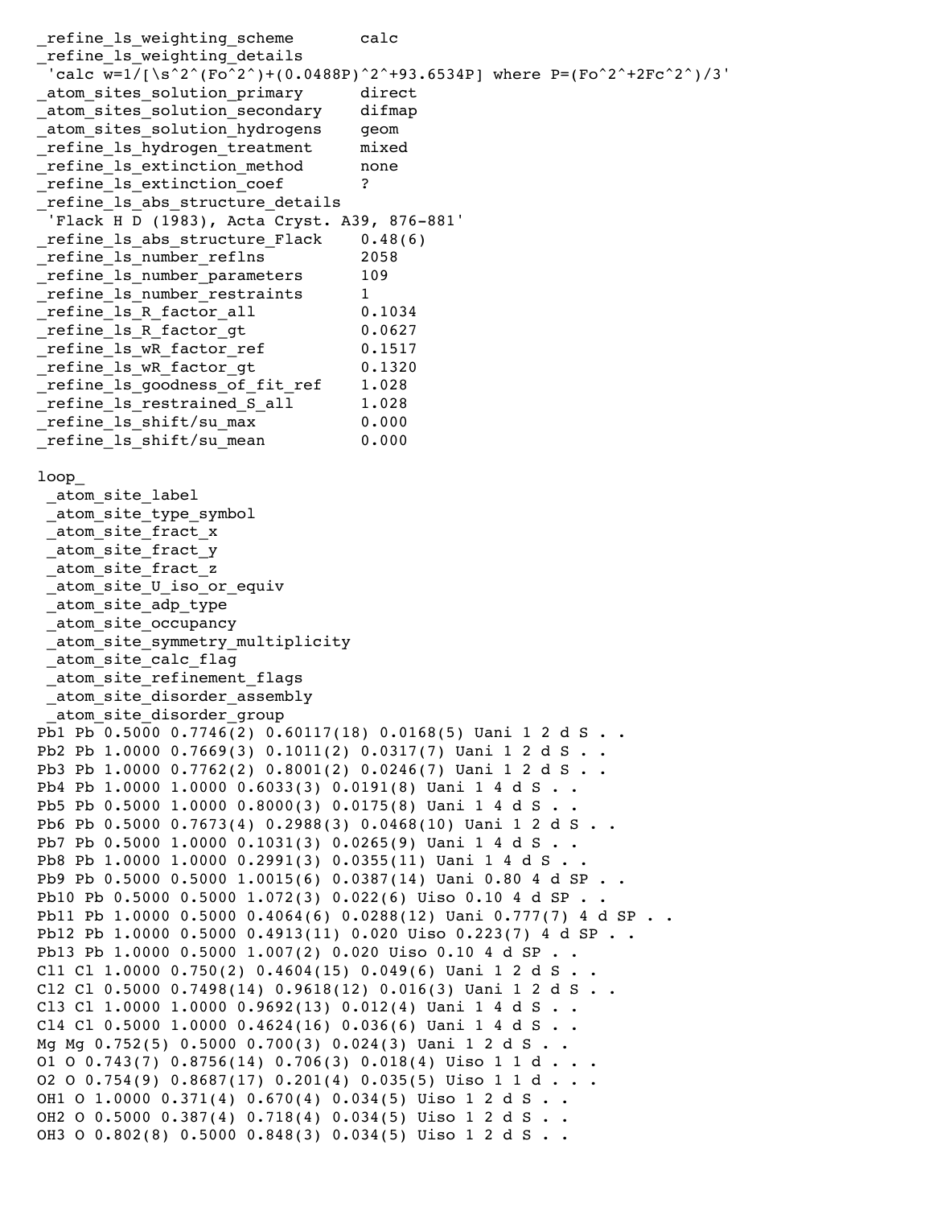```
_refine_ls_weighting_scheme       calc
_refine_ls_weighting_details
 'calc w=1/[\s^2^(Fo^2^)+(0.0488P)^2^+93.6534P] where P=(Fo^2^+2Fc^2^)/3'
_atom_sites_solution_primary      direct
_atom_sites_solution_secondary    difmap
_atom_sites_solution_hydrogens    geom
_refine_ls_hydrogen_treatment     mixed
_refine_ls_extinction_method      none
_refine_ls_extinction_coef        ?
_refine_ls_abs_structure_details
 'Flack H D (1983), Acta Cryst. A39, 876-881'
_refine_ls_abs_structure_Flack    0.48(6)
_refine_ls_number_reflns          2058
_refine_ls_number_parameters      109
_refine_ls_number_restraints      1
_refine_ls_R_factor_all           0.1034
_refine_ls_R_factor_gt            0.0627
_refine_ls_wR_factor_ref          0.1517
_refine_ls_wR_factor_gt           0.1320
_refine_ls_goodness_of_fit_ref    1.028
_refine_ls_restrained_S_all       1.028
_refine_ls_shift/su_max           0.000
_refine_ls_shift/su_mean          0.000

loop_
 _atom_site_label
 _atom_site_type_symbol
 _atom_site_fract_x
 _atom_site_fract_y
 _atom_site_fract_z
 _atom_site_U_iso_or_equiv
 _atom_site_adp_type
 _atom_site_occupancy
 _atom_site_symmetry_multiplicity
 _atom_site_calc_flag
 _atom_site_refinement_flags
 _atom_site_disorder_assembly
 _atom_site_disorder_group
Pb1 Pb 0.5000 0.7746(2) 0.60117(18) 0.0168(5) Uani 1 2 d S . .
Pb2 Pb 1.0000 0.7669(3) 0.1011(2) 0.0317(7) Uani 1 2 d S . .
Pb3 Pb 1.0000 0.7762(2) 0.8001(2) 0.0246(7) Uani 1 2 d S . .
Pb4 Pb 1.0000 1.0000 0.6033(3) 0.0191(8) Uani 1 4 d S . .
Pb5 Pb 0.5000 1.0000 0.8000(3) 0.0175(8) Uani 1 4 d S . .
Pb6 Pb 0.5000 0.7673(4) 0.2988(3) 0.0468(10) Uani 1 2 d S . .
Pb7 Pb 0.5000 1.0000 0.1031(3) 0.0265(9) Uani 1 4 d S . .
Pb8 Pb 1.0000 1.0000 0.2991(3) 0.0355(11) Uani 1 4 d S . .
Pb9 Pb 0.5000 0.5000 1.0015(6) 0.0387(14) Uani 0.80 4 d SP . .
Pb10 Pb 0.5000 0.5000 1.072(3) 0.022(6) Uiso 0.10 4 d SP . .
Pb11 Pb 1.0000 0.5000 0.4064(6) 0.0288(12) Uani 0.777(7) 4 d SP . .
Pb12 Pb 1.0000 0.5000 0.4913(11) 0.020 Uiso 0.223(7) 4 d SP . .
Pb13 Pb 1.0000 0.5000 1.007(2) 0.020 Uiso 0.10 4 d SP . .
Cl1 Cl 1.0000 0.750(2) 0.4604(15) 0.049(6) Uani 1 2 d S . .
Cl2 Cl 0.5000 0.7498(14) 0.9618(12) 0.016(3) Uani 1 2 d S . .
Cl3 Cl 1.0000 1.0000 0.9692(13) 0.012(4) Uani 1 4 d S . .
Cl4 Cl 0.5000 1.0000 0.4624(16) 0.036(6) Uani 1 4 d S . .
Mg Mg 0.752(5) 0.5000 0.700(3) 0.024(3) Uani 1 2 d S . .
O1 O 0.743(7) 0.8756(14) 0.706(3) 0.018(4) Uiso 1 1 d . . .
O2 O 0.754(9) 0.8687(17) 0.201(4) 0.035(5) Uiso 1 1 d . . .
OH1 O 1.0000 0.371(4) 0.670(4) 0.034(5) Uiso 1 2 d S . .
OH2 O 0.5000 0.387(4) 0.718(4) 0.034(5) Uiso 1 2 d S . .
OH3 O 0.802(8) 0.5000 0.848(3) 0.034(5) Uiso 1 2 d S . .
```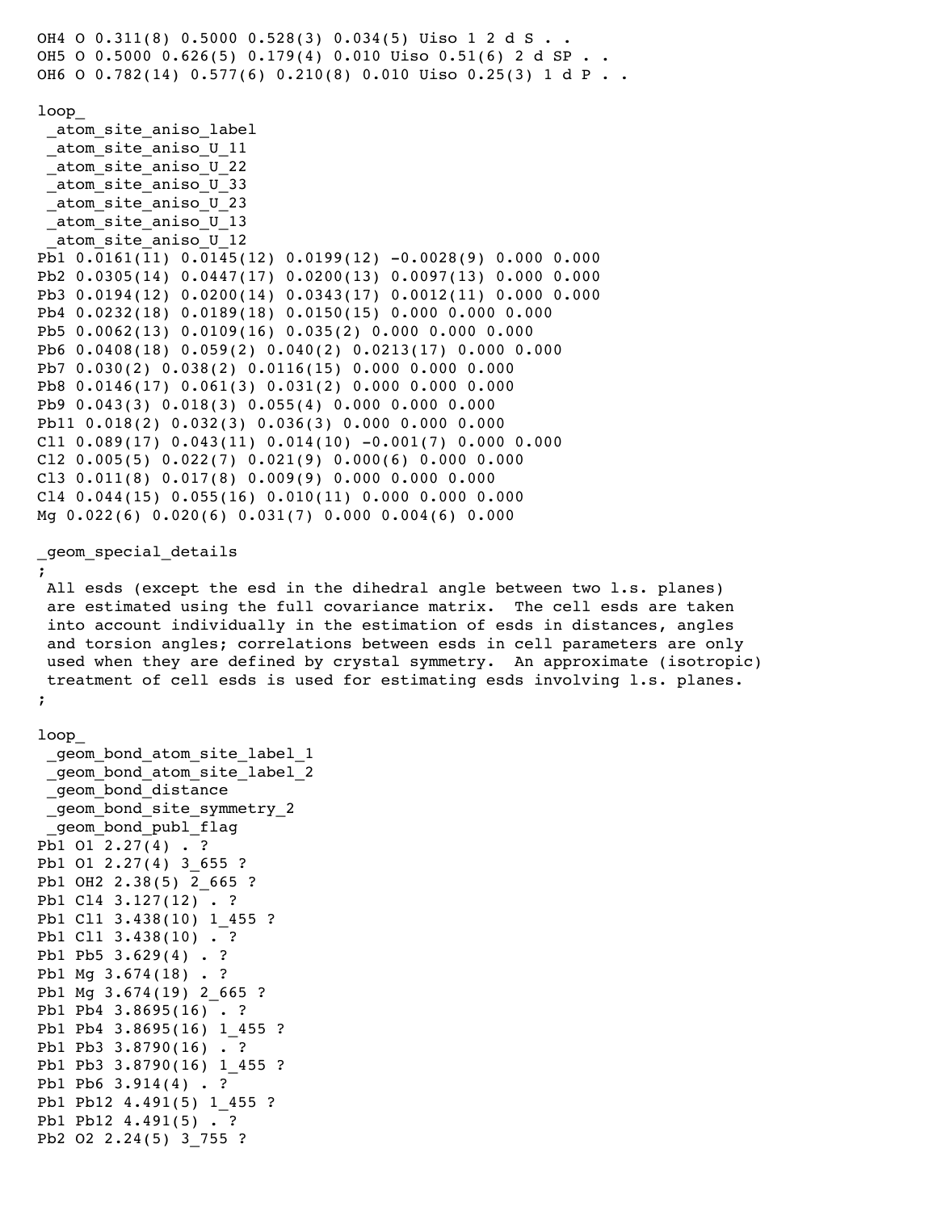```
OH4 O 0.311(8) 0.5000 0.528(3) 0.034(5) Uiso 1 2 d S . .
OH5 O 0.5000 0.626(5) 0.179(4) 0.010 Uiso 0.51(6) 2 d SP . .
OH6 O 0.782(14) 0.577(6) 0.210(8) 0.010 Uiso 0.25(3) 1 d P . .

loop_
 _atom_site_aniso_label
 _atom_site_aniso_U_11
 _atom_site_aniso_U_22
 _atom_site_aniso_U_33
 _atom_site_aniso_U_23
 _atom_site_aniso_U_13
 _atom_site_aniso_U_12
Pb1 0.0161(11) 0.0145(12) 0.0199(12) -0.0028(9) 0.000 0.000
Pb2 0.0305(14) 0.0447(17) 0.0200(13) 0.0097(13) 0.000 0.000
Pb3 0.0194(12) 0.0200(14) 0.0343(17) 0.0012(11) 0.000 0.000
Pb4 0.0232(18) 0.0189(18) 0.0150(15) 0.000 0.000 0.000
Pb5 0.0062(13) 0.0109(16) 0.035(2) 0.000 0.000 0.000
Pb6 0.0408(18) 0.059(2) 0.040(2) 0.0213(17) 0.000 0.000
Pb7 0.030(2) 0.038(2) 0.0116(15) 0.000 0.000 0.000
Pb8 0.0146(17) 0.061(3) 0.031(2) 0.000 0.000 0.000
Pb9 0.043(3) 0.018(3) 0.055(4) 0.000 0.000 0.000
Pb11 0.018(2) 0.032(3) 0.036(3) 0.000 0.000 0.000
Cl1 0.089(17) 0.043(11) 0.014(10) -0.001(7) 0.000 0.000
Cl2 0.005(5) 0.022(7) 0.021(9) 0.000(6) 0.000 0.000
Cl3 0.011(8) 0.017(8) 0.009(9) 0.000 0.000 0.000
Cl4 0.044(15) 0.055(16) 0.010(11) 0.000 0.000 0.000
Mg 0.022(6) 0.020(6) 0.031(7) 0.000 0.004(6) 0.000

_geom_special_details
;
 All esds (except the esd in the dihedral angle between two l.s. planes)
 are estimated using the full covariance matrix.  The cell esds are taken
 into account individually in the estimation of esds in distances, angles
 and torsion angles; correlations between esds in cell parameters are only
 used when they are defined by crystal symmetry.  An approximate (isotropic)
 treatment of cell esds is used for estimating esds involving l.s. planes.
;

loop_
 _geom_bond_atom_site_label_1
 _geom_bond_atom_site_label_2
 _geom_bond_distance
 _geom_bond_site_symmetry_2
 _geom_bond_publ_flag
Pb1 O1 2.27(4) . ?
Pb1 O1 2.27(4) 3_655 ?
Pb1 OH2 2.38(5) 2_665 ?
Pb1 Cl4 3.127(12) . ?
Pb1 Cl1 3.438(10) 1_455 ?
Pb1 Cl1 3.438(10) . ?
Pb1 Pb5 3.629(4) . ?
Pb1 Mg 3.674(18) . ?
Pb1 Mg 3.674(19) 2_665 ?
Pb1 Pb4 3.8695(16) . ?
Pb1 Pb4 3.8695(16) 1_455 ?
Pb1 Pb3 3.8790(16) . ?
Pb1 Pb3 3.8790(16) 1_455 ?
Pb1 Pb6 3.914(4) . ?
Pb1 Pb12 4.491(5) 1_455 ?
Pb1 Pb12 4.491(5) . ?
Pb2 O2 2.24(5) 3_755 ?
```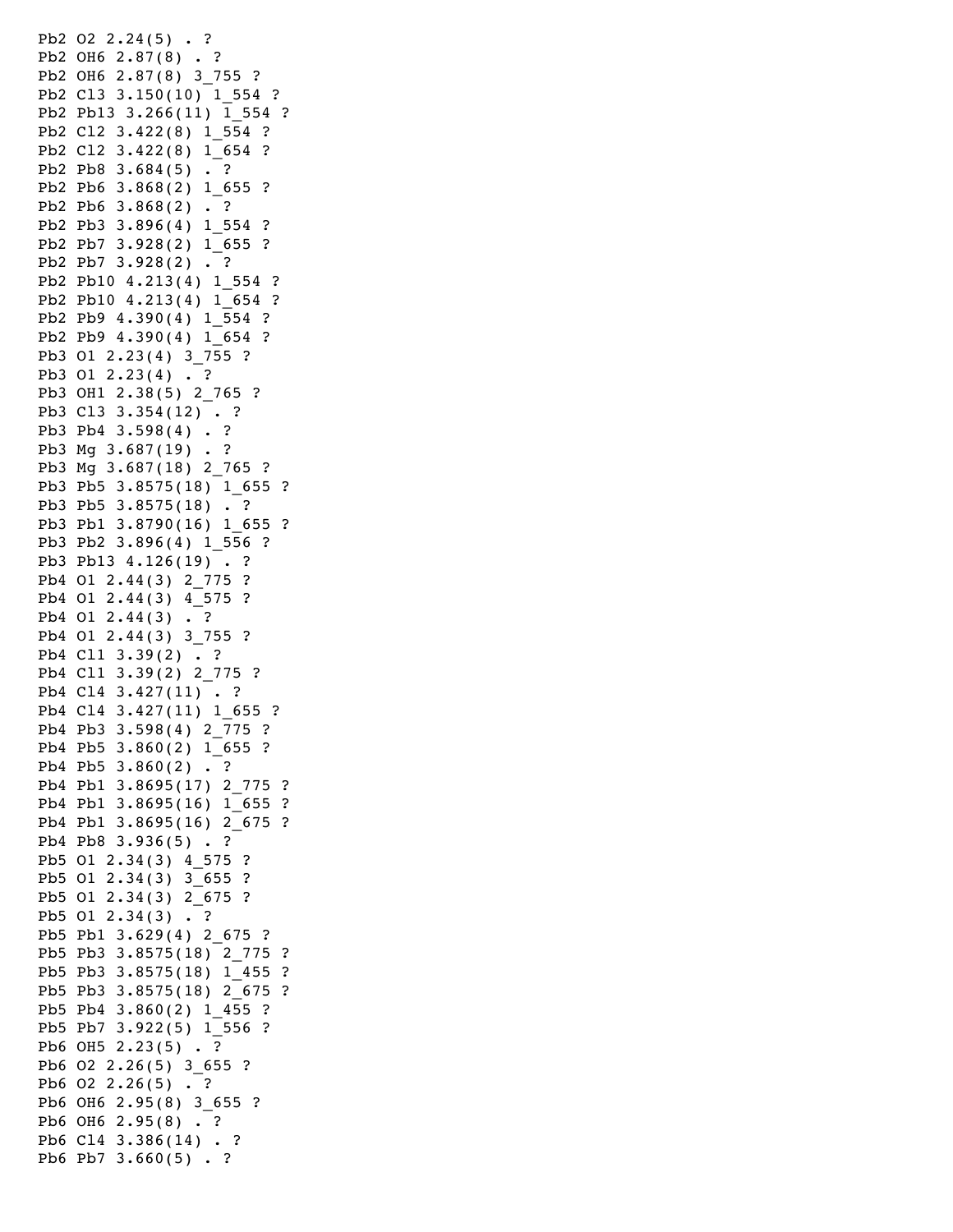```
Pb2 O2 2.24(5) . ?
Pb2 OH6 2.87(8) . ?
Pb2 OH6 2.87(8) 3_755 ?
Pb2 Cl3 3.150(10) 1_554 ?
Pb2 Pb13 3.266(11) 1_554 ?
Pb2 Cl2 3.422(8) 1_554 ?
Pb2 Cl2 3.422(8) 1_654 ?
Pb2 Pb8 3.684(5) . ?
Pb2 Pb6 3.868(2) 1_655 ?
Pb2 Pb6 3.868(2) . ?
Pb2 Pb3 3.896(4) 1_554 ?
Pb2 Pb7 3.928(2) 1_655 ?
Pb2 Pb7 3.928(2) . ?
Pb2 Pb10 4.213(4) 1_554 ?
Pb2 Pb10 4.213(4) 1_654 ?
Pb2 Pb9 4.390(4) 1_554 ?
Pb2 Pb9 4.390(4) 1_654 ?
Pb3 O1 2.23(4) 3_755 ?
Pb3 O1 2.23(4) . ?
Pb3 OH1 2.38(5) 2_765 ?
Pb3 Cl3 3.354(12) . ?
Pb3 Pb4 3.598(4) . ?
Pb3 Mg 3.687(19) . ?
Pb3 Mg 3.687(18) 2_765 ?
Pb3 Pb5 3.8575(18) 1_655 ?
Pb3 Pb5 3.8575(18) . ?
Pb3 Pb1 3.8790(16) 1_655 ?
Pb3 Pb2 3.896(4) 1_556 ?
Pb3 Pb13 4.126(19) . ?
Pb4 O1 2.44(3) 2_775 ?
Pb4 O1 2.44(3) 4_575 ?
Pb4 O1 2.44(3) . ?
Pb4 O1 2.44(3) 3_755 ?
Pb4 Cl1 3.39(2) . ?
Pb4 Cl1 3.39(2) 2_775 ?
Pb4 Cl4 3.427(11) . ?
Pb4 Cl4 3.427(11) 1_655 ?
Pb4 Pb3 3.598(4) 2_775 ?
Pb4 Pb5 3.860(2) 1_655 ?
Pb4 Pb5 3.860(2) . ?
Pb4 Pb1 3.8695(17) 2_775 ?
Pb4 Pb1 3.8695(16) 1_655 ?
Pb4 Pb1 3.8695(16) 2_675 ?
Pb4 Pb8 3.936(5) . ?
Pb5 O1 2.34(3) 4_575 ?
Pb5 O1 2.34(3) 3_655 ?
Pb5 O1 2.34(3) 2_675 ?
Pb5 O1 2.34(3) . ?
Pb5 Pb1 3.629(4) 2_675 ?
Pb5 Pb3 3.8575(18) 2_775 ?
Pb5 Pb3 3.8575(18) 1_455 ?
Pb5 Pb3 3.8575(18) 2_675 ?
Pb5 Pb4 3.860(2) 1_455 ?
Pb5 Pb7 3.922(5) 1_556 ?
Pb6 OH5 2.23(5) . ?
Pb6 O2 2.26(5) 3_655 ?
Pb6 O2 2.26(5) . ?
Pb6 OH6 2.95(8) 3_655 ?
Pb6 OH6 2.95(8) . ?
Pb6 Cl4 3.386(14) . ?
Pb6 Pb7 3.660(5) . ?
```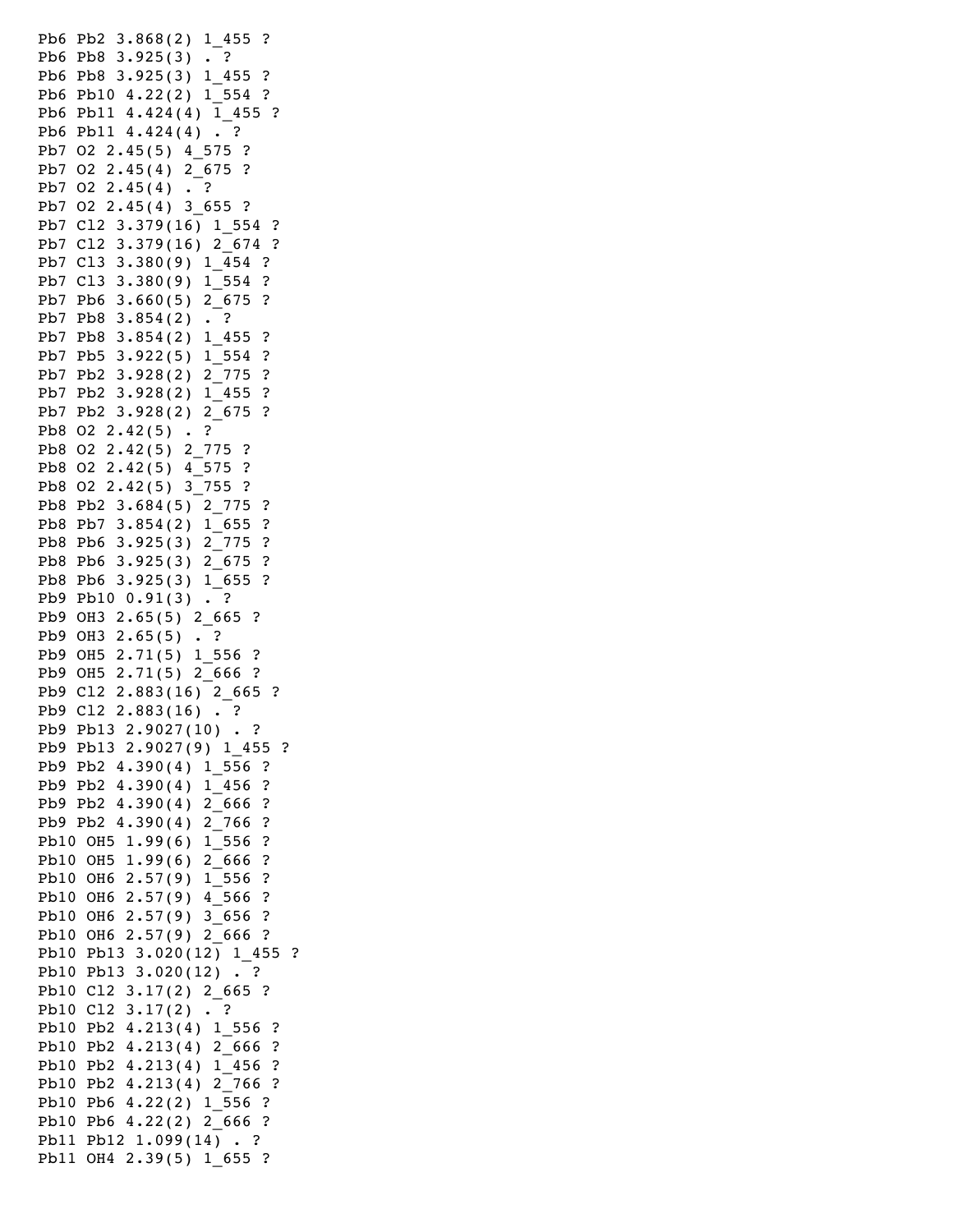```
Pb6 Pb2 3.868(2) 1_455 ?
Pb6 Pb8 3.925(3) . ?
Pb6 Pb8 3.925(3) 1_455 ?
Pb6 Pb10 4.22(2) 1_554 ?
Pb6 Pb11 4.424(4) 1_455 ?
Pb6 Pb11 4.424(4) . ?
Pb7 O2 2.45(5) 4_575 ?
Pb7 O2 2.45(4) 2_675 ?
Pb7 O2 2.45(4) . ?
Pb7 O2 2.45(4) 3_655 ?
Pb7 Cl2 3.379(16) 1_554 ?
Pb7 Cl2 3.379(16) 2_674 ?
Pb7 Cl3 3.380(9) 1_454 ?
Pb7 Cl3 3.380(9) 1_554 ?
Pb7 Pb6 3.660(5) 2_675 ?
Pb7 Pb8 3.854(2) . ?
Pb7 Pb8 3.854(2) 1_455 ?
Pb7 Pb5 3.922(5) 1_554 ?
Pb7 Pb2 3.928(2) 2_775 ?
Pb7 Pb2 3.928(2) 1_455 ?
Pb7 Pb2 3.928(2) 2_675 ?
Pb8 O2 2.42(5) . ?
Pb8 O2 2.42(5) 2_775 ?
Pb8 O2 2.42(5) 4_575 ?
Pb8 O2 2.42(5) 3_755 ?
Pb8 Pb2 3.684(5) 2_775 ?
Pb8 Pb7 3.854(2) 1_655 ?
Pb8 Pb6 3.925(3) 2_775 ?
Pb8 Pb6 3.925(3) 2_675 ?
Pb8 Pb6 3.925(3) 1_655 ?
Pb9 Pb10 0.91(3) . ?
Pb9 OH3 2.65(5) 2_665 ?
Pb9 OH3 2.65(5) . ?
Pb9 OH5 2.71(5) 1_556 ?
Pb9 OH5 2.71(5) 2_666 ?
Pb9 Cl2 2.883(16) 2_665 ?
Pb9 Cl2 2.883(16) . ?
Pb9 Pb13 2.9027(10) . ?
Pb9 Pb13 2.9027(9) 1_455 ?
Pb9 Pb2 4.390(4) 1_556 ?
Pb9 Pb2 4.390(4) 1_456 ?
Pb9 Pb2 4.390(4) 2_666 ?
Pb9 Pb2 4.390(4) 2_766 ?
Pb10 OH5 1.99(6) 1_556 ?
Pb10 OH5 1.99(6) 2_666 ?
Pb10 OH6 2.57(9) 1_556 ?
Pb10 OH6 2.57(9) 4_566 ?
Pb10 OH6 2.57(9) 3_656 ?
Pb10 OH6 2.57(9) 2_666 ?
Pb10 Pb13 3.020(12) 1_455 ?
Pb10 Pb13 3.020(12) . ?
Pb10 Cl2 3.17(2) 2_665 ?
Pb10 Cl2 3.17(2) . ?
Pb10 Pb2 4.213(4) 1_556 ?
Pb10 Pb2 4.213(4) 2_666 ?
Pb10 Pb2 4.213(4) 1_456 ?
Pb10 Pb2 4.213(4) 2_766 ?
Pb10 Pb6 4.22(2) 1_556 ?
Pb10 Pb6 4.22(2) 2_666 ?
Pb11 Pb12 1.099(14) . ?
Pb11 OH4 2.39(5) 1_655 ?
```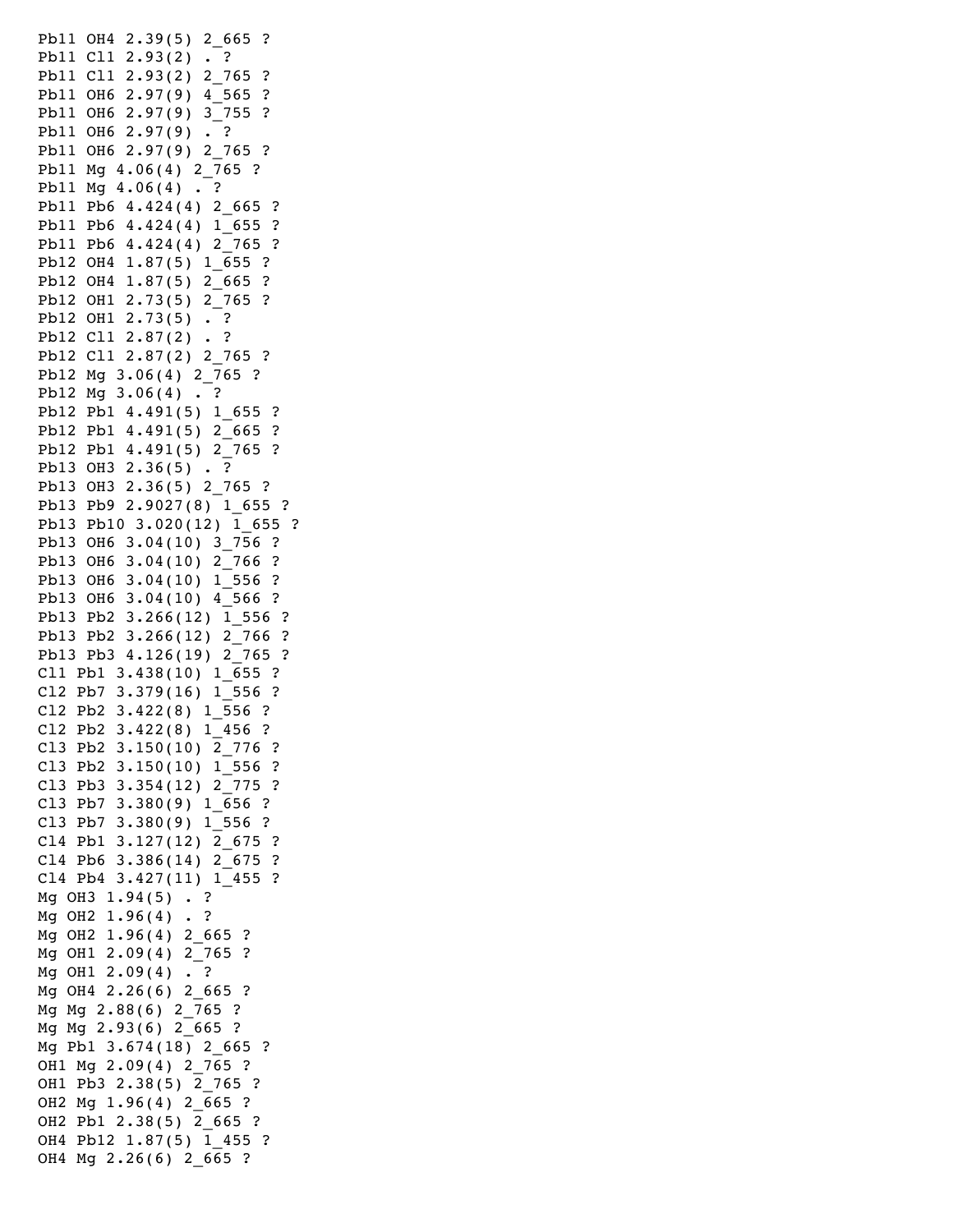```
Pb11 OH4 2.39(5) 2_665 ?
Pb11 Cl1 2.93(2) . ?
Pb11 Cl1 2.93(2) 2_765 ?
Pb11 OH6 2.97(9) 4_565 ?
Pb11 OH6 2.97(9) 3_755 ?
Pb11 OH6 2.97(9) . ?
Pb11 OH6 2.97(9) 2_765 ?
Pb11 Mg 4.06(4) 2_765 ?
Pb11 Mg 4.06(4) . ?
Pb11 Pb6 4.424(4) 2_665 ?
Pb11 Pb6 4.424(4) 1_655 ?
Pb11 Pb6 4.424(4) 2_765 ?
Pb12 OH4 1.87(5) 1_655 ?
Pb12 OH4 1.87(5) 2_665 ?
Pb12 OH1 2.73(5) 2_765 ?
Pb12 OH1 2.73(5) . ?
Pb12 Cl1 2.87(2) . ?
Pb12 Cl1 2.87(2) 2_765 ?
Pb12 Mg 3.06(4) 2_765 ?
Pb12 Mg 3.06(4) . ?
Pb12 Pb1 4.491(5) 1_655 ?
Pb12 Pb1 4.491(5) 2_665 ?
Pb12 Pb1 4.491(5) 2_765 ?
Pb13 OH3 2.36(5) . ?
Pb13 OH3 2.36(5) 2_765 ?
Pb13 Pb9 2.9027(8) 1_655 ?
Pb13 Pb10 3.020(12) 1_655 ?
Pb13 OH6 3.04(10) 3_756 ?
Pb13 OH6 3.04(10) 2_766 ?
Pb13 OH6 3.04(10) 1_556 ?
Pb13 OH6 3.04(10) 4_566 ?
Pb13 Pb2 3.266(12) 1_556 ?
Pb13 Pb2 3.266(12) 2_766 ?
Pb13 Pb3 4.126(19) 2_765 ?
Cl1 Pb1 3.438(10) 1_655 ?
Cl2 Pb7 3.379(16) 1_556 ?
Cl2 Pb2 3.422(8) 1_556 ?
Cl2 Pb2 3.422(8) 1_456 ?
Cl3 Pb2 3.150(10) 2_776 ?
Cl3 Pb2 3.150(10) 1_556 ?
Cl3 Pb3 3.354(12) 2_775 ?
Cl3 Pb7 3.380(9) 1_656 ?
Cl3 Pb7 3.380(9) 1_556 ?
Cl4 Pb1 3.127(12) 2_675 ?
Cl4 Pb6 3.386(14) 2_675 ?
Cl4 Pb4 3.427(11) 1_455 ?
Mg OH3 1.94(5) . ?
Mg OH2 1.96(4) . ?
Mg OH2 1.96(4) 2_665 ?
Mg OH1 2.09(4) 2_765 ?
Mg OH1 2.09(4) . ?
Mg OH4 2.26(6) 2_665 ?
Mg Mg 2.88(6) 2_765 ?
Mg Mg 2.93(6) 2_665 ?
Mg Pb1 3.674(18) 2_665 ?
OH1 Mg 2.09(4) 2_765 ?
OH1 Pb3 2.38(5) 2_765 ?
OH2 Mg 1.96(4) 2_665 ?
OH2 Pb1 2.38(5) 2_665 ?
OH4 Pb12 1.87(5) 1_455 ?
OH4 Mg 2.26(6) 2_665 ?
```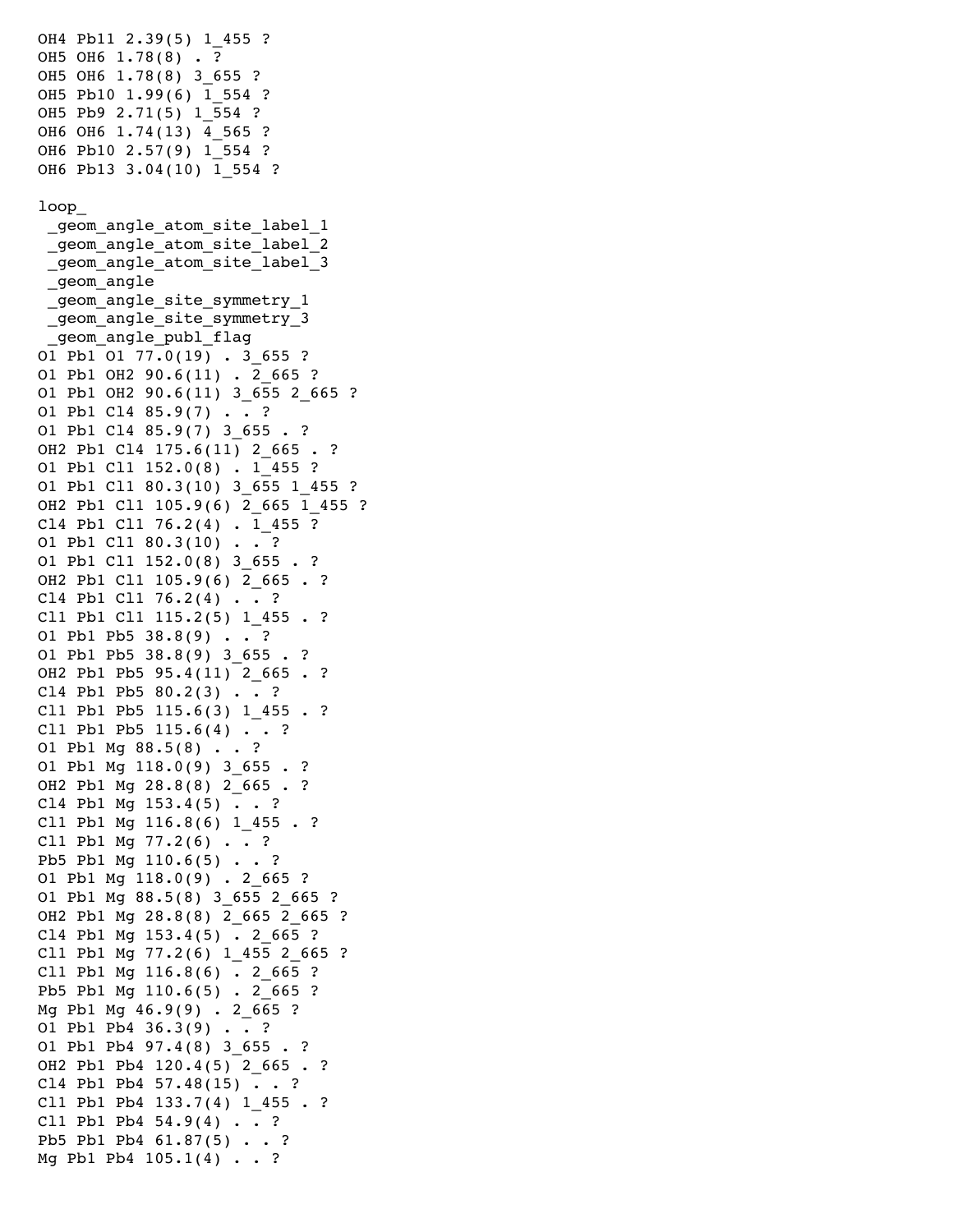```
OH4 Pb11 2.39(5) 1_455 ?
OH5 OH6 1.78(8) . ?
OH5 OH6 1.78(8) 3_655 ?
OH5 Pb10 1.99(6) 1_554 ?
OH5 Pb9 2.71(5) 1_554 ?
OH6 OH6 1.74(13) 4_565 ?
OH6 Pb10 2.57(9) 1_554 ?
OH6 Pb13 3.04(10) 1_554 ?

loop_
 _geom_angle_atom_site_label_1
 _geom_angle_atom_site_label_2
 _geom_angle_atom_site_label_3
 _geom_angle
 _geom_angle_site_symmetry_1
 _geom_angle_site_symmetry_3
 _geom_angle_publ_flag
O1 Pb1 O1 77.0(19) . 3_655 ?
O1 Pb1 OH2 90.6(11) . 2_665 ?
O1 Pb1 OH2 90.6(11) 3_655 2_665 ?
O1 Pb1 Cl4 85.9(7) . . ?
O1 Pb1 Cl4 85.9(7) 3_655 . ?
OH2 Pb1 Cl4 175.6(11) 2_665 . ?
O1 Pb1 Cl1 152.0(8) . 1_455 ?
O1 Pb1 Cl1 80.3(10) 3_655 1_455 ?
OH2 Pb1 Cl1 105.9(6) 2_665 1_455 ?
Cl4 Pb1 Cl1 76.2(4) . 1_455 ?
O1 Pb1 Cl1 80.3(10) . . ?
O1 Pb1 Cl1 152.0(8) 3_655 . ?
OH2 Pb1 Cl1 105.9(6) 2_665 . ?
Cl4 Pb1 Cl1 76.2(4) . . ?
Cl1 Pb1 Cl1 115.2(5) 1_455 . ?
O1 Pb1 Pb5 38.8(9) . . ?
O1 Pb1 Pb5 38.8(9) 3_655 . ?
OH2 Pb1 Pb5 95.4(11) 2_665 . ?
Cl4 Pb1 Pb5 80.2(3) . . ?
Cl1 Pb1 Pb5 115.6(3) 1_455 . ?
Cl1 Pb1 Pb5 115.6(4) . . ?
O1 Pb1 Mg 88.5(8) . . ?
O1 Pb1 Mg 118.0(9) 3_655 . ?
OH2 Pb1 Mg 28.8(8) 2_665 . ?
Cl4 Pb1 Mg 153.4(5) . . ?
Cl1 Pb1 Mg 116.8(6) 1_455 . ?
Cl1 Pb1 Mg 77.2(6) . . ?
Pb5 Pb1 Mg 110.6(5) . . ?
O1 Pb1 Mg 118.0(9) . 2_665 ?
O1 Pb1 Mg 88.5(8) 3_655 2_665 ?
OH2 Pb1 Mg 28.8(8) 2_665 2_665 ?
Cl4 Pb1 Mg 153.4(5) . 2_665 ?
Cl1 Pb1 Mg 77.2(6) 1_455 2_665 ?
Cl1 Pb1 Mg 116.8(6) . 2_665 ?
Pb5 Pb1 Mg 110.6(5) . 2_665 ?
Mg Pb1 Mg 46.9(9) . 2_665 ?
O1 Pb1 Pb4 36.3(9) . . ?
O1 Pb1 Pb4 97.4(8) 3_655 . ?
OH2 Pb1 Pb4 120.4(5) 2_665 . ?
Cl4 Pb1 Pb4 57.48(15) . . ?
Cl1 Pb1 Pb4 133.7(4) 1_455 . ?
Cl1 Pb1 Pb4 54.9(4) . . ?
Pb5 Pb1 Pb4 61.87(5) . . ?
Mg Pb1 Pb4 105.1(4) . . ?
```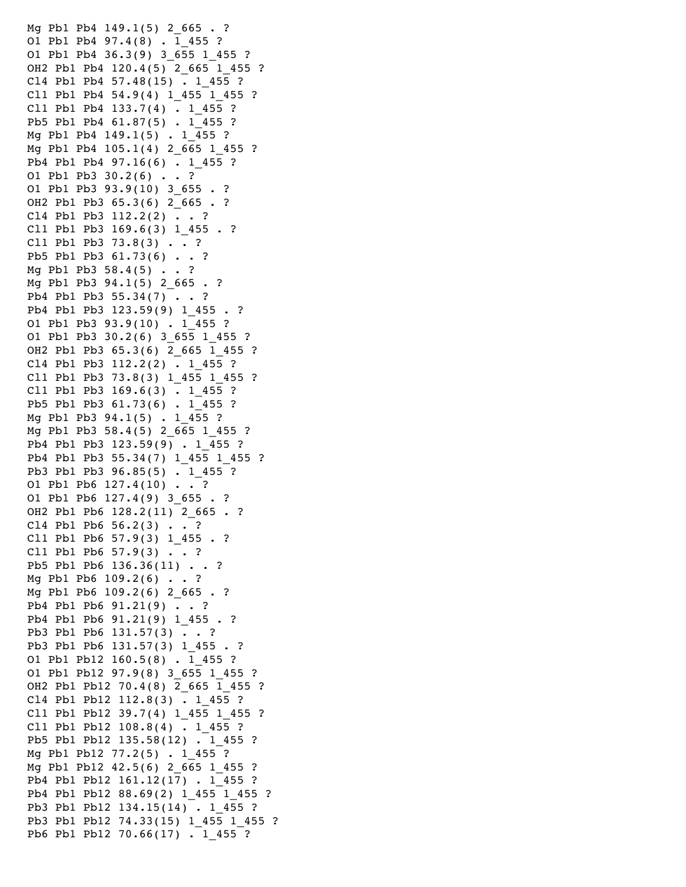```
Mg Pb1 Pb4 149.1(5) 2_665 . ?
O1 Pb1 Pb4 97.4(8) . 1_455 ?
O1 Pb1 Pb4 36.3(9) 3_655 1_455 ?
OH2 Pb1 Pb4 120.4(5) 2_665 1_455 ?
Cl4 Pb1 Pb4 57.48(15) . 1_455 ?
Cl1 Pb1 Pb4 54.9(4) 1_455 1_455 ?
Cl1 Pb1 Pb4 133.7(4) . 1_455 ?
Pb5 Pb1 Pb4 61.87(5) . 1_455 ?
Mg Pb1 Pb4 149.1(5) . 1_455 ?
Mg Pb1 Pb4 105.1(4) 2_665 1_455 ?
Pb4 Pb1 Pb4 97.16(6) . 1_455 ?
O1 Pb1 Pb3 30.2(6) . . ?
O1 Pb1 Pb3 93.9(10) 3_655 . ?
OH2 Pb1 Pb3 65.3(6) 2_665 . ?
Cl4 Pb1 Pb3 112.2(2) . . ?
Cl1 Pb1 Pb3 169.6(3) 1_455 . ?
Cl1 Pb1 Pb3 73.8(3) . . ?
Pb5 Pb1 Pb3 61.73(6) . . ?
Mg Pb1 Pb3 58.4(5) . . ?
Mg Pb1 Pb3 94.1(5) 2_665 . ?
Pb4 Pb1 Pb3 55.34(7) . . ?
Pb4 Pb1 Pb3 123.59(9) 1_455 . ?
O1 Pb1 Pb3 93.9(10) . 1_455 ?
O1 Pb1 Pb3 30.2(6) 3_655 1_455 ?
OH2 Pb1 Pb3 65.3(6) 2_665 1_455 ?
Cl4 Pb1 Pb3 112.2(2) . 1_455 ?
Cl1 Pb1 Pb3 73.8(3) 1_455 1_455 ?
Cl1 Pb1 Pb3 169.6(3) . 1_455 ?
Pb5 Pb1 Pb3 61.73(6) . 1_455 ?
Mg Pb1 Pb3 94.1(5) . 1_455 ?
Mg Pb1 Pb3 58.4(5) 2_665 1_455 ?
Pb4 Pb1 Pb3 123.59(9) . 1_455 ?
Pb4 Pb1 Pb3 55.34(7) 1_455 1_455 ?
Pb3 Pb1 Pb3 96.85(5) . 1_455 ?
O1 Pb1 Pb6 127.4(10) . . ?
O1 Pb1 Pb6 127.4(9) 3_655 . ?
OH2 Pb1 Pb6 128.2(11) 2_665 . ?
Cl4 Pb1 Pb6 56.2(3) . . ?
Cl1 Pb1 Pb6 57.9(3) 1_455 . ?
Cl1 Pb1 Pb6 57.9(3) . . ?
Pb5 Pb1 Pb6 136.36(11) . . ?
Mg Pb1 Pb6 109.2(6) . . ?
Mg Pb1 Pb6 109.2(6) 2_665 . ?
Pb4 Pb1 Pb6 91.21(9) . . ?
Pb4 Pb1 Pb6 91.21(9) 1_455 . ?
Pb3 Pb1 Pb6 131.57(3) . . ?
Pb3 Pb1 Pb6 131.57(3) 1_455 . ?
O1 Pb1 Pb12 160.5(8) . 1_455 ?
O1 Pb1 Pb12 97.9(8) 3_655 1_455 ?
OH2 Pb1 Pb12 70.4(8) 2_665 1_455 ?
Cl4 Pb1 Pb12 112.8(3) . 1_455 ?
Cl1 Pb1 Pb12 39.7(4) 1_455 1_455 ?
Cl1 Pb1 Pb12 108.8(4) . 1_455 ?
Pb5 Pb1 Pb12 135.58(12) . 1_455 ?
Mg Pb1 Pb12 77.2(5) . 1_455 ?
Mg Pb1 Pb12 42.5(6) 2_665 1_455 ?
Pb4 Pb1 Pb12 161.12(17) . 1_455 ?
Pb4 Pb1 Pb12 88.69(2) 1_455 1_455 ?
Pb3 Pb1 Pb12 134.15(14) . 1_455 ?
Pb3 Pb1 Pb12 74.33(15) 1_455 1_455 ?
Pb6 Pb1 Pb12 70.66(17) . 1_455 ?
```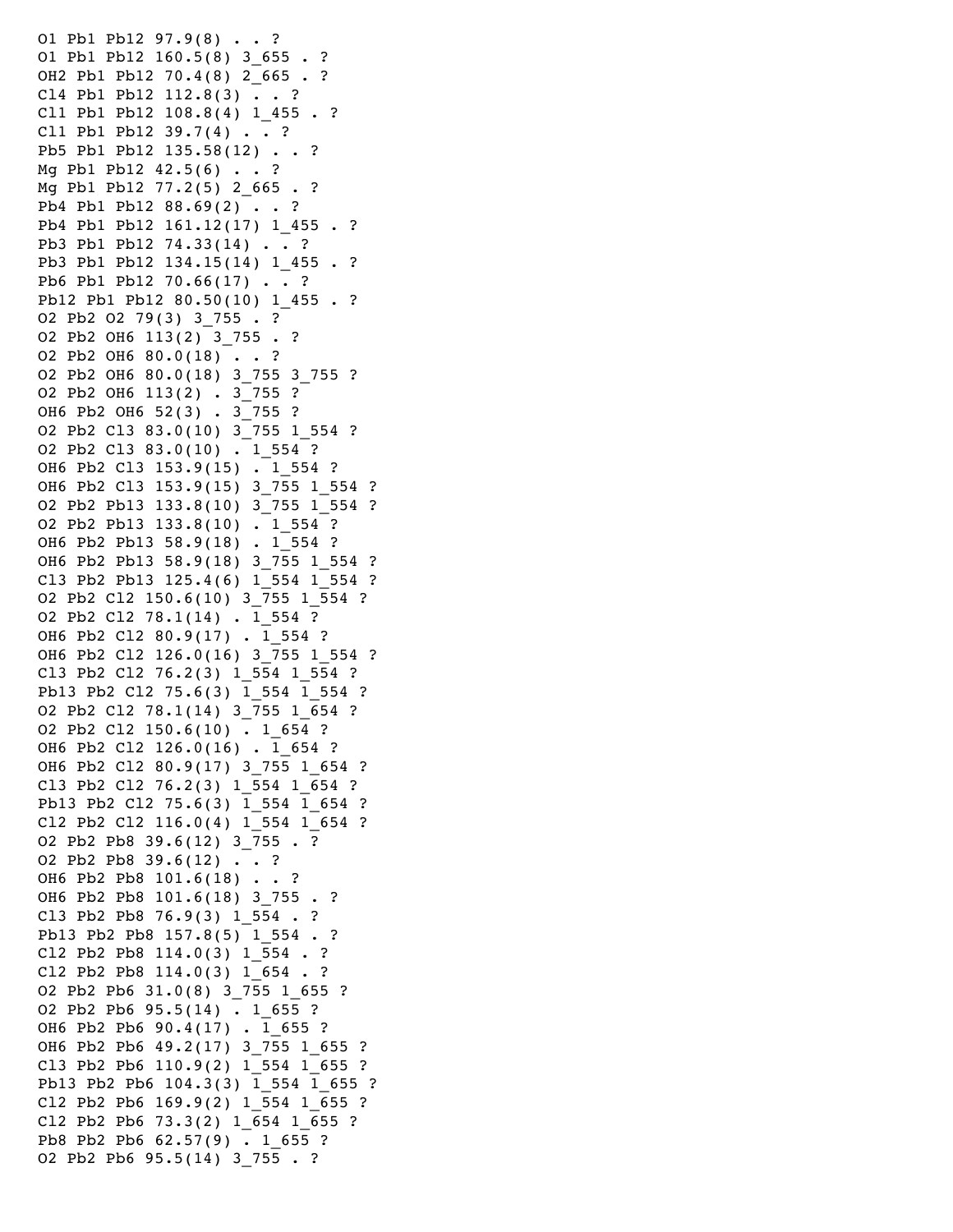```
O1 Pb1 Pb12 97.9(8) . . ?
O1 Pb1 Pb12 160.5(8) 3_655 . ?
OH2 Pb1 Pb12 70.4(8) 2_665 . ?
Cl4 Pb1 Pb12 112.8(3) . . ?
Cl1 Pb1 Pb12 108.8(4) 1_455 . ?
Cl1 Pb1 Pb12 39.7(4) . . ?
Pb5 Pb1 Pb12 135.58(12) . . ?
Mg Pb1 Pb12 42.5(6) . . ?
Mg Pb1 Pb12 77.2(5) 2_665 . ?
Pb4 Pb1 Pb12 88.69(2) . . ?
Pb4 Pb1 Pb12 161.12(17) 1_455 . ?
Pb3 Pb1 Pb12 74.33(14) . . ?
Pb3 Pb1 Pb12 134.15(14) 1_455 . ?
Pb6 Pb1 Pb12 70.66(17) . . ?
Pb12 Pb1 Pb12 80.50(10) 1_455 . ?
O2 Pb2 O2 79(3) 3_755 . ?
O2 Pb2 OH6 113(2) 3_755 . ?
O2 Pb2 OH6 80.0(18) . . ?
O2 Pb2 OH6 80.0(18) 3_755 3_755 ?
O2 Pb2 OH6 113(2) . 3_755 ?
OH6 Pb2 OH6 52(3) . 3_755 ?
O2 Pb2 Cl3 83.0(10) 3_755 1_554 ?
O2 Pb2 Cl3 83.0(10) . 1_554 ?
OH6 Pb2 Cl3 153.9(15) . 1_554 ?
OH6 Pb2 Cl3 153.9(15) 3_755 1_554 ?
O2 Pb2 Pb13 133.8(10) 3_755 1_554 ?
O2 Pb2 Pb13 133.8(10) . 1_554 ?
OH6 Pb2 Pb13 58.9(18) . 1_554 ?
OH6 Pb2 Pb13 58.9(18) 3_755 1_554 ?
Cl3 Pb2 Pb13 125.4(6) 1_554 1_554 ?
O2 Pb2 Cl2 150.6(10) 3_755 1_554 ?
O2 Pb2 Cl2 78.1(14) . 1_554 ?
OH6 Pb2 Cl2 80.9(17) . 1_554 ?
OH6 Pb2 Cl2 126.0(16) 3_755 1_554 ?
Cl3 Pb2 Cl2 76.2(3) 1_554 1_554 ?
Pb13 Pb2 Cl2 75.6(3) 1_554 1_554 ?
O2 Pb2 Cl2 78.1(14) 3_755 1_654 ?
O2 Pb2 Cl2 150.6(10) . 1_654 ?
OH6 Pb2 Cl2 126.0(16) . 1_654 ?
OH6 Pb2 Cl2 80.9(17) 3_755 1_654 ?
Cl3 Pb2 Cl2 76.2(3) 1_554 1_654 ?
Pb13 Pb2 Cl2 75.6(3) 1_554 1_654 ?
Cl2 Pb2 Cl2 116.0(4) 1_554 1_654 ?
O2 Pb2 Pb8 39.6(12) 3_755 . ?
O2 Pb2 Pb8 39.6(12) . . ?
OH6 Pb2 Pb8 101.6(18) . . ?
OH6 Pb2 Pb8 101.6(18) 3_755 . ?
Cl3 Pb2 Pb8 76.9(3) 1_554 . ?
Pb13 Pb2 Pb8 157.8(5) 1_554 . ?
Cl2 Pb2 Pb8 114.0(3) 1_554 . ?
Cl2 Pb2 Pb8 114.0(3) 1_654 . ?
O2 Pb2 Pb6 31.0(8) 3_755 1_655 ?
O2 Pb2 Pb6 95.5(14) . 1_655 ?
OH6 Pb2 Pb6 90.4(17) . 1_655 ?
OH6 Pb2 Pb6 49.2(17) 3_755 1_655 ?
Cl3 Pb2 Pb6 110.9(2) 1_554 1_655 ?
Pb13 Pb2 Pb6 104.3(3) 1_554 1_655 ?
Cl2 Pb2 Pb6 169.9(2) 1_554 1_655 ?
Cl2 Pb2 Pb6 73.3(2) 1_654 1_655 ?
Pb8 Pb2 Pb6 62.57(9) . 1_655 ?
O2 Pb2 Pb6 95.5(14) 3_755 . ?
```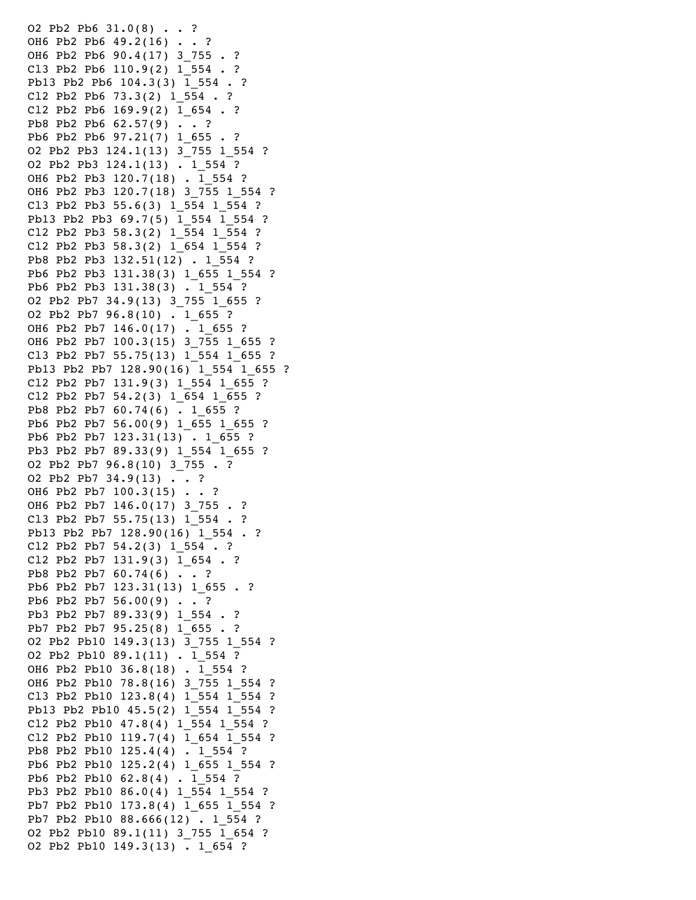```
O2 Pb2 Pb6 31.0(8) . . ?
OH6 Pb2 Pb6 49.2(16) . . ?
OH6 Pb2 Pb6 90.4(17) 3_755 . ?
Cl3 Pb2 Pb6 110.9(2) 1_554 . ?
Pb13 Pb2 Pb6 104.3(3) 1_554 . ?
Cl2 Pb2 Pb6 73.3(2) 1_554 . ?
Cl2 Pb2 Pb6 169.9(2) 1_654 . ?
Pb8 Pb2 Pb6 62.57(9) . . ?
Pb6 Pb2 Pb6 97.21(7) 1_655 . ?
O2 Pb2 Pb3 124.1(13) 3_755 1_554 ?
O2 Pb2 Pb3 124.1(13) . 1_554 ?
OH6 Pb2 Pb3 120.7(18) . 1_554 ?
OH6 Pb2 Pb3 120.7(18) 3_755 1_554 ?
Cl3 Pb2 Pb3 55.6(3) 1_554 1_554 ?
Pb13 Pb2 Pb3 69.7(5) 1_554 1_554 ?
Cl2 Pb2 Pb3 58.3(2) 1_554 1_554 ?
Cl2 Pb2 Pb3 58.3(2) 1_654 1_554 ?
Pb8 Pb2 Pb3 132.51(12) . 1_554 ?
Pb6 Pb2 Pb3 131.38(3) 1_655 1_554 ?
Pb6 Pb2 Pb3 131.38(3) . 1_554 ?
O2 Pb2 Pb7 34.9(13) 3_755 1_655 ?
O2 Pb2 Pb7 96.8(10) . 1_655 ?
OH6 Pb2 Pb7 146.0(17) . 1_655 ?
OH6 Pb2 Pb7 100.3(15) 3_755 1_655 ?
Cl3 Pb2 Pb7 55.75(13) 1_554 1_655 ?
Pb13 Pb2 Pb7 128.90(16) 1_554 1_655 ?
Cl2 Pb2 Pb7 131.9(3) 1_554 1_655 ?
Cl2 Pb2 Pb7 54.2(3) 1_654 1_655 ?
Pb8 Pb2 Pb7 60.74(6) . 1_655 ?
Pb6 Pb2 Pb7 56.00(9) 1_655 1_655 ?
Pb6 Pb2 Pb7 123.31(13) . 1_655 ?
Pb3 Pb2 Pb7 89.33(9) 1_554 1_655 ?
O2 Pb2 Pb7 96.8(10) 3_755 . ?
O2 Pb2 Pb7 34.9(13) . . ?
OH6 Pb2 Pb7 100.3(15) . . ?
OH6 Pb2 Pb7 146.0(17) 3_755 . ?
Cl3 Pb2 Pb7 55.75(13) 1_554 . ?
Pb13 Pb2 Pb7 128.90(16) 1_554 . ?
Cl2 Pb2 Pb7 54.2(3) 1_554 . ?
Cl2 Pb2 Pb7 131.9(3) 1_654 . ?
Pb8 Pb2 Pb7 60.74(6) . . ?
Pb6 Pb2 Pb7 123.31(13) 1_655 . ?
Pb6 Pb2 Pb7 56.00(9) . . ?
Pb3 Pb2 Pb7 89.33(9) 1_554 . ?
Pb7 Pb2 Pb7 95.25(8) 1_655 . ?
O2 Pb2 Pb10 149.3(13) 3_755 1_554 ?
O2 Pb2 Pb10 89.1(11) . 1_554 ?
OH6 Pb2 Pb10 36.8(18) . 1_554 ?
OH6 Pb2 Pb10 78.8(16) 3_755 1_554 ?
Cl3 Pb2 Pb10 123.8(4) 1_554 1_554 ?
Pb13 Pb2 Pb10 45.5(2) 1_554 1_554 ?
Cl2 Pb2 Pb10 47.8(4) 1_554 1_554 ?
Cl2 Pb2 Pb10 119.7(4) 1_654 1_554 ?
Pb8 Pb2 Pb10 125.4(4) . 1_554 ?
Pb6 Pb2 Pb10 125.2(4) 1_655 1_554 ?
Pb6 Pb2 Pb10 62.8(4) . 1_554 ?
Pb3 Pb2 Pb10 86.0(4) 1_554 1_554 ?
Pb7 Pb2 Pb10 173.8(4) 1_655 1_554 ?
Pb7 Pb2 Pb10 88.666(12) . 1_554 ?
O2 Pb2 Pb10 89.1(11) 3_755 1_654 ?
O2 Pb2 Pb10 149.3(13) . 1_654 ?
```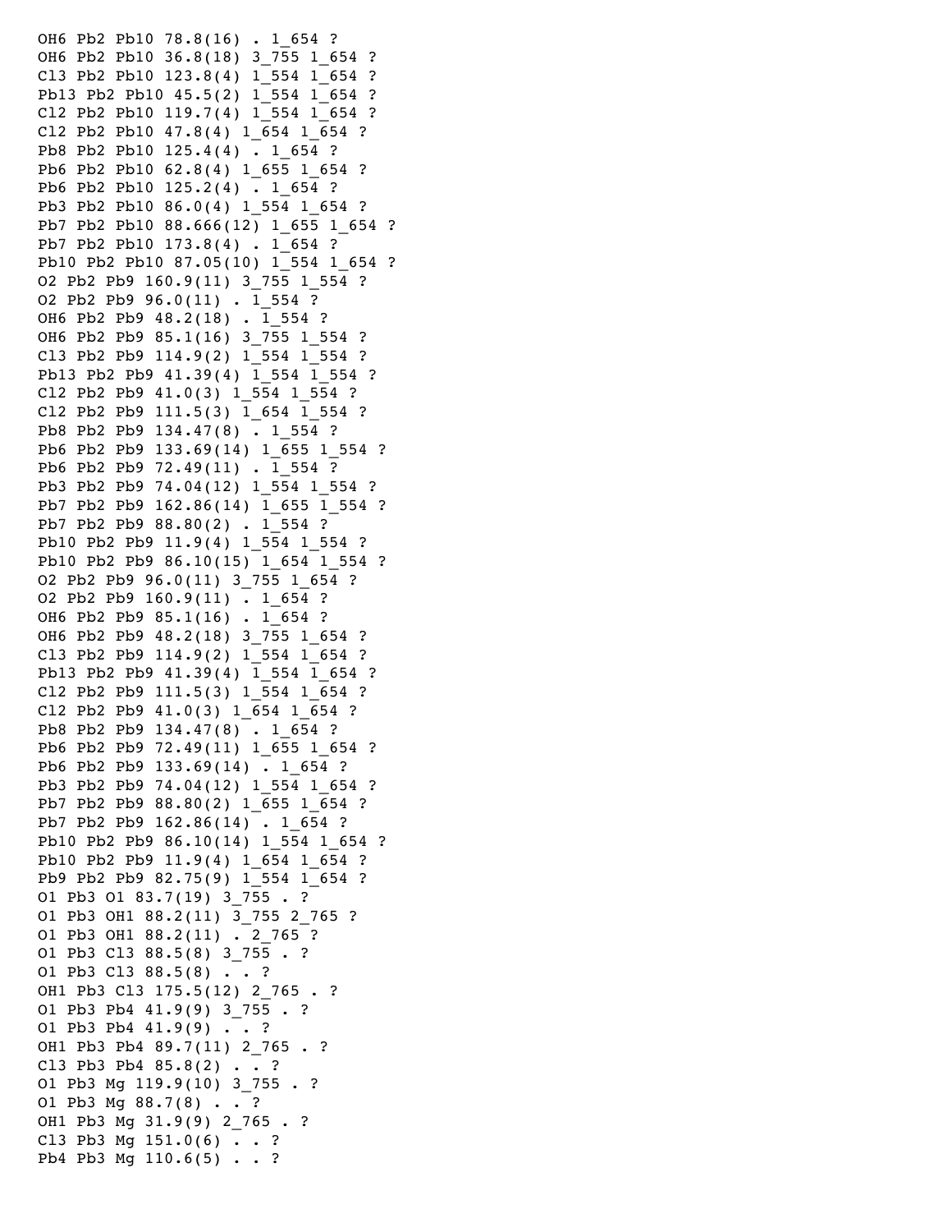```
OH6 Pb2 Pb10 78.8(16) . 1_654 ?
OH6 Pb2 Pb10 36.8(18) 3_755 1_654 ?
Cl3 Pb2 Pb10 123.8(4) 1_554 1_654 ?
Pb13 Pb2 Pb10 45.5(2) 1_554 1_654 ?
Cl2 Pb2 Pb10 119.7(4) 1_554 1_654 ?
Cl2 Pb2 Pb10 47.8(4) 1_654 1_654 ?
Pb8 Pb2 Pb10 125.4(4) . 1_654 ?
Pb6 Pb2 Pb10 62.8(4) 1_655 1_654 ?
Pb6 Pb2 Pb10 125.2(4) . 1_654 ?
Pb3 Pb2 Pb10 86.0(4) 1_554 1_654 ?
Pb7 Pb2 Pb10 88.666(12) 1_655 1_654 ?
Pb7 Pb2 Pb10 173.8(4) . 1_654 ?
Pb10 Pb2 Pb10 87.05(10) 1_554 1_654 ?
O2 Pb2 Pb9 160.9(11) 3_755 1_554 ?
O2 Pb2 Pb9 96.0(11) . 1_554 ?
OH6 Pb2 Pb9 48.2(18) . 1_554 ?
OH6 Pb2 Pb9 85.1(16) 3_755 1_554 ?
Cl3 Pb2 Pb9 114.9(2) 1_554 1_554 ?
Pb13 Pb2 Pb9 41.39(4) 1_554 1_554 ?
Cl2 Pb2 Pb9 41.0(3) 1_554 1_554 ?
Cl2 Pb2 Pb9 111.5(3) 1_654 1_554 ?
Pb8 Pb2 Pb9 134.47(8) . 1_554 ?
Pb6 Pb2 Pb9 133.69(14) 1_655 1_554 ?
Pb6 Pb2 Pb9 72.49(11) . 1_554 ?
Pb3 Pb2 Pb9 74.04(12) 1_554 1_554 ?
Pb7 Pb2 Pb9 162.86(14) 1_655 1_554 ?
Pb7 Pb2 Pb9 88.80(2) . 1_554 ?
Pb10 Pb2 Pb9 11.9(4) 1_554 1_554 ?
Pb10 Pb2 Pb9 86.10(15) 1_654 1_554 ?
O2 Pb2 Pb9 96.0(11) 3_755 1_654 ?
O2 Pb2 Pb9 160.9(11) . 1_654 ?
OH6 Pb2 Pb9 85.1(16) . 1_654 ?
OH6 Pb2 Pb9 48.2(18) 3_755 1_654 ?
Cl3 Pb2 Pb9 114.9(2) 1_554 1_654 ?
Pb13 Pb2 Pb9 41.39(4) 1_554 1_654 ?
Cl2 Pb2 Pb9 111.5(3) 1_554 1_654 ?
Cl2 Pb2 Pb9 41.0(3) 1_654 1_654 ?
Pb8 Pb2 Pb9 134.47(8) . 1_654 ?
Pb6 Pb2 Pb9 72.49(11) 1_655 1_654 ?
Pb6 Pb2 Pb9 133.69(14) . 1_654 ?
Pb3 Pb2 Pb9 74.04(12) 1_554 1_654 ?
Pb7 Pb2 Pb9 88.80(2) 1_655 1_654 ?
Pb7 Pb2 Pb9 162.86(14) . 1_654 ?
Pb10 Pb2 Pb9 86.10(14) 1_554 1_654 ?
Pb10 Pb2 Pb9 11.9(4) 1_654 1_654 ?
Pb9 Pb2 Pb9 82.75(9) 1_554 1_654 ?
O1 Pb3 O1 83.7(19) 3_755 . ?
O1 Pb3 OH1 88.2(11) 3_755 2_765 ?
O1 Pb3 OH1 88.2(11) . 2_765 ?
O1 Pb3 Cl3 88.5(8) 3_755 . ?
O1 Pb3 Cl3 88.5(8) . . ?
OH1 Pb3 Cl3 175.5(12) 2_765 . ?
O1 Pb3 Pb4 41.9(9) 3_755 . ?
O1 Pb3 Pb4 41.9(9) . . ?
OH1 Pb3 Pb4 89.7(11) 2_765 . ?
Cl3 Pb3 Pb4 85.8(2) . . ?
O1 Pb3 Mg 119.9(10) 3_755 . ?
O1 Pb3 Mg 88.7(8) . . ?
OH1 Pb3 Mg 31.9(9) 2_765 . ?
Cl3 Pb3 Mg 151.0(6) . . ?
Pb4 Pb3 Mg 110.6(5) . . ?
```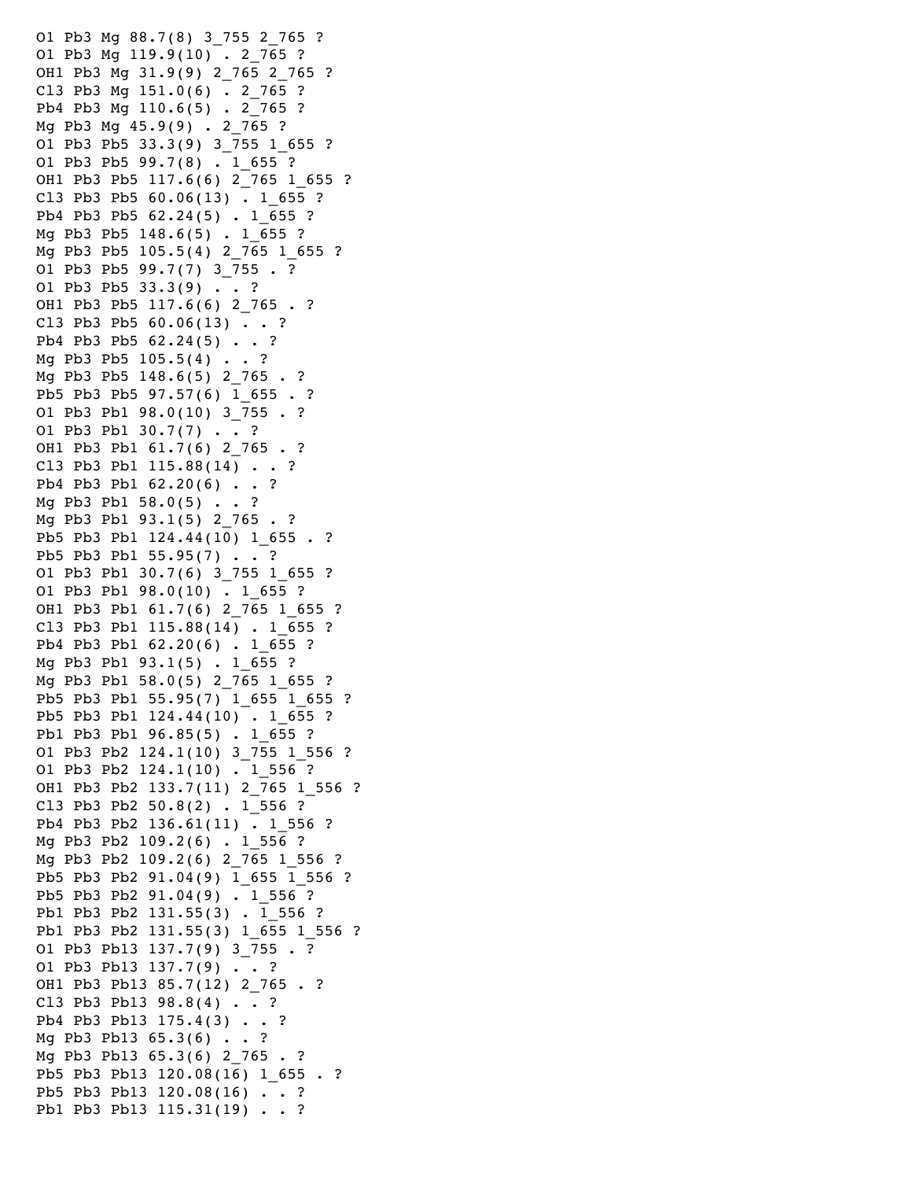```
O1 Pb3 Mg 88.7(8) 3_755 2_765 ?
O1 Pb3 Mg 119.9(10) . 2_765 ?
OH1 Pb3 Mg 31.9(9) 2_765 2_765 ?
Cl3 Pb3 Mg 151.0(6) . 2_765 ?
Pb4 Pb3 Mg 110.6(5) . 2_765 ?
Mg Pb3 Mg 45.9(9) . 2_765 ?
O1 Pb3 Pb5 33.3(9) 3_755 1_655 ?
O1 Pb3 Pb5 99.7(8) . 1_655 ?
OH1 Pb3 Pb5 117.6(6) 2_765 1_655 ?
Cl3 Pb3 Pb5 60.06(13) . 1_655 ?
Pb4 Pb3 Pb5 62.24(5) . 1_655 ?
Mg Pb3 Pb5 148.6(5) . 1_655 ?
Mg Pb3 Pb5 105.5(4) 2_765 1_655 ?
O1 Pb3 Pb5 99.7(7) 3_755 . ?
O1 Pb3 Pb5 33.3(9) . . ?
OH1 Pb3 Pb5 117.6(6) 2_765 . ?
Cl3 Pb3 Pb5 60.06(13) . . ?
Pb4 Pb3 Pb5 62.24(5) . . ?
Mg Pb3 Pb5 105.5(4) . . ?
Mg Pb3 Pb5 148.6(5) 2_765 . ?
Pb5 Pb3 Pb5 97.57(6) 1_655 . ?
O1 Pb3 Pb1 98.0(10) 3_755 . ?
O1 Pb3 Pb1 30.7(7) . . ?
OH1 Pb3 Pb1 61.7(6) 2_765 . ?
Cl3 Pb3 Pb1 115.88(14) . . ?
Pb4 Pb3 Pb1 62.20(6) . . ?
Mg Pb3 Pb1 58.0(5) . . ?
Mg Pb3 Pb1 93.1(5) 2_765 . ?
Pb5 Pb3 Pb1 124.44(10) 1_655 . ?
Pb5 Pb3 Pb1 55.95(7) . . ?
O1 Pb3 Pb1 30.7(6) 3_755 1_655 ?
O1 Pb3 Pb1 98.0(10) . 1_655 ?
OH1 Pb3 Pb1 61.7(6) 2_765 1_655 ?
Cl3 Pb3 Pb1 115.88(14) . 1_655 ?
Pb4 Pb3 Pb1 62.20(6) . 1_655 ?
Mg Pb3 Pb1 93.1(5) . 1_655 ?
Mg Pb3 Pb1 58.0(5) 2_765 1_655 ?
Pb5 Pb3 Pb1 55.95(7) 1_655 1_655 ?
Pb5 Pb3 Pb1 124.44(10) . 1_655 ?
Pb1 Pb3 Pb1 96.85(5) . 1_655 ?
O1 Pb3 Pb2 124.1(10) 3_755 1_556 ?
O1 Pb3 Pb2 124.1(10) . 1_556 ?
OH1 Pb3 Pb2 133.7(11) 2_765 1_556 ?
Cl3 Pb3 Pb2 50.8(2) . 1_556 ?
Pb4 Pb3 Pb2 136.61(11) . 1_556 ?
Mg Pb3 Pb2 109.2(6) . 1_556 ?
Mg Pb3 Pb2 109.2(6) 2_765 1_556 ?
Pb5 Pb3 Pb2 91.04(9) 1_655 1_556 ?
Pb5 Pb3 Pb2 91.04(9) . 1_556 ?
Pb1 Pb3 Pb2 131.55(3) . 1_556 ?
Pb1 Pb3 Pb2 131.55(3) 1_655 1_556 ?
O1 Pb3 Pb13 137.7(9) 3_755 . ?
O1 Pb3 Pb13 137.7(9) . . ?
OH1 Pb3 Pb13 85.7(12) 2_765 . ?
Cl3 Pb3 Pb13 98.8(4) . . ?
Pb4 Pb3 Pb13 175.4(3) . . ?
Mg Pb3 Pb13 65.3(6) . . ?
Mg Pb3 Pb13 65.3(6) 2_765 . ?
Pb5 Pb3 Pb13 120.08(16) 1_655 . ?
Pb5 Pb3 Pb13 120.08(16) . . ?
Pb1 Pb3 Pb13 115.31(19) . . ?
```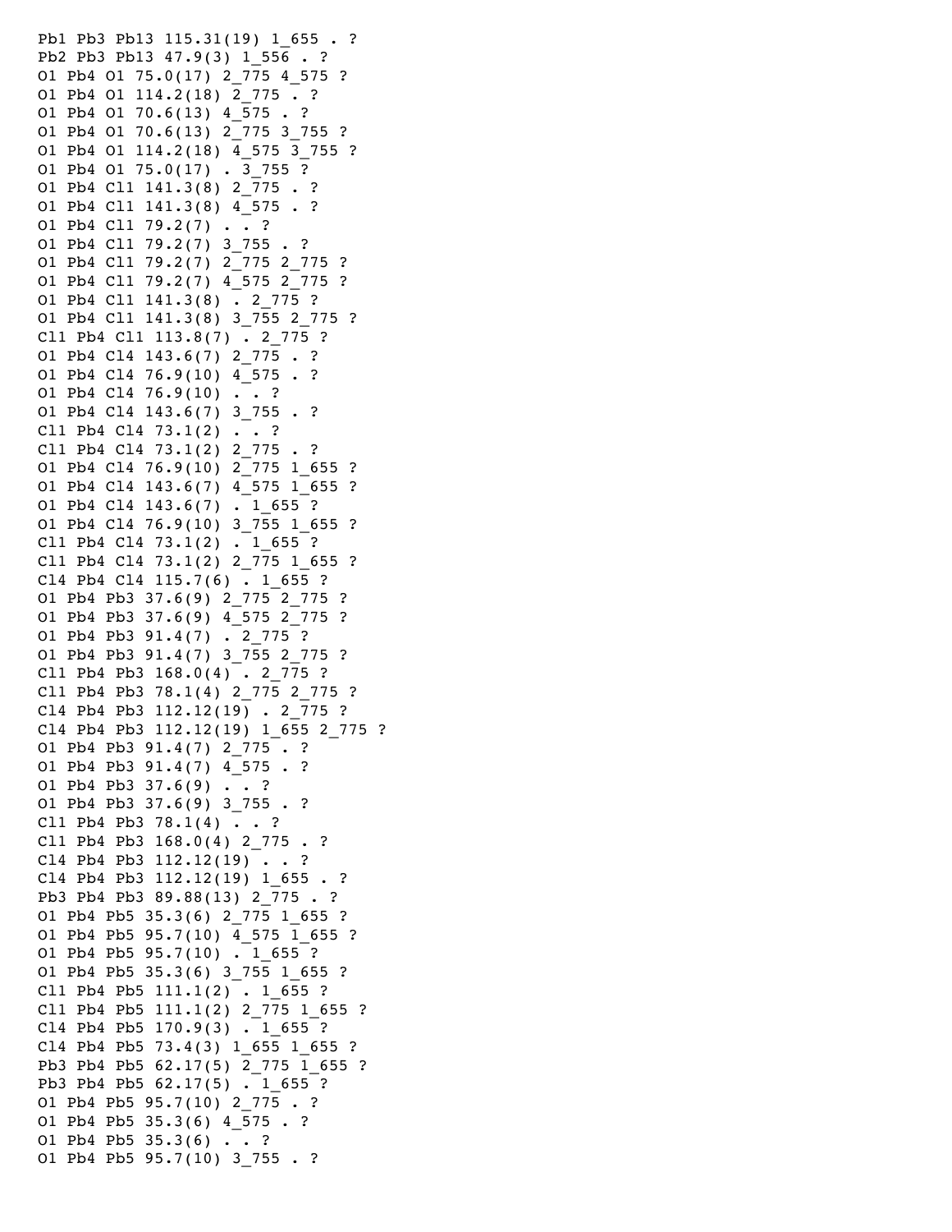```
Pb1 Pb3 Pb13 115.31(19) 1_655 . ?
Pb2 Pb3 Pb13 47.9(3) 1_556 . ?
O1 Pb4 O1 75.0(17) 2_775 4_575 ?
O1 Pb4 O1 114.2(18) 2_775 . ?
O1 Pb4 O1 70.6(13) 4_575 . ?
O1 Pb4 O1 70.6(13) 2_775 3_755 ?
O1 Pb4 O1 114.2(18) 4_575 3_755 ?
O1 Pb4 O1 75.0(17) . 3_755 ?
O1 Pb4 Cl1 141.3(8) 2_775 . ?
O1 Pb4 Cl1 141.3(8) 4_575 . ?
O1 Pb4 Cl1 79.2(7) . . ?
O1 Pb4 Cl1 79.2(7) 3_755 . ?
O1 Pb4 Cl1 79.2(7) 2_775 2_775 ?
O1 Pb4 Cl1 79.2(7) 4_575 2_775 ?
O1 Pb4 Cl1 141.3(8) . 2_775 ?
O1 Pb4 Cl1 141.3(8) 3_755 2_775 ?
Cl1 Pb4 Cl1 113.8(7) . 2_775 ?
O1 Pb4 Cl4 143.6(7) 2_775 . ?
O1 Pb4 Cl4 76.9(10) 4_575 . ?
O1 Pb4 Cl4 76.9(10) . . ?
O1 Pb4 Cl4 143.6(7) 3_755 . ?
Cl1 Pb4 Cl4 73.1(2) . . ?
Cl1 Pb4 Cl4 73.1(2) 2_775 . ?
O1 Pb4 Cl4 76.9(10) 2_775 1_655 ?
O1 Pb4 Cl4 143.6(7) 4_575 1_655 ?
O1 Pb4 Cl4 143.6(7) . 1_655 ?
O1 Pb4 Cl4 76.9(10) 3_755 1_655 ?
Cl1 Pb4 Cl4 73.1(2) . 1_655 ?
Cl1 Pb4 Cl4 73.1(2) 2_775 1_655 ?
Cl4 Pb4 Cl4 115.7(6) . 1_655 ?
O1 Pb4 Pb3 37.6(9) 2_775 2_775 ?
O1 Pb4 Pb3 37.6(9) 4_575 2_775 ?
O1 Pb4 Pb3 91.4(7) . 2_775 ?
O1 Pb4 Pb3 91.4(7) 3_755 2_775 ?
Cl1 Pb4 Pb3 168.0(4) . 2_775 ?
Cl1 Pb4 Pb3 78.1(4) 2_775 2_775 ?
Cl4 Pb4 Pb3 112.12(19) . 2_775 ?
Cl4 Pb4 Pb3 112.12(19) 1_655 2_775 ?
O1 Pb4 Pb3 91.4(7) 2_775 . ?
O1 Pb4 Pb3 91.4(7) 4_575 . ?
O1 Pb4 Pb3 37.6(9) . . ?
O1 Pb4 Pb3 37.6(9) 3_755 . ?
Cl1 Pb4 Pb3 78.1(4) . . ?
Cl1 Pb4 Pb3 168.0(4) 2_775 . ?
Cl4 Pb4 Pb3 112.12(19) . . ?
Cl4 Pb4 Pb3 112.12(19) 1_655 . ?
Pb3 Pb4 Pb3 89.88(13) 2_775 . ?
O1 Pb4 Pb5 35.3(6) 2_775 1_655 ?
O1 Pb4 Pb5 95.7(10) 4_575 1_655 ?
O1 Pb4 Pb5 95.7(10) . 1_655 ?
O1 Pb4 Pb5 35.3(6) 3_755 1_655 ?
Cl1 Pb4 Pb5 111.1(2) . 1_655 ?
Cl1 Pb4 Pb5 111.1(2) 2_775 1_655 ?
Cl4 Pb4 Pb5 170.9(3) . 1_655 ?
Cl4 Pb4 Pb5 73.4(3) 1_655 1_655 ?
Pb3 Pb4 Pb5 62.17(5) 2_775 1_655 ?
Pb3 Pb4 Pb5 62.17(5) . 1_655 ?
O1 Pb4 Pb5 95.7(10) 2_775 . ?
O1 Pb4 Pb5 35.3(6) 4_575 . ?
O1 Pb4 Pb5 35.3(6) . . ?
O1 Pb4 Pb5 95.7(10) 3_755 . ?
```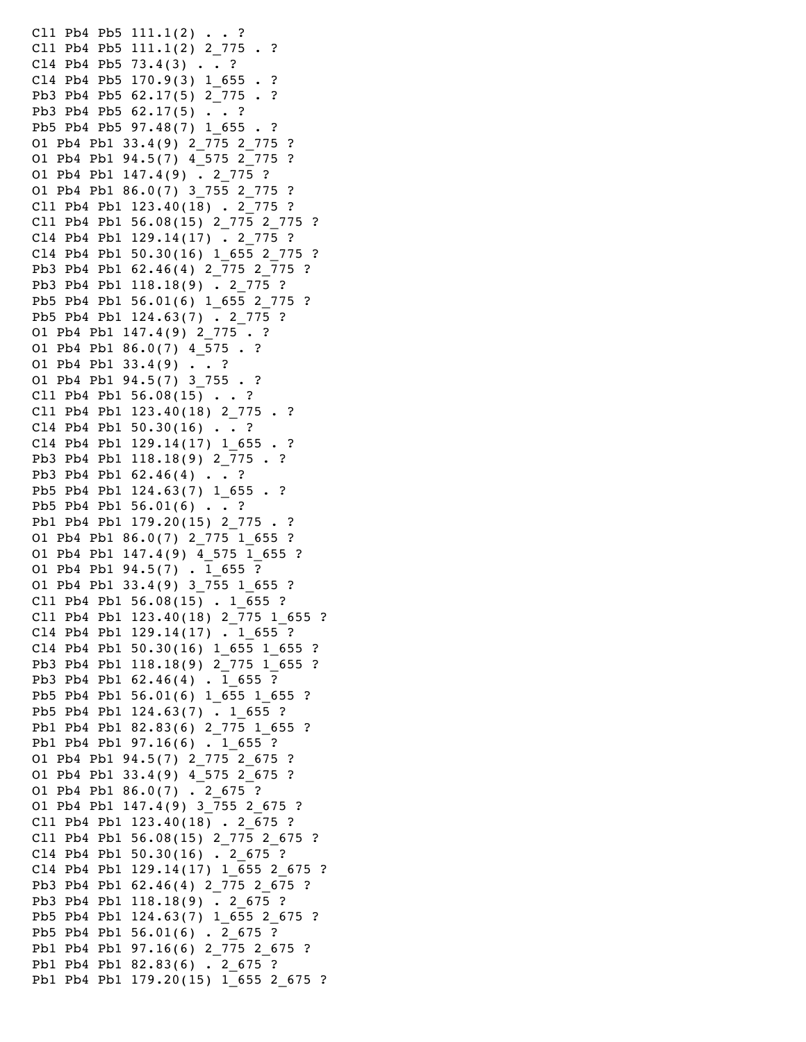```
Cl1 Pb4 Pb5 111.1(2) . . ?
Cl1 Pb4 Pb5 111.1(2) 2_775 . ?
Cl4 Pb4 Pb5 73.4(3) . . ?
Cl4 Pb4 Pb5 170.9(3) 1_655 . ?
Pb3 Pb4 Pb5 62.17(5) 2_775 . ?
Pb3 Pb4 Pb5 62.17(5) . . ?
Pb5 Pb4 Pb5 97.48(7) 1_655 . ?
O1 Pb4 Pb1 33.4(9) 2_775 2_775 ?
O1 Pb4 Pb1 94.5(7) 4_575 2_775 ?
O1 Pb4 Pb1 147.4(9) . 2_775 ?
O1 Pb4 Pb1 86.0(7) 3_755 2_775 ?
Cl1 Pb4 Pb1 123.40(18) . 2_775 ?
Cl1 Pb4 Pb1 56.08(15) 2_775 2_775 ?
Cl4 Pb4 Pb1 129.14(17) . 2_775 ?
Cl4 Pb4 Pb1 50.30(16) 1_655 2_775 ?
Pb3 Pb4 Pb1 62.46(4) 2_775 2_775 ?
Pb3 Pb4 Pb1 118.18(9) . 2_775 ?
Pb5 Pb4 Pb1 56.01(6) 1_655 2_775 ?
Pb5 Pb4 Pb1 124.63(7) . 2_775 ?
O1 Pb4 Pb1 147.4(9) 2_775 . ?
O1 Pb4 Pb1 86.0(7) 4_575 . ?
O1 Pb4 Pb1 33.4(9) . . ?
O1 Pb4 Pb1 94.5(7) 3_755 . ?
Cl1 Pb4 Pb1 56.08(15) . . ?
Cl1 Pb4 Pb1 123.40(18) 2_775 . ?
Cl4 Pb4 Pb1 50.30(16) . . ?
Cl4 Pb4 Pb1 129.14(17) 1_655 . ?
Pb3 Pb4 Pb1 118.18(9) 2_775 . ?
Pb3 Pb4 Pb1 62.46(4) . . ?
Pb5 Pb4 Pb1 124.63(7) 1_655 . ?
Pb5 Pb4 Pb1 56.01(6) . . ?
Pb1 Pb4 Pb1 179.20(15) 2_775 . ?
O1 Pb4 Pb1 86.0(7) 2_775 1_655 ?
O1 Pb4 Pb1 147.4(9) 4_575 1_655 ?
O1 Pb4 Pb1 94.5(7) . 1_655 ?
O1 Pb4 Pb1 33.4(9) 3_755 1_655 ?
Cl1 Pb4 Pb1 56.08(15) . 1_655 ?
Cl1 Pb4 Pb1 123.40(18) 2_775 1_655 ?
Cl4 Pb4 Pb1 129.14(17) . 1_655 ?
Cl4 Pb4 Pb1 50.30(16) 1_655 1_655 ?
Pb3 Pb4 Pb1 118.18(9) 2_775 1_655 ?
Pb3 Pb4 Pb1 62.46(4) . 1_655 ?
Pb5 Pb4 Pb1 56.01(6) 1_655 1_655 ?
Pb5 Pb4 Pb1 124.63(7) . 1_655 ?
Pb1 Pb4 Pb1 82.83(6) 2_775 1_655 ?
Pb1 Pb4 Pb1 97.16(6) . 1_655 ?
O1 Pb4 Pb1 94.5(7) 2_775 2_675 ?
O1 Pb4 Pb1 33.4(9) 4_575 2_675 ?
O1 Pb4 Pb1 86.0(7) . 2_675 ?
O1 Pb4 Pb1 147.4(9) 3_755 2_675 ?
Cl1 Pb4 Pb1 123.40(18) . 2_675 ?
Cl1 Pb4 Pb1 56.08(15) 2_775 2_675 ?
Cl4 Pb4 Pb1 50.30(16) . 2_675 ?
Cl4 Pb4 Pb1 129.14(17) 1_655 2_675 ?
Pb3 Pb4 Pb1 62.46(4) 2_775 2_675 ?
Pb3 Pb4 Pb1 118.18(9) . 2_675 ?
Pb5 Pb4 Pb1 124.63(7) 1_655 2_675 ?
Pb5 Pb4 Pb1 56.01(6) . 2_675 ?
Pb1 Pb4 Pb1 97.16(6) 2_775 2_675 ?
Pb1 Pb4 Pb1 82.83(6) . 2_675 ?
Pb1 Pb4 Pb1 179.20(15) 1_655 2_675 ?
```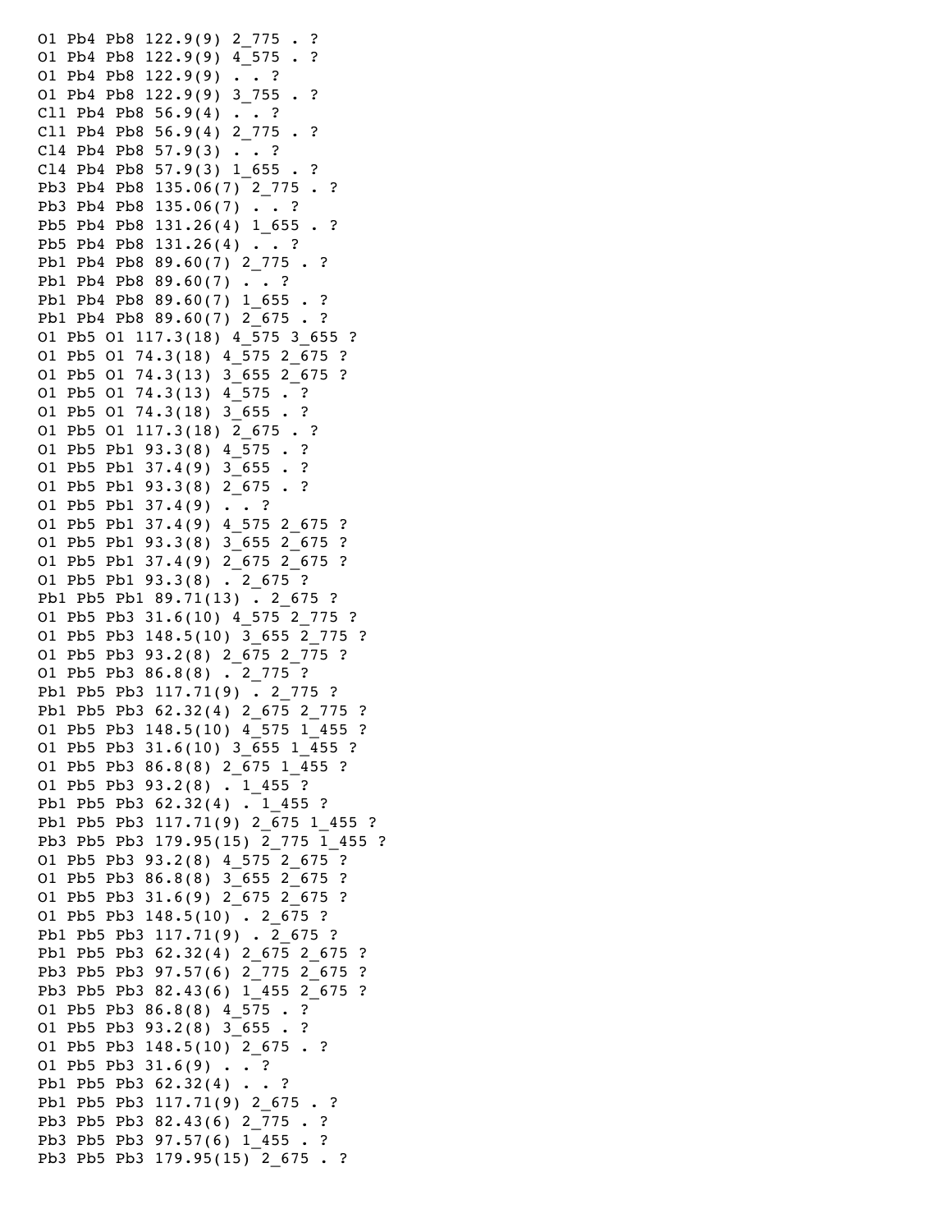```
O1 Pb4 Pb8 122.9(9) 2_775 . ?
O1 Pb4 Pb8 122.9(9) 4_575 . ?
O1 Pb4 Pb8 122.9(9) . . ?
O1 Pb4 Pb8 122.9(9) 3_755 . ?
Cl1 Pb4 Pb8 56.9(4) . . ?
Cl1 Pb4 Pb8 56.9(4) 2_775 . ?
Cl4 Pb4 Pb8 57.9(3) . . ?
Cl4 Pb4 Pb8 57.9(3) 1_655 . ?
Pb3 Pb4 Pb8 135.06(7) 2_775 . ?
Pb3 Pb4 Pb8 135.06(7) . . ?
Pb5 Pb4 Pb8 131.26(4) 1_655 . ?
Pb5 Pb4 Pb8 131.26(4) . . ?
Pb1 Pb4 Pb8 89.60(7) 2_775 . ?
Pb1 Pb4 Pb8 89.60(7) . . ?
Pb1 Pb4 Pb8 89.60(7) 1_655 . ?
Pb1 Pb4 Pb8 89.60(7) 2_675 . ?
O1 Pb5 O1 117.3(18) 4_575 3_655 ?
O1 Pb5 O1 74.3(18) 4_575 2_675 ?
O1 Pb5 O1 74.3(13) 3_655 2_675 ?
O1 Pb5 O1 74.3(13) 4_575 . ?
O1 Pb5 O1 74.3(18) 3_655 . ?
O1 Pb5 O1 117.3(18) 2_675 . ?
O1 Pb5 Pb1 93.3(8) 4_575 . ?
O1 Pb5 Pb1 37.4(9) 3_655 . ?
O1 Pb5 Pb1 93.3(8) 2_675 . ?
O1 Pb5 Pb1 37.4(9) . . ?
O1 Pb5 Pb1 37.4(9) 4_575 2_675 ?
O1 Pb5 Pb1 93.3(8) 3_655 2_675 ?
O1 Pb5 Pb1 37.4(9) 2_675 2_675 ?
O1 Pb5 Pb1 93.3(8) . 2_675 ?
Pb1 Pb5 Pb1 89.71(13) . 2_675 ?
O1 Pb5 Pb3 31.6(10) 4_575 2_775 ?
O1 Pb5 Pb3 148.5(10) 3_655 2_775 ?
O1 Pb5 Pb3 93.2(8) 2_675 2_775 ?
O1 Pb5 Pb3 86.8(8) . 2_775 ?
Pb1 Pb5 Pb3 117.71(9) . 2_775 ?
Pb1 Pb5 Pb3 62.32(4) 2_675 2_775 ?
O1 Pb5 Pb3 148.5(10) 4_575 1_455 ?
O1 Pb5 Pb3 31.6(10) 3_655 1_455 ?
O1 Pb5 Pb3 86.8(8) 2_675 1_455 ?
O1 Pb5 Pb3 93.2(8) . 1_455 ?
Pb1 Pb5 Pb3 62.32(4) . 1_455 ?
Pb1 Pb5 Pb3 117.71(9) 2_675 1_455 ?
Pb3 Pb5 Pb3 179.95(15) 2_775 1_455 ?
O1 Pb5 Pb3 93.2(8) 4_575 2_675 ?
O1 Pb5 Pb3 86.8(8) 3_655 2_675 ?
O1 Pb5 Pb3 31.6(9) 2_675 2_675 ?
O1 Pb5 Pb3 148.5(10) . 2_675 ?
Pb1 Pb5 Pb3 117.71(9) . 2_675 ?
Pb1 Pb5 Pb3 62.32(4) 2_675 2_675 ?
Pb3 Pb5 Pb3 97.57(6) 2_775 2_675 ?
Pb3 Pb5 Pb3 82.43(6) 1_455 2_675 ?
O1 Pb5 Pb3 86.8(8) 4_575 . ?
O1 Pb5 Pb3 93.2(8) 3_655 . ?
O1 Pb5 Pb3 148.5(10) 2_675 . ?
O1 Pb5 Pb3 31.6(9) . . ?
Pb1 Pb5 Pb3 62.32(4) . . ?
Pb1 Pb5 Pb3 117.71(9) 2_675 . ?
Pb3 Pb5 Pb3 82.43(6) 2_775 . ?
Pb3 Pb5 Pb3 97.57(6) 1_455 . ?
Pb3 Pb5 Pb3 179.95(15) 2_675 . ?
```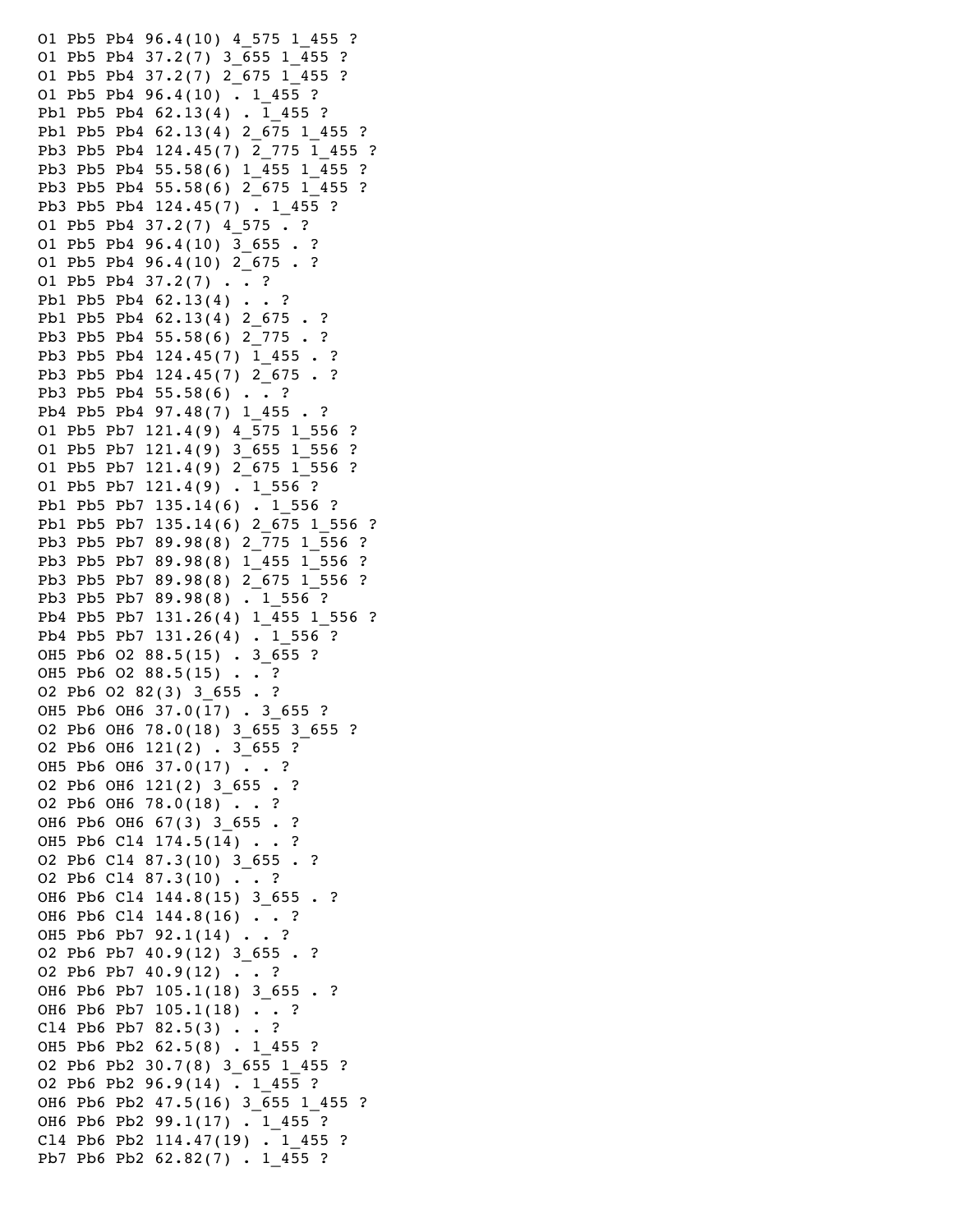```
O1 Pb5 Pb4 96.4(10) 4_575 1_455 ?
O1 Pb5 Pb4 37.2(7) 3_655 1_455 ?
O1 Pb5 Pb4 37.2(7) 2_675 1_455 ?
O1 Pb5 Pb4 96.4(10) . 1_455 ?
Pb1 Pb5 Pb4 62.13(4) . 1_455 ?
Pb1 Pb5 Pb4 62.13(4) 2_675 1_455 ?
Pb3 Pb5 Pb4 124.45(7) 2_775 1_455 ?
Pb3 Pb5 Pb4 55.58(6) 1_455 1_455 ?
Pb3 Pb5 Pb4 55.58(6) 2_675 1_455 ?
Pb3 Pb5 Pb4 124.45(7) . 1_455 ?
O1 Pb5 Pb4 37.2(7) 4_575 . ?
O1 Pb5 Pb4 96.4(10) 3_655 . ?
O1 Pb5 Pb4 96.4(10) 2_675 . ?
O1 Pb5 Pb4 37.2(7) . . ?
Pb1 Pb5 Pb4 62.13(4) . . ?
Pb1 Pb5 Pb4 62.13(4) 2_675 . ?
Pb3 Pb5 Pb4 55.58(6) 2_775 . ?
Pb3 Pb5 Pb4 124.45(7) 1_455 . ?
Pb3 Pb5 Pb4 124.45(7) 2_675 . ?
Pb3 Pb5 Pb4 55.58(6) . . ?
Pb4 Pb5 Pb4 97.48(7) 1_455 . ?
O1 Pb5 Pb7 121.4(9) 4_575 1_556 ?
O1 Pb5 Pb7 121.4(9) 3_655 1_556 ?
O1 Pb5 Pb7 121.4(9) 2_675 1_556 ?
O1 Pb5 Pb7 121.4(9) . 1_556 ?
Pb1 Pb5 Pb7 135.14(6) . 1_556 ?
Pb1 Pb5 Pb7 135.14(6) 2_675 1_556 ?
Pb3 Pb5 Pb7 89.98(8) 2_775 1_556 ?
Pb3 Pb5 Pb7 89.98(8) 1_455 1_556 ?
Pb3 Pb5 Pb7 89.98(8) 2_675 1_556 ?
Pb3 Pb5 Pb7 89.98(8) . 1_556 ?
Pb4 Pb5 Pb7 131.26(4) 1_455 1_556 ?
Pb4 Pb5 Pb7 131.26(4) . 1_556 ?
OH5 Pb6 O2 88.5(15) . 3_655 ?
OH5 Pb6 O2 88.5(15) . . ?
O2 Pb6 O2 82(3) 3_655 . ?
OH5 Pb6 OH6 37.0(17) . 3_655 ?
O2 Pb6 OH6 78.0(18) 3_655 3_655 ?
O2 Pb6 OH6 121(2) . 3_655 ?
OH5 Pb6 OH6 37.0(17) . . ?
O2 Pb6 OH6 121(2) 3_655 . ?
O2 Pb6 OH6 78.0(18) . . ?
OH6 Pb6 OH6 67(3) 3_655 . ?
OH5 Pb6 Cl4 174.5(14) . . ?
O2 Pb6 Cl4 87.3(10) 3_655 . ?
O2 Pb6 Cl4 87.3(10) . . ?
OH6 Pb6 Cl4 144.8(15) 3_655 . ?
OH6 Pb6 Cl4 144.8(16) . . ?
OH5 Pb6 Pb7 92.1(14) . . ?
O2 Pb6 Pb7 40.9(12) 3_655 . ?
O2 Pb6 Pb7 40.9(12) . . ?
OH6 Pb6 Pb7 105.1(18) 3_655 . ?
OH6 Pb6 Pb7 105.1(18) . . ?
Cl4 Pb6 Pb7 82.5(3) . . ?
OH5 Pb6 Pb2 62.5(8) . 1_455 ?
O2 Pb6 Pb2 30.7(8) 3_655 1_455 ?
O2 Pb6 Pb2 96.9(14) . 1_455 ?
OH6 Pb6 Pb2 47.5(16) 3_655 1_455 ?
OH6 Pb6 Pb2 99.1(17) . 1_455 ?
Cl4 Pb6 Pb2 114.47(19) . 1_455 ?
Pb7 Pb6 Pb2 62.82(7) . 1_455 ?
```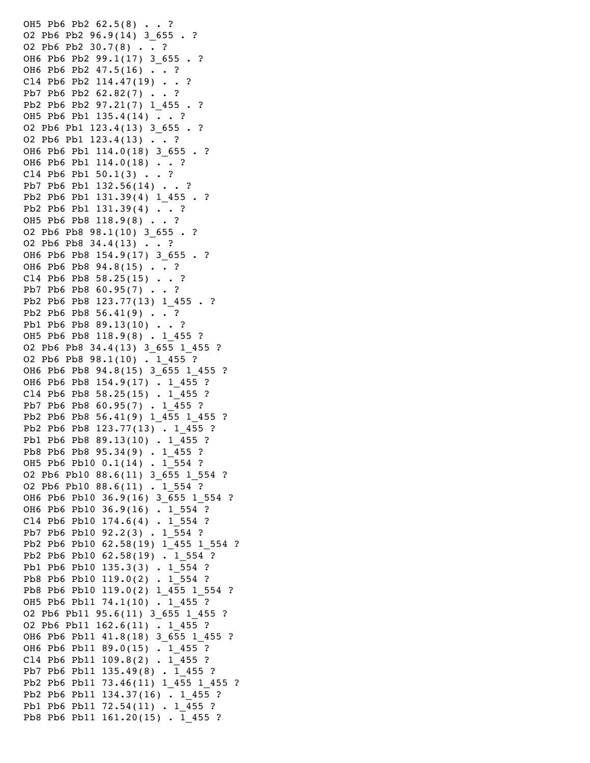```
OH5 Pb6 Pb2 62.5(8) . . ?
O2 Pb6 Pb2 96.9(14) 3_655 . ?
O2 Pb6 Pb2 30.7(8) . . ?
OH6 Pb6 Pb2 99.1(17) 3_655 . ?
OH6 Pb6 Pb2 47.5(16) . . ?
Cl4 Pb6 Pb2 114.47(19) . . ?
Pb7 Pb6 Pb2 62.82(7) . . ?
Pb2 Pb6 Pb2 97.21(7) 1_455 . ?
OH5 Pb6 Pb1 135.4(14) . . ?
O2 Pb6 Pb1 123.4(13) 3_655 . ?
O2 Pb6 Pb1 123.4(13) . . ?
OH6 Pb6 Pb1 114.0(18) 3_655 . ?
OH6 Pb6 Pb1 114.0(18) . . ?
Cl4 Pb6 Pb1 50.1(3) . . ?
Pb7 Pb6 Pb1 132.56(14) . . ?
Pb2 Pb6 Pb1 131.39(4) 1_455 . ?
Pb2 Pb6 Pb1 131.39(4) . . ?
OH5 Pb6 Pb8 118.9(8) . . ?
O2 Pb6 Pb8 98.1(10) 3_655 . ?
O2 Pb6 Pb8 34.4(13) . . ?
OH6 Pb6 Pb8 154.9(17) 3_655 . ?
OH6 Pb6 Pb8 94.8(15) . . ?
Cl4 Pb6 Pb8 58.25(15) . . ?
Pb7 Pb6 Pb8 60.95(7) . . ?
Pb2 Pb6 Pb8 123.77(13) 1_455 . ?
Pb2 Pb6 Pb8 56.41(9) . . ?
Pb1 Pb6 Pb8 89.13(10) . . ?
OH5 Pb6 Pb8 118.9(8) . 1_455 ?
O2 Pb6 Pb8 34.4(13) 3_655 1_455 ?
O2 Pb6 Pb8 98.1(10) . 1_455 ?
OH6 Pb6 Pb8 94.8(15) 3_655 1_455 ?
OH6 Pb6 Pb8 154.9(17) . 1_455 ?
Cl4 Pb6 Pb8 58.25(15) . 1_455 ?
Pb7 Pb6 Pb8 60.95(7) . 1_455 ?
Pb2 Pb6 Pb8 56.41(9) 1_455 1_455 ?
Pb2 Pb6 Pb8 123.77(13) . 1_455 ?
Pb1 Pb6 Pb8 89.13(10) . 1_455 ?
Pb8 Pb6 Pb8 95.34(9) . 1_455 ?
OH5 Pb6 Pb10 0.1(14) . 1_554 ?
O2 Pb6 Pb10 88.6(11) 3_655 1_554 ?
O2 Pb6 Pb10 88.6(11) . 1_554 ?
OH6 Pb6 Pb10 36.9(16) 3_655 1_554 ?
OH6 Pb6 Pb10 36.9(16) . 1_554 ?
Cl4 Pb6 Pb10 174.6(4) . 1_554 ?
Pb7 Pb6 Pb10 92.2(3) . 1_554 ?
Pb2 Pb6 Pb10 62.58(19) 1_455 1_554 ?
Pb2 Pb6 Pb10 62.58(19) . 1_554 ?
Pb1 Pb6 Pb10 135.3(3) . 1_554 ?
Pb8 Pb6 Pb10 119.0(2) . 1_554 ?
Pb8 Pb6 Pb10 119.0(2) 1_455 1_554 ?
OH5 Pb6 Pb11 74.1(10) . 1_455 ?
O2 Pb6 Pb11 95.6(11) 3_655 1_455 ?
O2 Pb6 Pb11 162.6(11) . 1_455 ?
OH6 Pb6 Pb11 41.8(18) 3_655 1_455 ?
OH6 Pb6 Pb11 89.0(15) . 1_455 ?
Cl4 Pb6 Pb11 109.8(2) . 1_455 ?
Pb7 Pb6 Pb11 135.49(8) . 1_455 ?
Pb2 Pb6 Pb11 73.46(11) 1_455 1_455 ?
Pb2 Pb6 Pb11 134.37(16) . 1_455 ?
Pb1 Pb6 Pb11 72.54(11) . 1_455 ?
Pb8 Pb6 Pb11 161.20(15) . 1_455 ?
```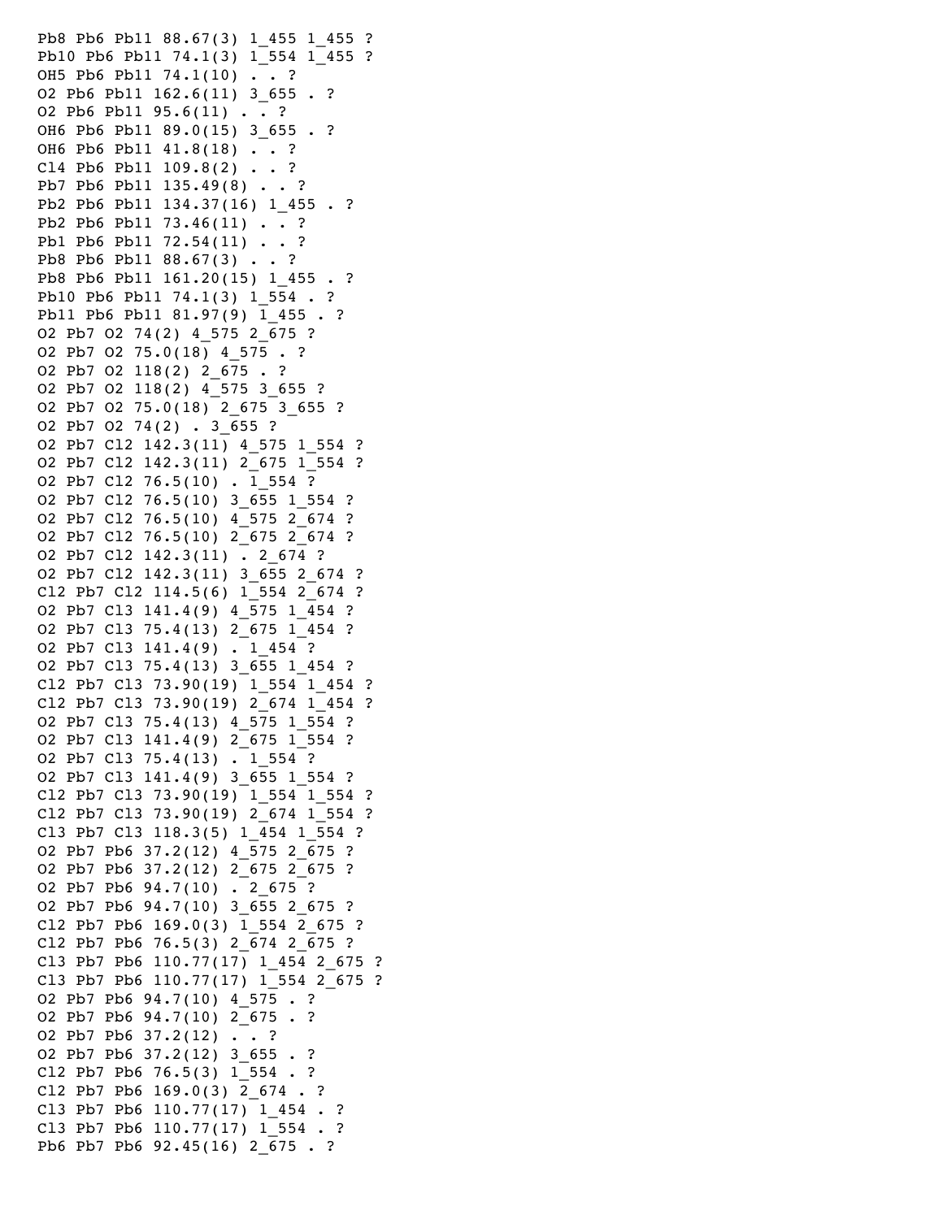```
Pb8 Pb6 Pb11 88.67(3) 1_455 1_455 ?
Pb10 Pb6 Pb11 74.1(3) 1_554 1_455 ?
OH5 Pb6 Pb11 74.1(10) . . ?
O2 Pb6 Pb11 162.6(11) 3_655 . ?
O2 Pb6 Pb11 95.6(11) . . ?
OH6 Pb6 Pb11 89.0(15) 3_655 . ?
OH6 Pb6 Pb11 41.8(18) . . ?
Cl4 Pb6 Pb11 109.8(2) . . ?
Pb7 Pb6 Pb11 135.49(8) . . ?
Pb2 Pb6 Pb11 134.37(16) 1_455 . ?
Pb2 Pb6 Pb11 73.46(11) . . ?
Pb1 Pb6 Pb11 72.54(11) . . ?
Pb8 Pb6 Pb11 88.67(3) . . ?
Pb8 Pb6 Pb11 161.20(15) 1_455 . ?
Pb10 Pb6 Pb11 74.1(3) 1_554 . ?
Pb11 Pb6 Pb11 81.97(9) 1_455 . ?
O2 Pb7 O2 74(2) 4_575 2_675 ?
O2 Pb7 O2 75.0(18) 4_575 . ?
O2 Pb7 O2 118(2) 2_675 . ?
O2 Pb7 O2 118(2) 4_575 3_655 ?
O2 Pb7 O2 75.0(18) 2_675 3_655 ?
O2 Pb7 O2 74(2) . 3_655 ?
O2 Pb7 Cl2 142.3(11) 4_575 1_554 ?
O2 Pb7 Cl2 142.3(11) 2_675 1_554 ?
O2 Pb7 Cl2 76.5(10) . 1_554 ?
O2 Pb7 Cl2 76.5(10) 3_655 1_554 ?
O2 Pb7 Cl2 76.5(10) 4_575 2_674 ?
O2 Pb7 Cl2 76.5(10) 2_675 2_674 ?
O2 Pb7 Cl2 142.3(11) . 2_674 ?
O2 Pb7 Cl2 142.3(11) 3_655 2_674 ?
Cl2 Pb7 Cl2 114.5(6) 1_554 2_674 ?
O2 Pb7 Cl3 141.4(9) 4_575 1_454 ?
O2 Pb7 Cl3 75.4(13) 2_675 1_454 ?
O2 Pb7 Cl3 141.4(9) . 1_454 ?
O2 Pb7 Cl3 75.4(13) 3_655 1_454 ?
Cl2 Pb7 Cl3 73.90(19) 1_554 1_454 ?
Cl2 Pb7 Cl3 73.90(19) 2_674 1_454 ?
O2 Pb7 Cl3 75.4(13) 4_575 1_554 ?
O2 Pb7 Cl3 141.4(9) 2_675 1_554 ?
O2 Pb7 Cl3 75.4(13) . 1_554 ?
O2 Pb7 Cl3 141.4(9) 3_655 1_554 ?
Cl2 Pb7 Cl3 73.90(19) 1_554 1_554 ?
Cl2 Pb7 Cl3 73.90(19) 2_674 1_554 ?
Cl3 Pb7 Cl3 118.3(5) 1_454 1_554 ?
O2 Pb7 Pb6 37.2(12) 4_575 2_675 ?
O2 Pb7 Pb6 37.2(12) 2_675 2_675 ?
O2 Pb7 Pb6 94.7(10) . 2_675 ?
O2 Pb7 Pb6 94.7(10) 3_655 2_675 ?
Cl2 Pb7 Pb6 169.0(3) 1_554 2_675 ?
Cl2 Pb7 Pb6 76.5(3) 2_674 2_675 ?
Cl3 Pb7 Pb6 110.77(17) 1_454 2_675 ?
Cl3 Pb7 Pb6 110.77(17) 1_554 2_675 ?
O2 Pb7 Pb6 94.7(10) 4_575 . ?
O2 Pb7 Pb6 94.7(10) 2_675 . ?
O2 Pb7 Pb6 37.2(12) . . ?
O2 Pb7 Pb6 37.2(12) 3_655 . ?
Cl2 Pb7 Pb6 76.5(3) 1_554 . ?
Cl2 Pb7 Pb6 169.0(3) 2_674 . ?
Cl3 Pb7 Pb6 110.77(17) 1_454 . ?
Cl3 Pb7 Pb6 110.77(17) 1_554 . ?
Pb6 Pb7 Pb6 92.45(16) 2_675 . ?
```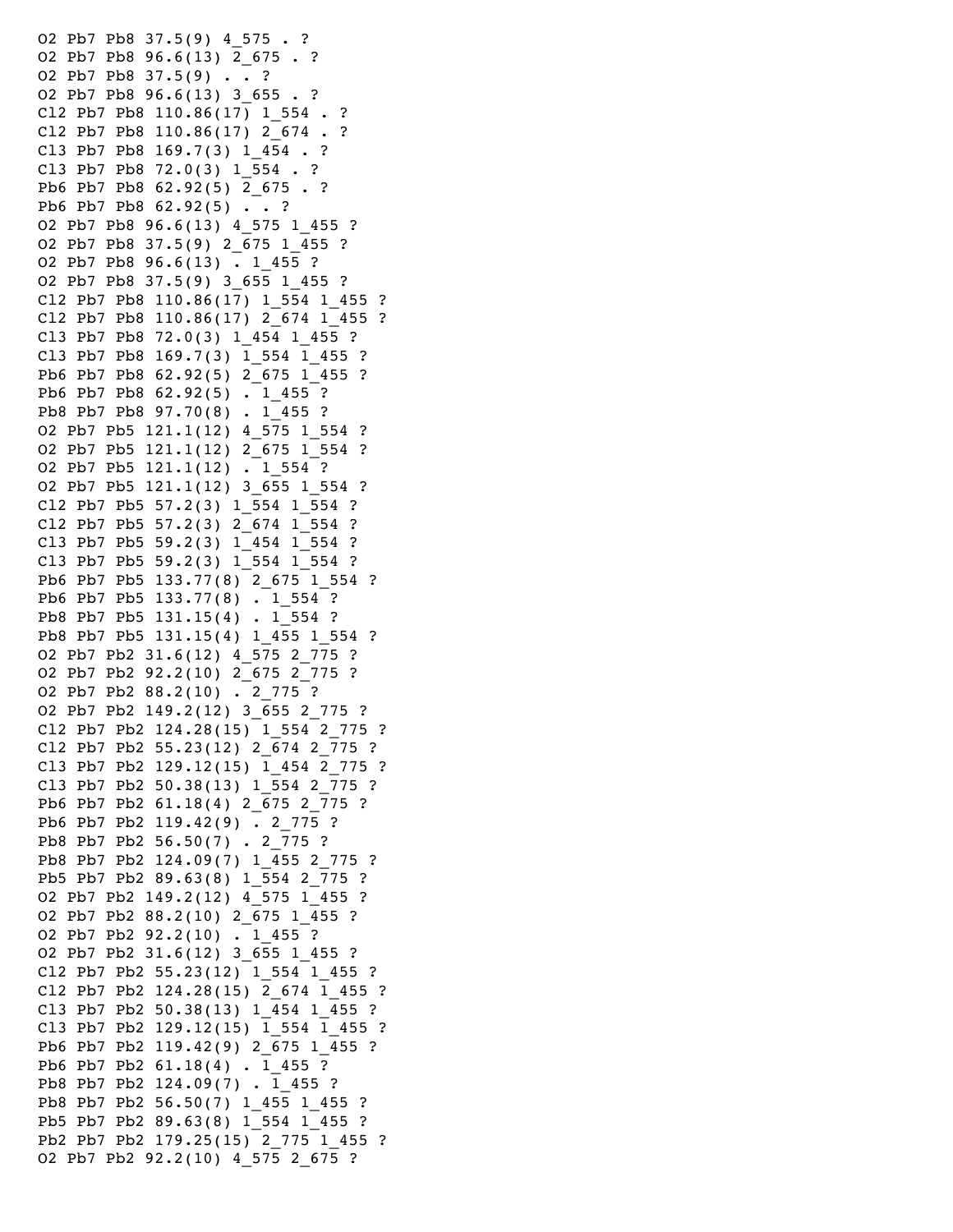```
O2 Pb7 Pb8 37.5(9) 4_575 . ?
O2 Pb7 Pb8 96.6(13) 2_675 . ?
O2 Pb7 Pb8 37.5(9) . . ?
O2 Pb7 Pb8 96.6(13) 3_655 . ?
Cl2 Pb7 Pb8 110.86(17) 1_554 . ?
Cl2 Pb7 Pb8 110.86(17) 2_674 . ?
Cl3 Pb7 Pb8 169.7(3) 1_454 . ?
Cl3 Pb7 Pb8 72.0(3) 1_554 . ?
Pb6 Pb7 Pb8 62.92(5) 2_675 . ?
Pb6 Pb7 Pb8 62.92(5) . . ?
O2 Pb7 Pb8 96.6(13) 4_575 1_455 ?
O2 Pb7 Pb8 37.5(9) 2_675 1_455 ?
O2 Pb7 Pb8 96.6(13) . 1_455 ?
O2 Pb7 Pb8 37.5(9) 3_655 1_455 ?
Cl2 Pb7 Pb8 110.86(17) 1_554 1_455 ?
Cl2 Pb7 Pb8 110.86(17) 2_674 1_455 ?
Cl3 Pb7 Pb8 72.0(3) 1_454 1_455 ?
Cl3 Pb7 Pb8 169.7(3) 1_554 1_455 ?
Pb6 Pb7 Pb8 62.92(5) 2_675 1_455 ?
Pb6 Pb7 Pb8 62.92(5) . 1_455 ?
Pb8 Pb7 Pb8 97.70(8) . 1_455 ?
O2 Pb7 Pb5 121.1(12) 4_575 1_554 ?
O2 Pb7 Pb5 121.1(12) 2_675 1_554 ?
O2 Pb7 Pb5 121.1(12) . 1_554 ?
O2 Pb7 Pb5 121.1(12) 3_655 1_554 ?
Cl2 Pb7 Pb5 57.2(3) 1_554 1_554 ?
Cl2 Pb7 Pb5 57.2(3) 2_674 1_554 ?
Cl3 Pb7 Pb5 59.2(3) 1_454 1_554 ?
Cl3 Pb7 Pb5 59.2(3) 1_554 1_554 ?
Pb6 Pb7 Pb5 133.77(8) 2_675 1_554 ?
Pb6 Pb7 Pb5 133.77(8) . 1_554 ?
Pb8 Pb7 Pb5 131.15(4) . 1_554 ?
Pb8 Pb7 Pb5 131.15(4) 1_455 1_554 ?
O2 Pb7 Pb2 31.6(12) 4_575 2_775 ?
O2 Pb7 Pb2 92.2(10) 2_675 2_775 ?
O2 Pb7 Pb2 88.2(10) . 2_775 ?
O2 Pb7 Pb2 149.2(12) 3_655 2_775 ?
Cl2 Pb7 Pb2 124.28(15) 1_554 2_775 ?
Cl2 Pb7 Pb2 55.23(12) 2_674 2_775 ?
Cl3 Pb7 Pb2 129.12(15) 1_454 2_775 ?
Cl3 Pb7 Pb2 50.38(13) 1_554 2_775 ?
Pb6 Pb7 Pb2 61.18(4) 2_675 2_775 ?
Pb6 Pb7 Pb2 119.42(9) . 2_775 ?
Pb8 Pb7 Pb2 56.50(7) . 2_775 ?
Pb8 Pb7 Pb2 124.09(7) 1_455 2_775 ?
Pb5 Pb7 Pb2 89.63(8) 1_554 2_775 ?
O2 Pb7 Pb2 149.2(12) 4_575 1_455 ?
O2 Pb7 Pb2 88.2(10) 2_675 1_455 ?
O2 Pb7 Pb2 92.2(10) . 1_455 ?
O2 Pb7 Pb2 31.6(12) 3_655 1_455 ?
Cl2 Pb7 Pb2 55.23(12) 1_554 1_455 ?
Cl2 Pb7 Pb2 124.28(15) 2_674 1_455 ?
Cl3 Pb7 Pb2 50.38(13) 1_454 1_455 ?
Cl3 Pb7 Pb2 129.12(15) 1_554 1_455 ?
Pb6 Pb7 Pb2 119.42(9) 2_675 1_455 ?
Pb6 Pb7 Pb2 61.18(4) . 1_455 ?
Pb8 Pb7 Pb2 124.09(7) . 1_455 ?
Pb8 Pb7 Pb2 56.50(7) 1_455 1_455 ?
Pb5 Pb7 Pb2 89.63(8) 1_554 1_455 ?
Pb2 Pb7 Pb2 179.25(15) 2_775 1_455 ?
O2 Pb7 Pb2 92.2(10) 4_575 2_675 ?
```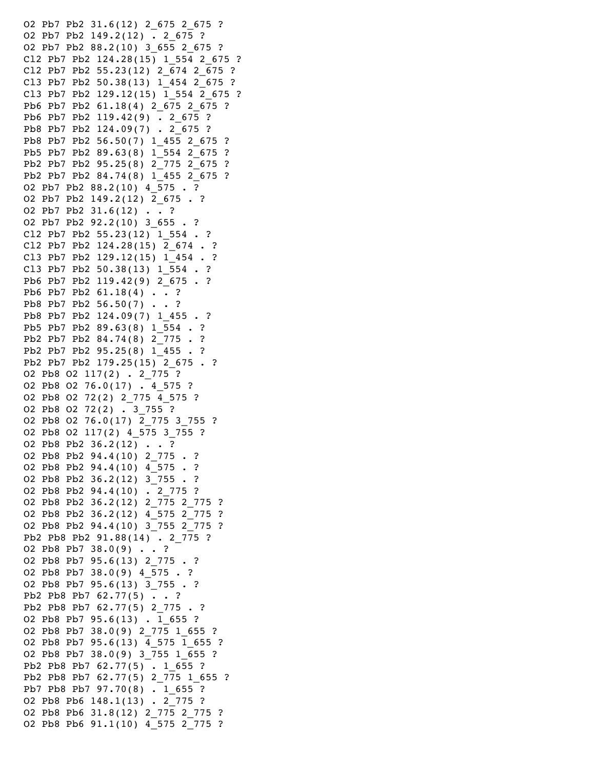```
O2 Pb7 Pb2 31.6(12) 2_675 2_675 ?
O2 Pb7 Pb2 149.2(12) . 2_675 ?
O2 Pb7 Pb2 88.2(10) 3_655 2_675 ?
Cl2 Pb7 Pb2 124.28(15) 1_554 2_675 ?
Cl2 Pb7 Pb2 55.23(12) 2_674 2_675 ?
Cl3 Pb7 Pb2 50.38(13) 1_454 2_675 ?
Cl3 Pb7 Pb2 129.12(15) 1_554 2_675 ?
Pb6 Pb7 Pb2 61.18(4) 2_675 2_675 ?
Pb6 Pb7 Pb2 119.42(9) . 2_675 ?
Pb8 Pb7 Pb2 124.09(7) . 2_675 ?
Pb8 Pb7 Pb2 56.50(7) 1_455 2_675 ?
Pb5 Pb7 Pb2 89.63(8) 1_554 2_675 ?
Pb2 Pb7 Pb2 95.25(8) 2_775 2_675 ?
Pb2 Pb7 Pb2 84.74(8) 1_455 2_675 ?
O2 Pb7 Pb2 88.2(10) 4_575 . ?
O2 Pb7 Pb2 149.2(12) 2_675 . ?
O2 Pb7 Pb2 31.6(12) . . ?
O2 Pb7 Pb2 92.2(10) 3_655 . ?
Cl2 Pb7 Pb2 55.23(12) 1_554 . ?
Cl2 Pb7 Pb2 124.28(15) 2_674 . ?
Cl3 Pb7 Pb2 129.12(15) 1_454 . ?
Cl3 Pb7 Pb2 50.38(13) 1_554 . ?
Pb6 Pb7 Pb2 119.42(9) 2_675 . ?
Pb6 Pb7 Pb2 61.18(4) . . ?
Pb8 Pb7 Pb2 56.50(7) . . ?
Pb8 Pb7 Pb2 124.09(7) 1_455 . ?
Pb5 Pb7 Pb2 89.63(8) 1_554 . ?
Pb2 Pb7 Pb2 84.74(8) 2_775 . ?
Pb2 Pb7 Pb2 95.25(8) 1_455 . ?
Pb2 Pb7 Pb2 179.25(15) 2_675 . ?
O2 Pb8 O2 117(2) . 2_775 ?
O2 Pb8 O2 76.0(17) . 4_575 ?
O2 Pb8 O2 72(2) 2_775 4_575 ?
O2 Pb8 O2 72(2) . 3_755 ?
O2 Pb8 O2 76.0(17) 2_775 3_755 ?
O2 Pb8 O2 117(2) 4_575 3_755 ?
O2 Pb8 Pb2 36.2(12) . . ?
O2 Pb8 Pb2 94.4(10) 2_775 . ?
O2 Pb8 Pb2 94.4(10) 4_575 . ?
O2 Pb8 Pb2 36.2(12) 3_755 . ?
O2 Pb8 Pb2 94.4(10) . 2_775 ?
O2 Pb8 Pb2 36.2(12) 2_775 2_775 ?
O2 Pb8 Pb2 36.2(12) 4_575 2_775 ?
O2 Pb8 Pb2 94.4(10) 3_755 2_775 ?
Pb2 Pb8 Pb2 91.88(14) . 2_775 ?
O2 Pb8 Pb7 38.0(9) . . ?
O2 Pb8 Pb7 95.6(13) 2_775 . ?
O2 Pb8 Pb7 38.0(9) 4_575 . ?
O2 Pb8 Pb7 95.6(13) 3_755 . ?
Pb2 Pb8 Pb7 62.77(5) . . ?
Pb2 Pb8 Pb7 62.77(5) 2_775 . ?
O2 Pb8 Pb7 95.6(13) . 1_655 ?
O2 Pb8 Pb7 38.0(9) 2_775 1_655 ?
O2 Pb8 Pb7 95.6(13) 4_575 1_655 ?
O2 Pb8 Pb7 38.0(9) 3_755 1_655 ?
Pb2 Pb8 Pb7 62.77(5) . 1_655 ?
Pb2 Pb8 Pb7 62.77(5) 2_775 1_655 ?
Pb7 Pb8 Pb7 97.70(8) . 1_655 ?
O2 Pb8 Pb6 148.1(13) . 2_775 ?
O2 Pb8 Pb6 31.8(12) 2_775 2_775 ?
O2 Pb8 Pb6 91.1(10) 4_575 2_775 ?
```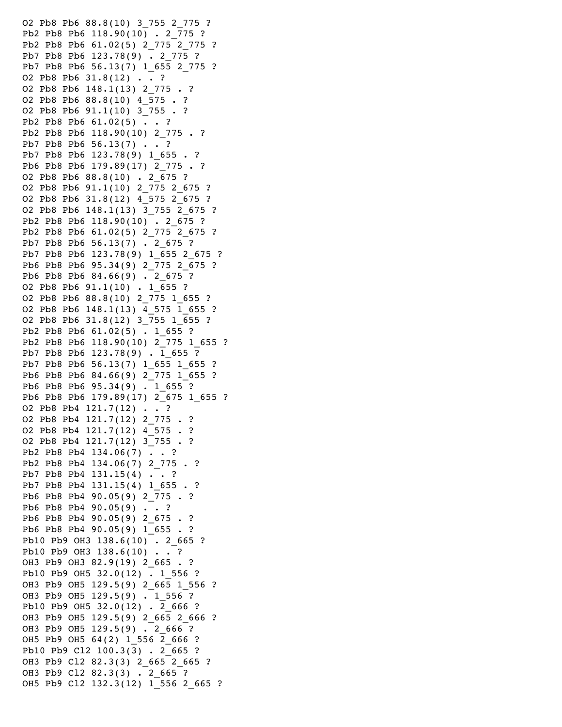```
O2 Pb8 Pb6 88.8(10) 3_755 2_775 ?
Pb2 Pb8 Pb6 118.90(10) . 2_775 ?
Pb2 Pb8 Pb6 61.02(5) 2_775 2_775 ?
Pb7 Pb8 Pb6 123.78(9) . 2_775 ?
Pb7 Pb8 Pb6 56.13(7) 1_655 2_775 ?
O2 Pb8 Pb6 31.8(12) . . ?
O2 Pb8 Pb6 148.1(13) 2_775 . ?
O2 Pb8 Pb6 88.8(10) 4_575 . ?
O2 Pb8 Pb6 91.1(10) 3_755 . ?
Pb2 Pb8 Pb6 61.02(5) . . ?
Pb2 Pb8 Pb6 118.90(10) 2_775 . ?
Pb7 Pb8 Pb6 56.13(7) . . ?
Pb7 Pb8 Pb6 123.78(9) 1_655 . ?
Pb6 Pb8 Pb6 179.89(17) 2_775 . ?
O2 Pb8 Pb6 88.8(10) . 2_675 ?
O2 Pb8 Pb6 91.1(10) 2_775 2_675 ?
O2 Pb8 Pb6 31.8(12) 4_575 2_675 ?
O2 Pb8 Pb6 148.1(13) 3_755 2_675 ?
Pb2 Pb8 Pb6 118.90(10) . 2_675 ?
Pb2 Pb8 Pb6 61.02(5) 2_775 2_675 ?
Pb7 Pb8 Pb6 56.13(7) . 2_675 ?
Pb7 Pb8 Pb6 123.78(9) 1_655 2_675 ?
Pb6 Pb8 Pb6 95.34(9) 2_775 2_675 ?
Pb6 Pb8 Pb6 84.66(9) . 2_675 ?
O2 Pb8 Pb6 91.1(10) . 1_655 ?
O2 Pb8 Pb6 88.8(10) 2_775 1_655 ?
O2 Pb8 Pb6 148.1(13) 4_575 1_655 ?
O2 Pb8 Pb6 31.8(12) 3_755 1_655 ?
Pb2 Pb8 Pb6 61.02(5) . 1_655 ?
Pb2 Pb8 Pb6 118.90(10) 2_775 1_655 ?
Pb7 Pb8 Pb6 123.78(9) . 1_655 ?
Pb7 Pb8 Pb6 56.13(7) 1_655 1_655 ?
Pb6 Pb8 Pb6 84.66(9) 2_775 1_655 ?
Pb6 Pb8 Pb6 95.34(9) . 1_655 ?
Pb6 Pb8 Pb6 179.89(17) 2_675 1_655 ?
O2 Pb8 Pb4 121.7(12) . . ?
O2 Pb8 Pb4 121.7(12) 2_775 . ?
O2 Pb8 Pb4 121.7(12) 4_575 . ?
O2 Pb8 Pb4 121.7(12) 3_755 . ?
Pb2 Pb8 Pb4 134.06(7) . . ?
Pb2 Pb8 Pb4 134.06(7) 2_775 . ?
Pb7 Pb8 Pb4 131.15(4) . . ?
Pb7 Pb8 Pb4 131.15(4) 1_655 . ?
Pb6 Pb8 Pb4 90.05(9) 2_775 . ?
Pb6 Pb8 Pb4 90.05(9) . . ?
Pb6 Pb8 Pb4 90.05(9) 2_675 . ?
Pb6 Pb8 Pb4 90.05(9) 1_655 . ?
Pb10 Pb9 OH3 138.6(10) . 2_665 ?
Pb10 Pb9 OH3 138.6(10) . . ?
OH3 Pb9 OH3 82.9(19) 2_665 . ?
Pb10 Pb9 OH5 32.0(12) . 1_556 ?
OH3 Pb9 OH5 129.5(9) 2_665 1_556 ?
OH3 Pb9 OH5 129.5(9) . 1_556 ?
Pb10 Pb9 OH5 32.0(12) . 2_666 ?
OH3 Pb9 OH5 129.5(9) 2_665 2_666 ?
OH3 Pb9 OH5 129.5(9) . 2_666 ?
OH5 Pb9 OH5 64(2) 1_556 2_666 ?
Pb10 Pb9 Cl2 100.3(3) . 2_665 ?
OH3 Pb9 Cl2 82.3(3) 2_665 2_665 ?
OH3 Pb9 Cl2 82.3(3) . 2_665 ?
OH5 Pb9 Cl2 132.3(12) 1_556 2_665 ?
```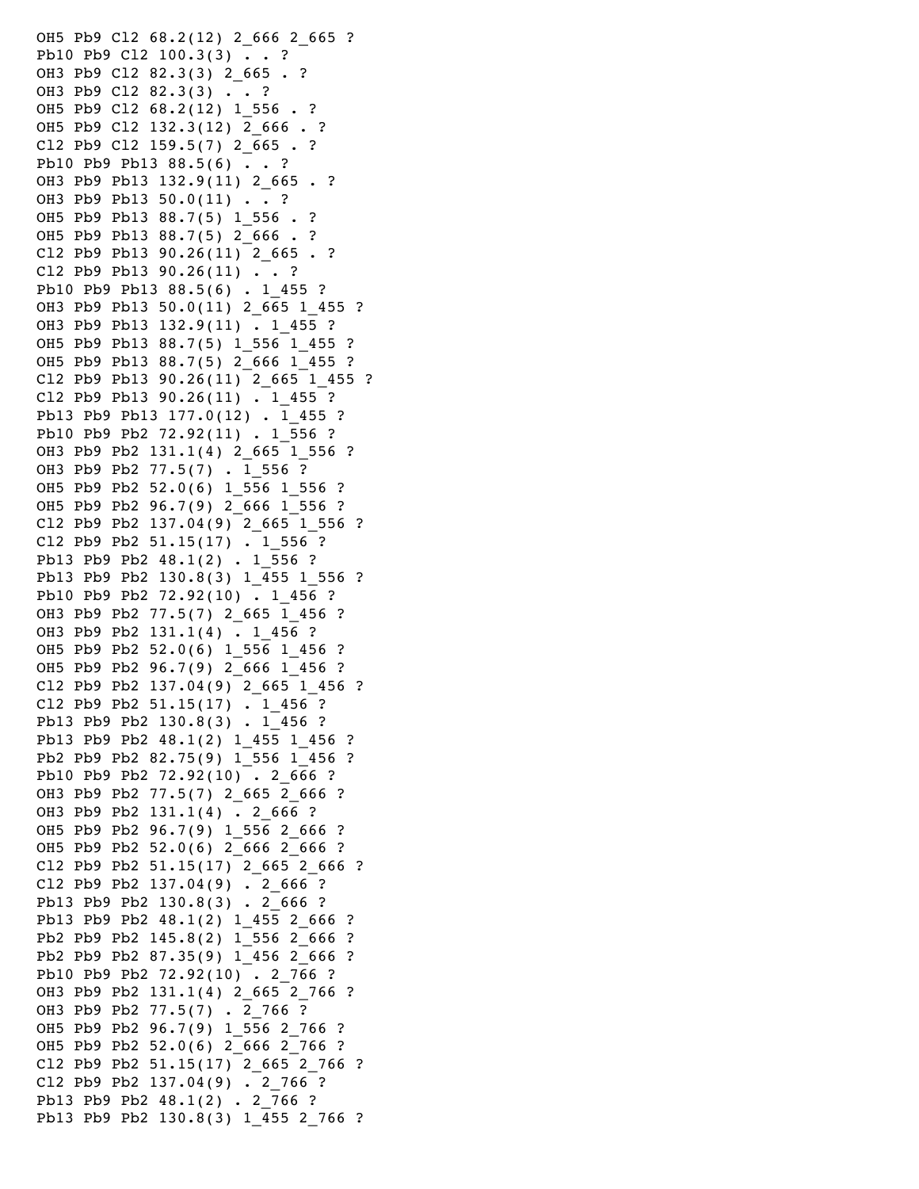```
OH5 Pb9 Cl2 68.2(12) 2_666 2_665 ?
Pb10 Pb9 Cl2 100.3(3) . . ?
OH3 Pb9 Cl2 82.3(3) 2_665 . ?
OH3 Pb9 Cl2 82.3(3) . . ?
OH5 Pb9 Cl2 68.2(12) 1_556 . ?
OH5 Pb9 Cl2 132.3(12) 2_666 . ?
Cl2 Pb9 Cl2 159.5(7) 2_665 . ?
Pb10 Pb9 Pb13 88.5(6) . . ?
OH3 Pb9 Pb13 132.9(11) 2_665 . ?
OH3 Pb9 Pb13 50.0(11) . . ?
OH5 Pb9 Pb13 88.7(5) 1_556 . ?
OH5 Pb9 Pb13 88.7(5) 2_666 . ?
Cl2 Pb9 Pb13 90.26(11) 2_665 . ?
Cl2 Pb9 Pb13 90.26(11) . . ?
Pb10 Pb9 Pb13 88.5(6) . 1_455 ?
OH3 Pb9 Pb13 50.0(11) 2_665 1_455 ?
OH3 Pb9 Pb13 132.9(11) . 1_455 ?
OH5 Pb9 Pb13 88.7(5) 1_556 1_455 ?
OH5 Pb9 Pb13 88.7(5) 2_666 1_455 ?
Cl2 Pb9 Pb13 90.26(11) 2_665 1_455 ?
Cl2 Pb9 Pb13 90.26(11) . 1_455 ?
Pb13 Pb9 Pb13 177.0(12) . 1_455 ?
Pb10 Pb9 Pb2 72.92(11) . 1_556 ?
OH3 Pb9 Pb2 131.1(4) 2_665 1_556 ?
OH3 Pb9 Pb2 77.5(7) . 1_556 ?
OH5 Pb9 Pb2 52.0(6) 1_556 1_556 ?
OH5 Pb9 Pb2 96.7(9) 2_666 1_556 ?
Cl2 Pb9 Pb2 137.04(9) 2_665 1_556 ?
Cl2 Pb9 Pb2 51.15(17) . 1_556 ?
Pb13 Pb9 Pb2 48.1(2) . 1_556 ?
Pb13 Pb9 Pb2 130.8(3) 1_455 1_556 ?
Pb10 Pb9 Pb2 72.92(10) . 1_456 ?
OH3 Pb9 Pb2 77.5(7) 2_665 1_456 ?
OH3 Pb9 Pb2 131.1(4) . 1_456 ?
OH5 Pb9 Pb2 52.0(6) 1_556 1_456 ?
OH5 Pb9 Pb2 96.7(9) 2_666 1_456 ?
Cl2 Pb9 Pb2 137.04(9) 2_665 1_456 ?
Cl2 Pb9 Pb2 51.15(17) . 1_456 ?
Pb13 Pb9 Pb2 130.8(3) . 1_456 ?
Pb13 Pb9 Pb2 48.1(2) 1_455 1_456 ?
Pb2 Pb9 Pb2 82.75(9) 1_556 1_456 ?
Pb10 Pb9 Pb2 72.92(10) . 2_666 ?
OH3 Pb9 Pb2 77.5(7) 2_665 2_666 ?
OH3 Pb9 Pb2 131.1(4) . 2_666 ?
OH5 Pb9 Pb2 96.7(9) 1_556 2_666 ?
OH5 Pb9 Pb2 52.0(6) 2_666 2_666 ?
Cl2 Pb9 Pb2 51.15(17) 2_665 2_666 ?
Cl2 Pb9 Pb2 137.04(9) . 2_666 ?
Pb13 Pb9 Pb2 130.8(3) . 2_666 ?
Pb13 Pb9 Pb2 48.1(2) 1_455 2_666 ?
Pb2 Pb9 Pb2 145.8(2) 1_556 2_666 ?
Pb2 Pb9 Pb2 87.35(9) 1_456 2_666 ?
Pb10 Pb9 Pb2 72.92(10) . 2_766 ?
OH3 Pb9 Pb2 131.1(4) 2_665 2_766 ?
OH3 Pb9 Pb2 77.5(7) . 2_766 ?
OH5 Pb9 Pb2 96.7(9) 1_556 2_766 ?
OH5 Pb9 Pb2 52.0(6) 2_666 2_766 ?
Cl2 Pb9 Pb2 51.15(17) 2_665 2_766 ?
Cl2 Pb9 Pb2 137.04(9) . 2_766 ?
Pb13 Pb9 Pb2 48.1(2) . 2_766 ?
Pb13 Pb9 Pb2 130.8(3) 1_455 2_766 ?
```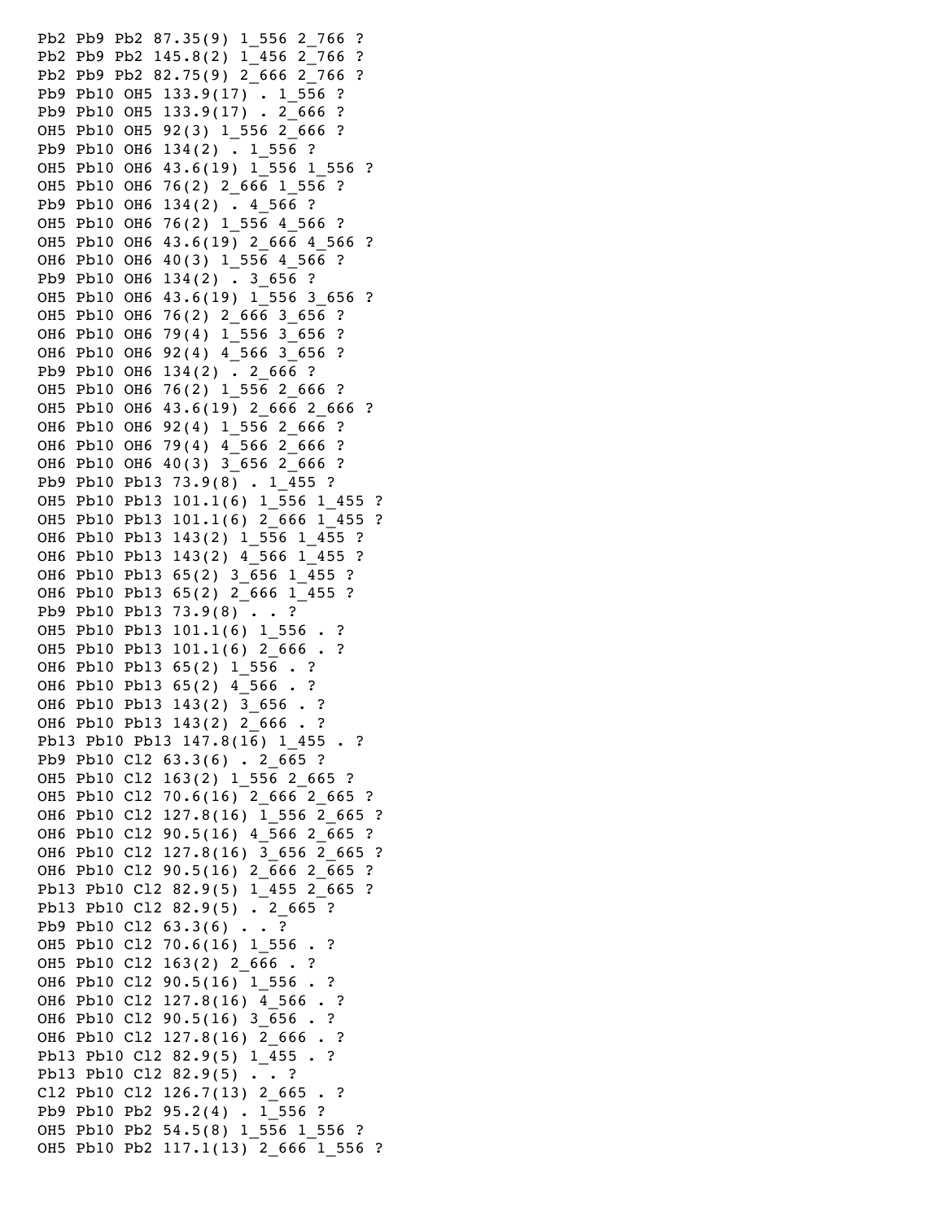```
Pb2 Pb9 Pb2 87.35(9) 1_556 2_766 ?
Pb2 Pb9 Pb2 145.8(2) 1_456 2_766 ?
Pb2 Pb9 Pb2 82.75(9) 2_666 2_766 ?
Pb9 Pb10 OH5 133.9(17) . 1_556 ?
Pb9 Pb10 OH5 133.9(17) . 2_666 ?
OH5 Pb10 OH5 92(3) 1_556 2_666 ?
Pb9 Pb10 OH6 134(2) . 1_556 ?
OH5 Pb10 OH6 43.6(19) 1_556 1_556 ?
OH5 Pb10 OH6 76(2) 2_666 1_556 ?
Pb9 Pb10 OH6 134(2) . 4_566 ?
OH5 Pb10 OH6 76(2) 1_556 4_566 ?
OH5 Pb10 OH6 43.6(19) 2_666 4_566 ?
OH6 Pb10 OH6 40(3) 1_556 4_566 ?
Pb9 Pb10 OH6 134(2) . 3_656 ?
OH5 Pb10 OH6 43.6(19) 1_556 3_656 ?
OH5 Pb10 OH6 76(2) 2_666 3_656 ?
OH6 Pb10 OH6 79(4) 1_556 3_656 ?
OH6 Pb10 OH6 92(4) 4_566 3_656 ?
Pb9 Pb10 OH6 134(2) . 2_666 ?
OH5 Pb10 OH6 76(2) 1_556 2_666 ?
OH5 Pb10 OH6 43.6(19) 2_666 2_666 ?
OH6 Pb10 OH6 92(4) 1_556 2_666 ?
OH6 Pb10 OH6 79(4) 4_566 2_666 ?
OH6 Pb10 OH6 40(3) 3_656 2_666 ?
Pb9 Pb10 Pb13 73.9(8) . 1_455 ?
OH5 Pb10 Pb13 101.1(6) 1_556 1_455 ?
OH5 Pb10 Pb13 101.1(6) 2_666 1_455 ?
OH6 Pb10 Pb13 143(2) 1_556 1_455 ?
OH6 Pb10 Pb13 143(2) 4_566 1_455 ?
OH6 Pb10 Pb13 65(2) 3_656 1_455 ?
OH6 Pb10 Pb13 65(2) 2_666 1_455 ?
Pb9 Pb10 Pb13 73.9(8) . . ?
OH5 Pb10 Pb13 101.1(6) 1_556 . ?
OH5 Pb10 Pb13 101.1(6) 2_666 . ?
OH6 Pb10 Pb13 65(2) 1_556 . ?
OH6 Pb10 Pb13 65(2) 4_566 . ?
OH6 Pb10 Pb13 143(2) 3_656 . ?
OH6 Pb10 Pb13 143(2) 2_666 . ?
Pb13 Pb10 Pb13 147.8(16) 1_455 . ?
Pb9 Pb10 Cl2 63.3(6) . 2_665 ?
OH5 Pb10 Cl2 163(2) 1_556 2_665 ?
OH5 Pb10 Cl2 70.6(16) 2_666 2_665 ?
OH6 Pb10 Cl2 127.8(16) 1_556 2_665 ?
OH6 Pb10 Cl2 90.5(16) 4_566 2_665 ?
OH6 Pb10 Cl2 127.8(16) 3_656 2_665 ?
OH6 Pb10 Cl2 90.5(16) 2_666 2_665 ?
Pb13 Pb10 Cl2 82.9(5) 1_455 2_665 ?
Pb13 Pb10 Cl2 82.9(5) . 2_665 ?
Pb9 Pb10 Cl2 63.3(6) . . ?
OH5 Pb10 Cl2 70.6(16) 1_556 . ?
OH5 Pb10 Cl2 163(2) 2_666 . ?
OH6 Pb10 Cl2 90.5(16) 1_556 . ?
OH6 Pb10 Cl2 127.8(16) 4_566 . ?
OH6 Pb10 Cl2 90.5(16) 3_656 . ?
OH6 Pb10 Cl2 127.8(16) 2_666 . ?
Pb13 Pb10 Cl2 82.9(5) 1_455 . ?
Pb13 Pb10 Cl2 82.9(5) . . ?
Cl2 Pb10 Cl2 126.7(13) 2_665 . ?
Pb9 Pb10 Pb2 95.2(4) . 1_556 ?
OH5 Pb10 Pb2 54.5(8) 1_556 1_556 ?
OH5 Pb10 Pb2 117.1(13) 2_666 1_556 ?
```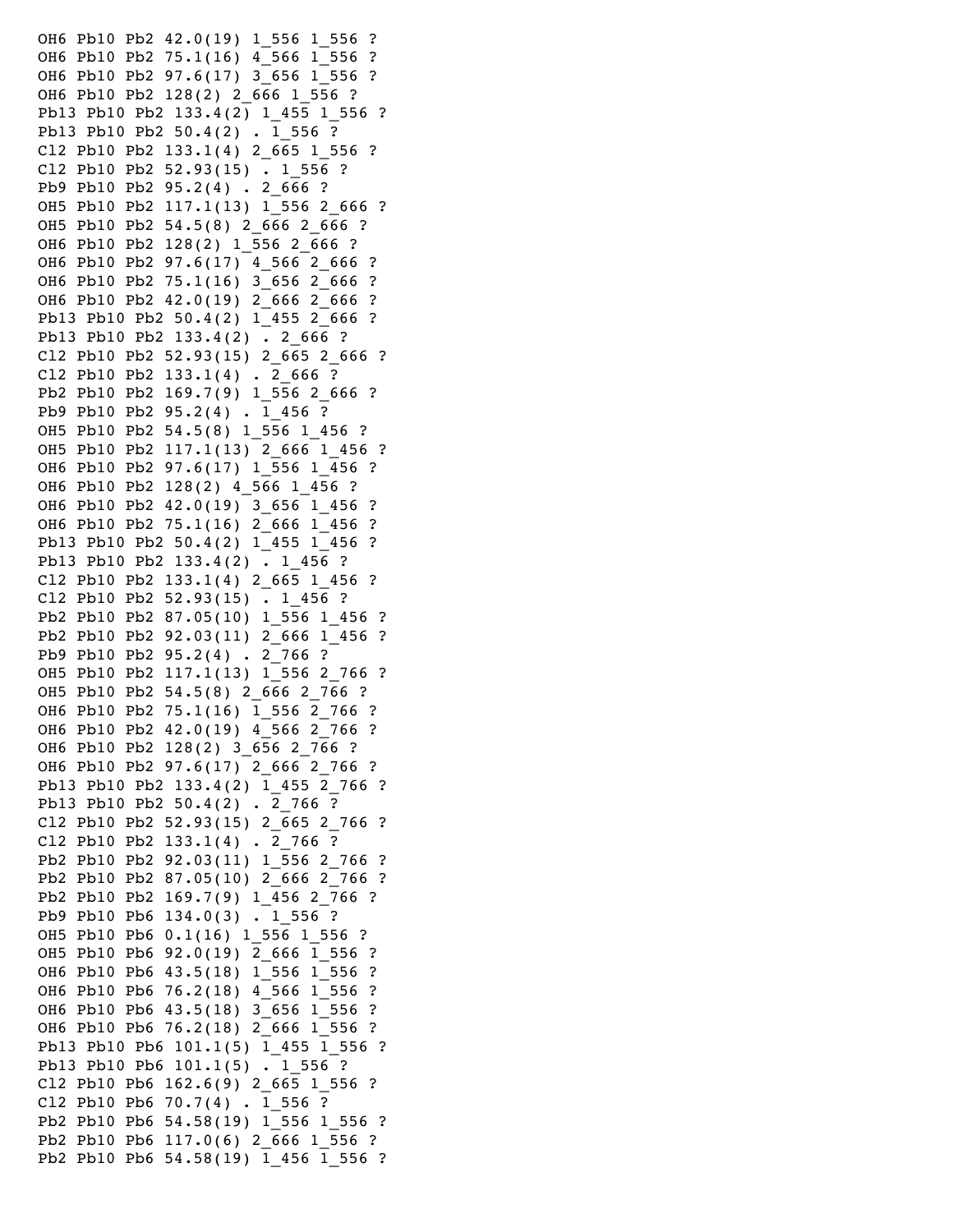```
OH6 Pb10 Pb2 42.0(19) 1_556 1_556 ?
OH6 Pb10 Pb2 75.1(16) 4_566 1_556 ?
OH6 Pb10 Pb2 97.6(17) 3_656 1_556 ?
OH6 Pb10 Pb2 128(2) 2_666 1_556 ?
Pb13 Pb10 Pb2 133.4(2) 1_455 1_556 ?
Pb13 Pb10 Pb2 50.4(2) . 1_556 ?
Cl2 Pb10 Pb2 133.1(4) 2_665 1_556 ?
Cl2 Pb10 Pb2 52.93(15) . 1_556 ?
Pb9 Pb10 Pb2 95.2(4) . 2_666 ?
OH5 Pb10 Pb2 117.1(13) 1_556 2_666 ?
OH5 Pb10 Pb2 54.5(8) 2_666 2_666 ?
OH6 Pb10 Pb2 128(2) 1_556 2_666 ?
OH6 Pb10 Pb2 97.6(17) 4_566 2_666 ?
OH6 Pb10 Pb2 75.1(16) 3_656 2_666 ?
OH6 Pb10 Pb2 42.0(19) 2_666 2_666 ?
Pb13 Pb10 Pb2 50.4(2) 1_455 2_666 ?
Pb13 Pb10 Pb2 133.4(2) . 2_666 ?
Cl2 Pb10 Pb2 52.93(15) 2_665 2_666 ?
Cl2 Pb10 Pb2 133.1(4) . 2_666 ?
Pb2 Pb10 Pb2 169.7(9) 1_556 2_666 ?
Pb9 Pb10 Pb2 95.2(4) . 1_456 ?
OH5 Pb10 Pb2 54.5(8) 1_556 1_456 ?
OH5 Pb10 Pb2 117.1(13) 2_666 1_456 ?
OH6 Pb10 Pb2 97.6(17) 1_556 1_456 ?
OH6 Pb10 Pb2 128(2) 4_566 1_456 ?
OH6 Pb10 Pb2 42.0(19) 3_656 1_456 ?
OH6 Pb10 Pb2 75.1(16) 2_666 1_456 ?
Pb13 Pb10 Pb2 50.4(2) 1_455 1_456 ?
Pb13 Pb10 Pb2 133.4(2) . 1_456 ?
Cl2 Pb10 Pb2 133.1(4) 2_665 1_456 ?
Cl2 Pb10 Pb2 52.93(15) . 1_456 ?
Pb2 Pb10 Pb2 87.05(10) 1_556 1_456 ?
Pb2 Pb10 Pb2 92.03(11) 2_666 1_456 ?
Pb9 Pb10 Pb2 95.2(4) . 2_766 ?
OH5 Pb10 Pb2 117.1(13) 1_556 2_766 ?
OH5 Pb10 Pb2 54.5(8) 2_666 2_766 ?
OH6 Pb10 Pb2 75.1(16) 1_556 2_766 ?
OH6 Pb10 Pb2 42.0(19) 4_566 2_766 ?
OH6 Pb10 Pb2 128(2) 3_656 2_766 ?
OH6 Pb10 Pb2 97.6(17) 2_666 2_766 ?
Pb13 Pb10 Pb2 133.4(2) 1_455 2_766 ?
Pb13 Pb10 Pb2 50.4(2) . 2_766 ?
Cl2 Pb10 Pb2 52.93(15) 2_665 2_766 ?
Cl2 Pb10 Pb2 133.1(4) . 2_766 ?
Pb2 Pb10 Pb2 92.03(11) 1_556 2_766 ?
Pb2 Pb10 Pb2 87.05(10) 2_666 2_766 ?
Pb2 Pb10 Pb2 169.7(9) 1_456 2_766 ?
Pb9 Pb10 Pb6 134.0(3) . 1_556 ?
OH5 Pb10 Pb6 0.1(16) 1_556 1_556 ?
OH5 Pb10 Pb6 92.0(19) 2_666 1_556 ?
OH6 Pb10 Pb6 43.5(18) 1_556 1_556 ?
OH6 Pb10 Pb6 76.2(18) 4_566 1_556 ?
OH6 Pb10 Pb6 43.5(18) 3_656 1_556 ?
OH6 Pb10 Pb6 76.2(18) 2_666 1_556 ?
Pb13 Pb10 Pb6 101.1(5) 1_455 1_556 ?
Pb13 Pb10 Pb6 101.1(5) . 1_556 ?
Cl2 Pb10 Pb6 162.6(9) 2_665 1_556 ?
Cl2 Pb10 Pb6 70.7(4) . 1_556 ?
Pb2 Pb10 Pb6 54.58(19) 1_556 1_556 ?
Pb2 Pb10 Pb6 117.0(6) 2_666 1_556 ?
Pb2 Pb10 Pb6 54.58(19) 1_456 1_556 ?
```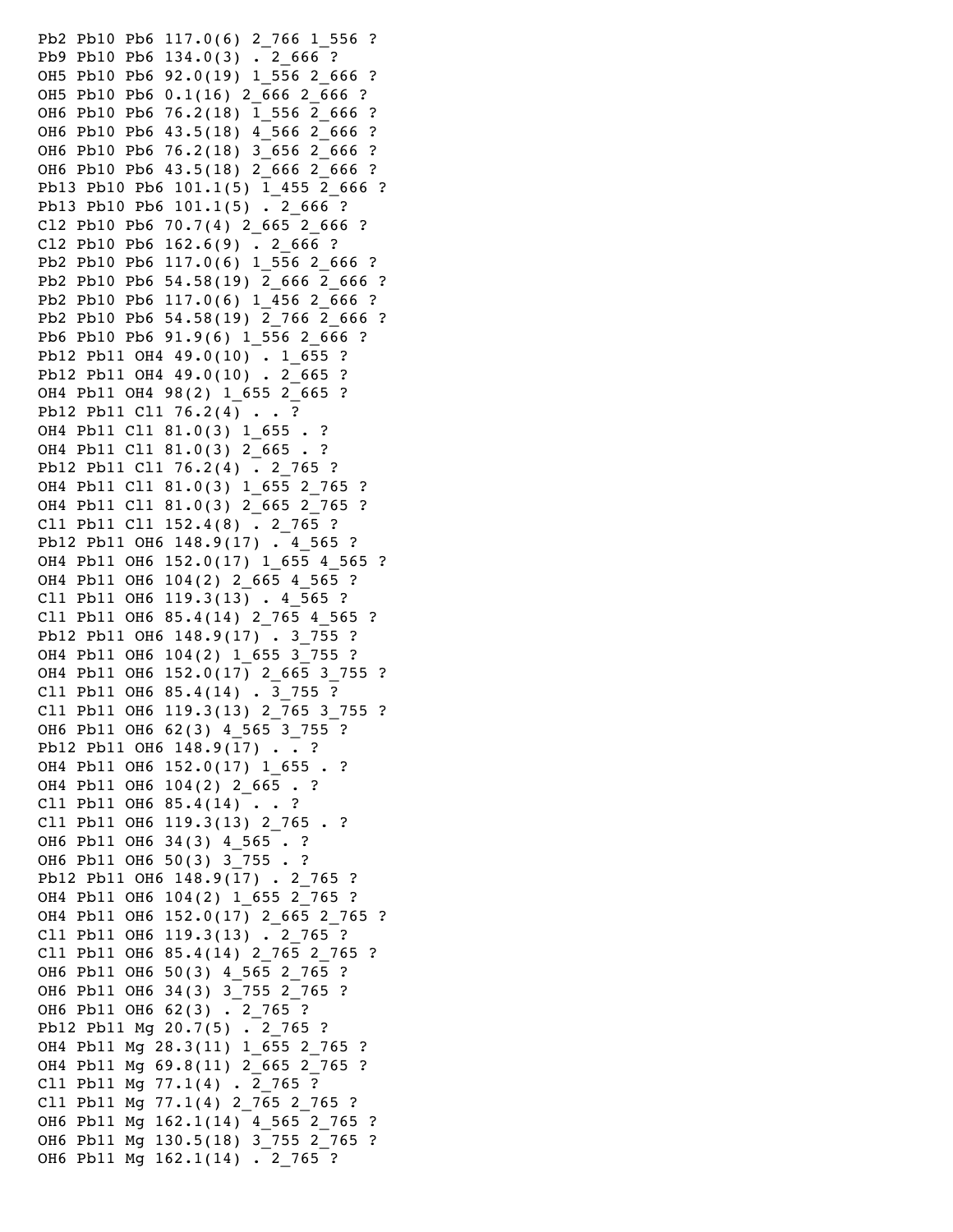```
Pb2 Pb10 Pb6 117.0(6) 2_766 1_556 ?
Pb9 Pb10 Pb6 134.0(3) . 2_666 ?
OH5 Pb10 Pb6 92.0(19) 1_556 2_666 ?
OH5 Pb10 Pb6 0.1(16) 2_666 2_666 ?
OH6 Pb10 Pb6 76.2(18) 1_556 2_666 ?
OH6 Pb10 Pb6 43.5(18) 4_566 2_666 ?
OH6 Pb10 Pb6 76.2(18) 3_656 2_666 ?
OH6 Pb10 Pb6 43.5(18) 2_666 2_666 ?
Pb13 Pb10 Pb6 101.1(5) 1_455 2_666 ?
Pb13 Pb10 Pb6 101.1(5) . 2_666 ?
Cl2 Pb10 Pb6 70.7(4) 2_665 2_666 ?
Cl2 Pb10 Pb6 162.6(9) . 2_666 ?
Pb2 Pb10 Pb6 117.0(6) 1_556 2_666 ?
Pb2 Pb10 Pb6 54.58(19) 2_666 2_666 ?
Pb2 Pb10 Pb6 117.0(6) 1_456 2_666 ?
Pb2 Pb10 Pb6 54.58(19) 2_766 2_666 ?
Pb6 Pb10 Pb6 91.9(6) 1_556 2_666 ?
Pb12 Pb11 OH4 49.0(10) . 1_655 ?
Pb12 Pb11 OH4 49.0(10) . 2_665 ?
OH4 Pb11 OH4 98(2) 1_655 2_665 ?
Pb12 Pb11 Cl1 76.2(4) . . ?
OH4 Pb11 Cl1 81.0(3) 1_655 . ?
OH4 Pb11 Cl1 81.0(3) 2_665 . ?
Pb12 Pb11 Cl1 76.2(4) . 2_765 ?
OH4 Pb11 Cl1 81.0(3) 1_655 2_765 ?
OH4 Pb11 Cl1 81.0(3) 2_665 2_765 ?
Cl1 Pb11 Cl1 152.4(8) . 2_765 ?
Pb12 Pb11 OH6 148.9(17) . 4_565 ?
OH4 Pb11 OH6 152.0(17) 1_655 4_565 ?
OH4 Pb11 OH6 104(2) 2_665 4_565 ?
Cl1 Pb11 OH6 119.3(13) . 4_565 ?
Cl1 Pb11 OH6 85.4(14) 2_765 4_565 ?
Pb12 Pb11 OH6 148.9(17) . 3_755 ?
OH4 Pb11 OH6 104(2) 1_655 3_755 ?
OH4 Pb11 OH6 152.0(17) 2_665 3_755 ?
Cl1 Pb11 OH6 85.4(14) . 3_755 ?
Cl1 Pb11 OH6 119.3(13) 2_765 3_755 ?
OH6 Pb11 OH6 62(3) 4_565 3_755 ?
Pb12 Pb11 OH6 148.9(17) . . ?
OH4 Pb11 OH6 152.0(17) 1_655 . ?
OH4 Pb11 OH6 104(2) 2_665 . ?
Cl1 Pb11 OH6 85.4(14) . . ?
Cl1 Pb11 OH6 119.3(13) 2_765 . ?
OH6 Pb11 OH6 34(3) 4_565 . ?
OH6 Pb11 OH6 50(3) 3_755 . ?
Pb12 Pb11 OH6 148.9(17) . 2_765 ?
OH4 Pb11 OH6 104(2) 1_655 2_765 ?
OH4 Pb11 OH6 152.0(17) 2_665 2_765 ?
Cl1 Pb11 OH6 119.3(13) . 2_765 ?
Cl1 Pb11 OH6 85.4(14) 2_765 2_765 ?
OH6 Pb11 OH6 50(3) 4_565 2_765 ?
OH6 Pb11 OH6 34(3) 3_755 2_765 ?
OH6 Pb11 OH6 62(3) . 2_765 ?
Pb12 Pb11 Mg 20.7(5) . 2_765 ?
OH4 Pb11 Mg 28.3(11) 1_655 2_765 ?
OH4 Pb11 Mg 69.8(11) 2_665 2_765 ?
Cl1 Pb11 Mg 77.1(4) . 2_765 ?
Cl1 Pb11 Mg 77.1(4) 2_765 2_765 ?
OH6 Pb11 Mg 162.1(14) 4_565 2_765 ?
OH6 Pb11 Mg 130.5(18) 3_755 2_765 ?
OH6 Pb11 Mg 162.1(14) . 2_765 ?
```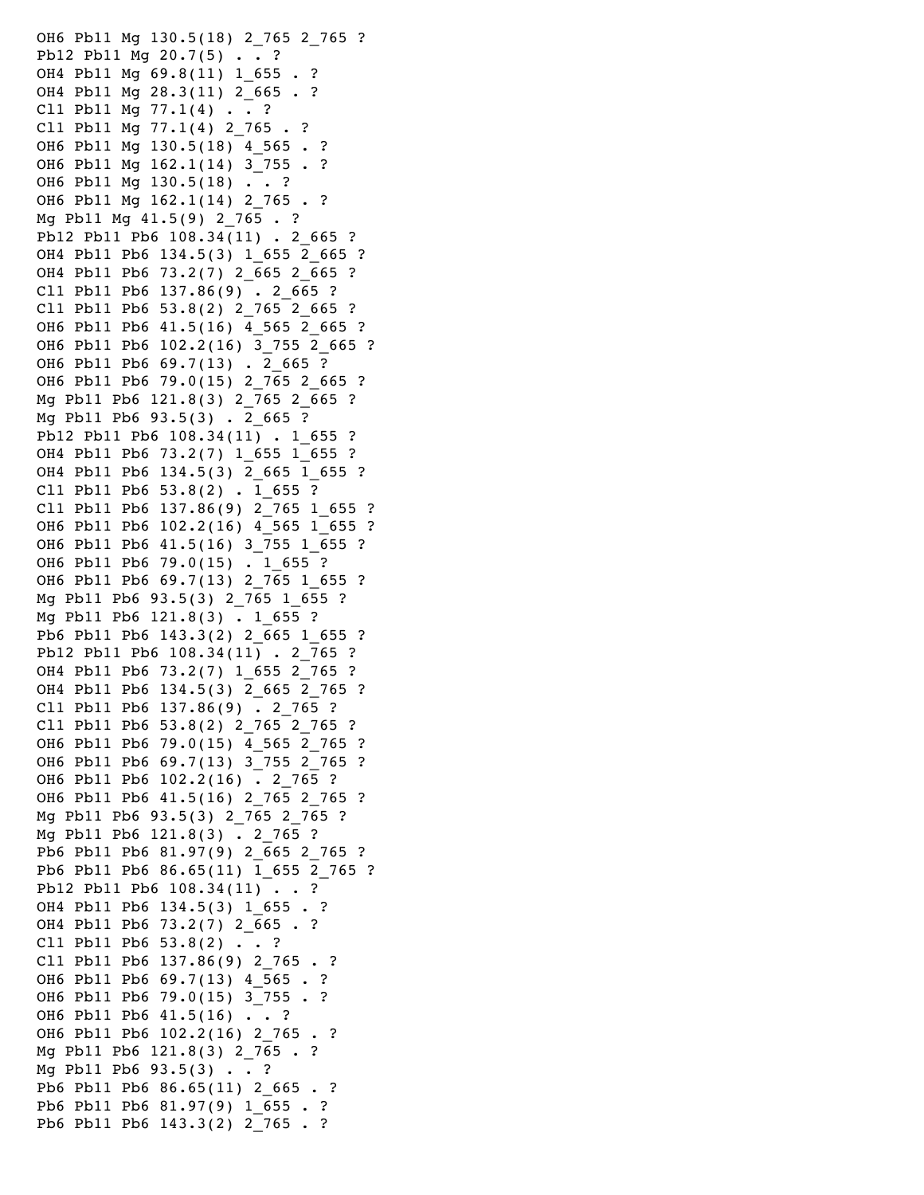```
OH6 Pb11 Mg 130.5(18) 2_765 2_765 ?
Pb12 Pb11 Mg 20.7(5) . . ?
OH4 Pb11 Mg 69.8(11) 1_655 . ?
OH4 Pb11 Mg 28.3(11) 2_665 . ?
Cl1 Pb11 Mg 77.1(4) . . ?
Cl1 Pb11 Mg 77.1(4) 2_765 . ?
OH6 Pb11 Mg 130.5(18) 4_565 . ?
OH6 Pb11 Mg 162.1(14) 3_755 . ?
OH6 Pb11 Mg 130.5(18) . . ?
OH6 Pb11 Mg 162.1(14) 2_765 . ?
Mg Pb11 Mg 41.5(9) 2_765 . ?
Pb12 Pb11 Pb6 108.34(11) . 2_665 ?
OH4 Pb11 Pb6 134.5(3) 1_655 2_665 ?
OH4 Pb11 Pb6 73.2(7) 2_665 2_665 ?
Cl1 Pb11 Pb6 137.86(9) . 2_665 ?
Cl1 Pb11 Pb6 53.8(2) 2_765 2_665 ?
OH6 Pb11 Pb6 41.5(16) 4_565 2_665 ?
OH6 Pb11 Pb6 102.2(16) 3_755 2_665 ?
OH6 Pb11 Pb6 69.7(13) . 2_665 ?
OH6 Pb11 Pb6 79.0(15) 2_765 2_665 ?
Mg Pb11 Pb6 121.8(3) 2_765 2_665 ?
Mg Pb11 Pb6 93.5(3) . 2_665 ?
Pb12 Pb11 Pb6 108.34(11) . 1_655 ?
OH4 Pb11 Pb6 73.2(7) 1_655 1_655 ?
OH4 Pb11 Pb6 134.5(3) 2_665 1_655 ?
Cl1 Pb11 Pb6 53.8(2) . 1_655 ?
Cl1 Pb11 Pb6 137.86(9) 2_765 1_655 ?
OH6 Pb11 Pb6 102.2(16) 4_565 1_655 ?
OH6 Pb11 Pb6 41.5(16) 3_755 1_655 ?
OH6 Pb11 Pb6 79.0(15) . 1_655 ?
OH6 Pb11 Pb6 69.7(13) 2_765 1_655 ?
Mg Pb11 Pb6 93.5(3) 2_765 1_655 ?
Mg Pb11 Pb6 121.8(3) . 1_655 ?
Pb6 Pb11 Pb6 143.3(2) 2_665 1_655 ?
Pb12 Pb11 Pb6 108.34(11) . 2_765 ?
OH4 Pb11 Pb6 73.2(7) 1_655 2_765 ?
OH4 Pb11 Pb6 134.5(3) 2_665 2_765 ?
Cl1 Pb11 Pb6 137.86(9) . 2_765 ?
Cl1 Pb11 Pb6 53.8(2) 2_765 2_765 ?
OH6 Pb11 Pb6 79.0(15) 4_565 2_765 ?
OH6 Pb11 Pb6 69.7(13) 3_755 2_765 ?
OH6 Pb11 Pb6 102.2(16) . 2_765 ?
OH6 Pb11 Pb6 41.5(16) 2_765 2_765 ?
Mg Pb11 Pb6 93.5(3) 2_765 2_765 ?
Mg Pb11 Pb6 121.8(3) . 2_765 ?
Pb6 Pb11 Pb6 81.97(9) 2_665 2_765 ?
Pb6 Pb11 Pb6 86.65(11) 1_655 2_765 ?
Pb12 Pb11 Pb6 108.34(11) . . ?
OH4 Pb11 Pb6 134.5(3) 1_655 . ?
OH4 Pb11 Pb6 73.2(7) 2_665 . ?
Cl1 Pb11 Pb6 53.8(2) . . ?
Cl1 Pb11 Pb6 137.86(9) 2_765 . ?
OH6 Pb11 Pb6 69.7(13) 4_565 . ?
OH6 Pb11 Pb6 79.0(15) 3_755 . ?
OH6 Pb11 Pb6 41.5(16) . . ?
OH6 Pb11 Pb6 102.2(16) 2_765 . ?
Mg Pb11 Pb6 121.8(3) 2_765 . ?
Mg Pb11 Pb6 93.5(3) . . ?
Pb6 Pb11 Pb6 86.65(11) 2_665 . ?
Pb6 Pb11 Pb6 81.97(9) 1_655 . ?
Pb6 Pb11 Pb6 143.3(2) 2_765 . ?
```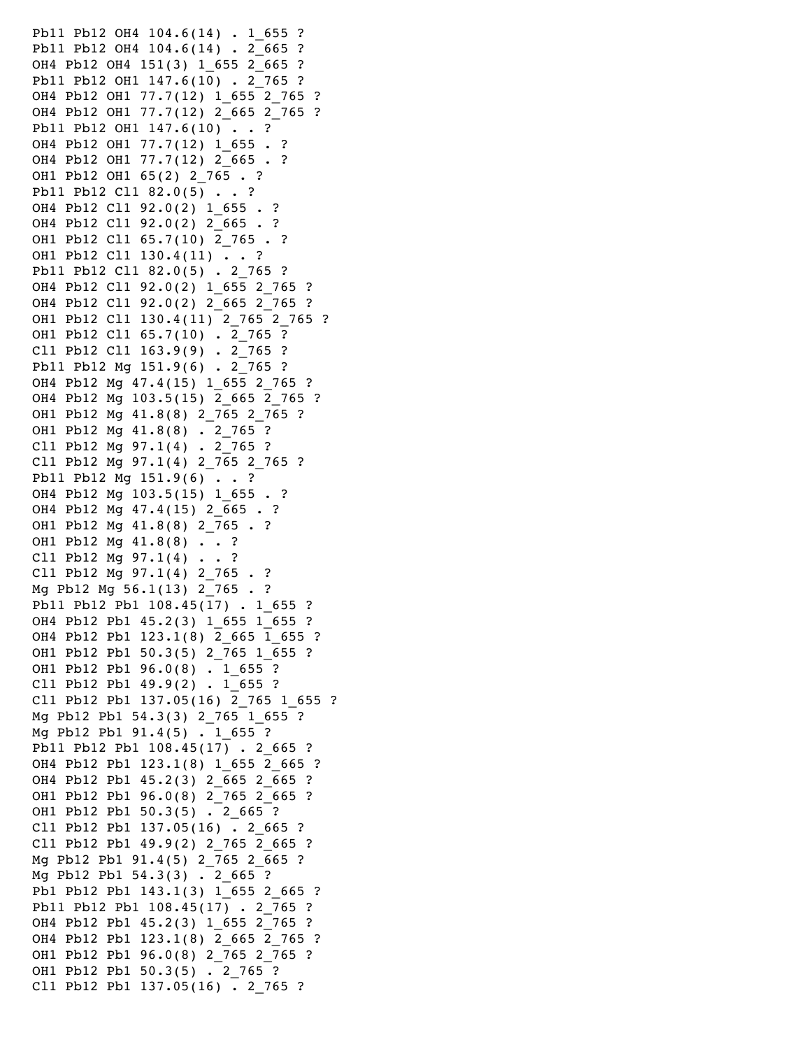```
Pb11 Pb12 OH4 104.6(14) . 1_655 ?
Pb11 Pb12 OH4 104.6(14) . 2_665 ?
OH4 Pb12 OH4 151(3) 1_655 2_665 ?
Pb11 Pb12 OH1 147.6(10) . 2_765 ?
OH4 Pb12 OH1 77.7(12) 1_655 2_765 ?
OH4 Pb12 OH1 77.7(12) 2_665 2_765 ?
Pb11 Pb12 OH1 147.6(10) . . ?
OH4 Pb12 OH1 77.7(12) 1_655 . ?
OH4 Pb12 OH1 77.7(12) 2_665 . ?
OH1 Pb12 OH1 65(2) 2_765 . ?
Pb11 Pb12 Cl1 82.0(5) . . ?
OH4 Pb12 Cl1 92.0(2) 1_655 . ?
OH4 Pb12 Cl1 92.0(2) 2_665 . ?
OH1 Pb12 Cl1 65.7(10) 2_765 . ?
OH1 Pb12 Cl1 130.4(11) . . ?
Pb11 Pb12 Cl1 82.0(5) . 2_765 ?
OH4 Pb12 Cl1 92.0(2) 1_655 2_765 ?
OH4 Pb12 Cl1 92.0(2) 2_665 2_765 ?
OH1 Pb12 Cl1 130.4(11) 2_765 2_765 ?
OH1 Pb12 Cl1 65.7(10) . 2_765 ?
Cl1 Pb12 Cl1 163.9(9) . 2_765 ?
Pb11 Pb12 Mg 151.9(6) . 2_765 ?
OH4 Pb12 Mg 47.4(15) 1_655 2_765 ?
OH4 Pb12 Mg 103.5(15) 2_665 2_765 ?
OH1 Pb12 Mg 41.8(8) 2_765 2_765 ?
OH1 Pb12 Mg 41.8(8) . 2_765 ?
Cl1 Pb12 Mg 97.1(4) . 2_765 ?
Cl1 Pb12 Mg 97.1(4) 2_765 2_765 ?
Pb11 Pb12 Mg 151.9(6) . . ?
OH4 Pb12 Mg 103.5(15) 1_655 . ?
OH4 Pb12 Mg 47.4(15) 2_665 . ?
OH1 Pb12 Mg 41.8(8) 2_765 . ?
OH1 Pb12 Mg 41.8(8) . . ?
Cl1 Pb12 Mg 97.1(4) . . ?
Cl1 Pb12 Mg 97.1(4) 2_765 . ?
Mg Pb12 Mg 56.1(13) 2_765 . ?
Pb11 Pb12 Pb1 108.45(17) . 1_655 ?
OH4 Pb12 Pb1 45.2(3) 1_655 1_655 ?
OH4 Pb12 Pb1 123.1(8) 2_665 1_655 ?
OH1 Pb12 Pb1 50.3(5) 2_765 1_655 ?
OH1 Pb12 Pb1 96.0(8) . 1_655 ?
Cl1 Pb12 Pb1 49.9(2) . 1_655 ?
Cl1 Pb12 Pb1 137.05(16) 2_765 1_655 ?
Mg Pb12 Pb1 54.3(3) 2_765 1_655 ?
Mg Pb12 Pb1 91.4(5) . 1_655 ?
Pb11 Pb12 Pb1 108.45(17) . 2_665 ?
OH4 Pb12 Pb1 123.1(8) 1_655 2_665 ?
OH4 Pb12 Pb1 45.2(3) 2_665 2_665 ?
OH1 Pb12 Pb1 96.0(8) 2_765 2_665 ?
OH1 Pb12 Pb1 50.3(5) . 2_665 ?
Cl1 Pb12 Pb1 137.05(16) . 2_665 ?
Cl1 Pb12 Pb1 49.9(2) 2_765 2_665 ?
Mg Pb12 Pb1 91.4(5) 2_765 2_665 ?
Mg Pb12 Pb1 54.3(3) . 2_665 ?
Pb1 Pb12 Pb1 143.1(3) 1_655 2_665 ?
Pb11 Pb12 Pb1 108.45(17) . 2_765 ?
OH4 Pb12 Pb1 45.2(3) 1_655 2_765 ?
OH4 Pb12 Pb1 123.1(8) 2_665 2_765 ?
OH1 Pb12 Pb1 96.0(8) 2_765 2_765 ?
OH1 Pb12 Pb1 50.3(5) . 2_765 ?
Cl1 Pb12 Pb1 137.05(16) . 2_765 ?
```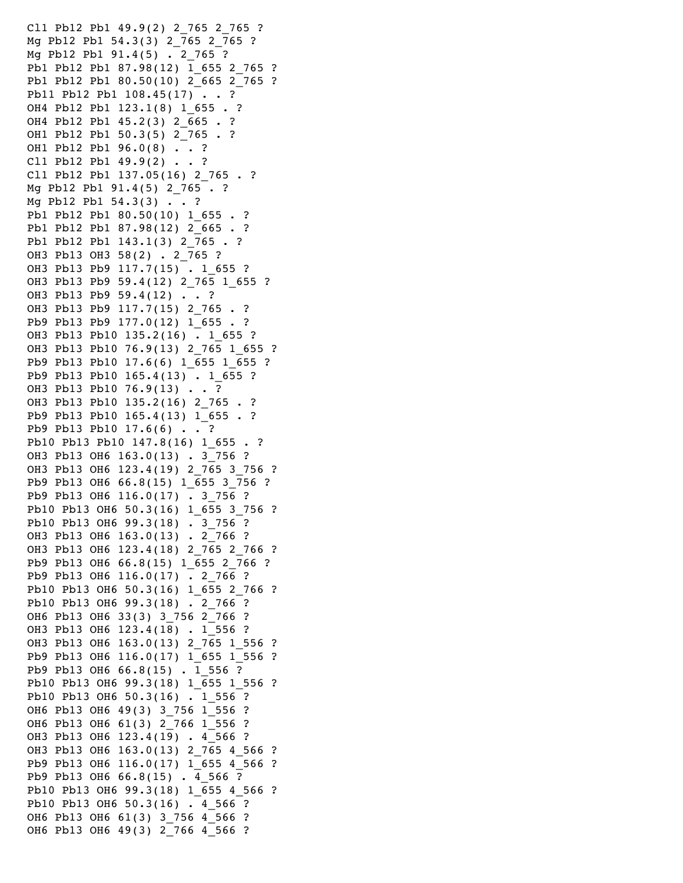```
Cl1 Pb12 Pb1 49.9(2) 2_765 2_765 ?
Mg Pb12 Pb1 54.3(3) 2_765 2_765 ?
Mg Pb12 Pb1 91.4(5) . 2_765 ?
Pb1 Pb12 Pb1 87.98(12) 1_655 2_765 ?
Pb1 Pb12 Pb1 80.50(10) 2_665 2_765 ?
Pb11 Pb12 Pb1 108.45(17) . . ?
OH4 Pb12 Pb1 123.1(8) 1_655 . ?
OH4 Pb12 Pb1 45.2(3) 2_665 . ?
OH1 Pb12 Pb1 50.3(5) 2_765 . ?
OH1 Pb12 Pb1 96.0(8) . . ?
Cl1 Pb12 Pb1 49.9(2) . . ?
Cl1 Pb12 Pb1 137.05(16) 2_765 . ?
Mg Pb12 Pb1 91.4(5) 2_765 . ?
Mg Pb12 Pb1 54.3(3) . . ?
Pb1 Pb12 Pb1 80.50(10) 1_655 . ?
Pb1 Pb12 Pb1 87.98(12) 2_665 . ?
Pb1 Pb12 Pb1 143.1(3) 2_765 . ?
OH3 Pb13 OH3 58(2) . 2_765 ?
OH3 Pb13 Pb9 117.7(15) . 1_655 ?
OH3 Pb13 Pb9 59.4(12) 2_765 1_655 ?
OH3 Pb13 Pb9 59.4(12) . . ?
OH3 Pb13 Pb9 117.7(15) 2_765 . ?
Pb9 Pb13 Pb9 177.0(12) 1_655 . ?
OH3 Pb13 Pb10 135.2(16) . 1_655 ?
OH3 Pb13 Pb10 76.9(13) 2_765 1_655 ?
Pb9 Pb13 Pb10 17.6(6) 1_655 1_655 ?
Pb9 Pb13 Pb10 165.4(13) . 1_655 ?
OH3 Pb13 Pb10 76.9(13) . . ?
OH3 Pb13 Pb10 135.2(16) 2_765 . ?
Pb9 Pb13 Pb10 165.4(13) 1_655 . ?
Pb9 Pb13 Pb10 17.6(6) . . ?
Pb10 Pb13 Pb10 147.8(16) 1_655 . ?
OH3 Pb13 OH6 163.0(13) . 3_756 ?
OH3 Pb13 OH6 123.4(19) 2_765 3_756 ?
Pb9 Pb13 OH6 66.8(15) 1_655 3_756 ?
Pb9 Pb13 OH6 116.0(17) . 3_756 ?
Pb10 Pb13 OH6 50.3(16) 1_655 3_756 ?
Pb10 Pb13 OH6 99.3(18) . 3_756 ?
OH3 Pb13 OH6 163.0(13) . 2_766 ?
OH3 Pb13 OH6 123.4(18) 2_765 2_766 ?
Pb9 Pb13 OH6 66.8(15) 1_655 2_766 ?
Pb9 Pb13 OH6 116.0(17) . 2_766 ?
Pb10 Pb13 OH6 50.3(16) 1_655 2_766 ?
Pb10 Pb13 OH6 99.3(18) . 2_766 ?
OH6 Pb13 OH6 33(3) 3_756 2_766 ?
OH3 Pb13 OH6 123.4(18) . 1_556 ?
OH3 Pb13 OH6 163.0(13) 2_765 1_556 ?
Pb9 Pb13 OH6 116.0(17) 1_655 1_556 ?
Pb9 Pb13 OH6 66.8(15) . 1_556 ?
Pb10 Pb13 OH6 99.3(18) 1_655 1_556 ?
Pb10 Pb13 OH6 50.3(16) . 1_556 ?
OH6 Pb13 OH6 49(3) 3_756 1_556 ?
OH6 Pb13 OH6 61(3) 2_766 1_556 ?
OH3 Pb13 OH6 123.4(19) . 4_566 ?
OH3 Pb13 OH6 163.0(13) 2_765 4_566 ?
Pb9 Pb13 OH6 116.0(17) 1_655 4_566 ?
Pb9 Pb13 OH6 66.8(15) . 4_566 ?
Pb10 Pb13 OH6 99.3(18) 1_655 4_566 ?
Pb10 Pb13 OH6 50.3(16) . 4_566 ?
OH6 Pb13 OH6 61(3) 3_756 4_566 ?
OH6 Pb13 OH6 49(3) 2_766 4_566 ?
```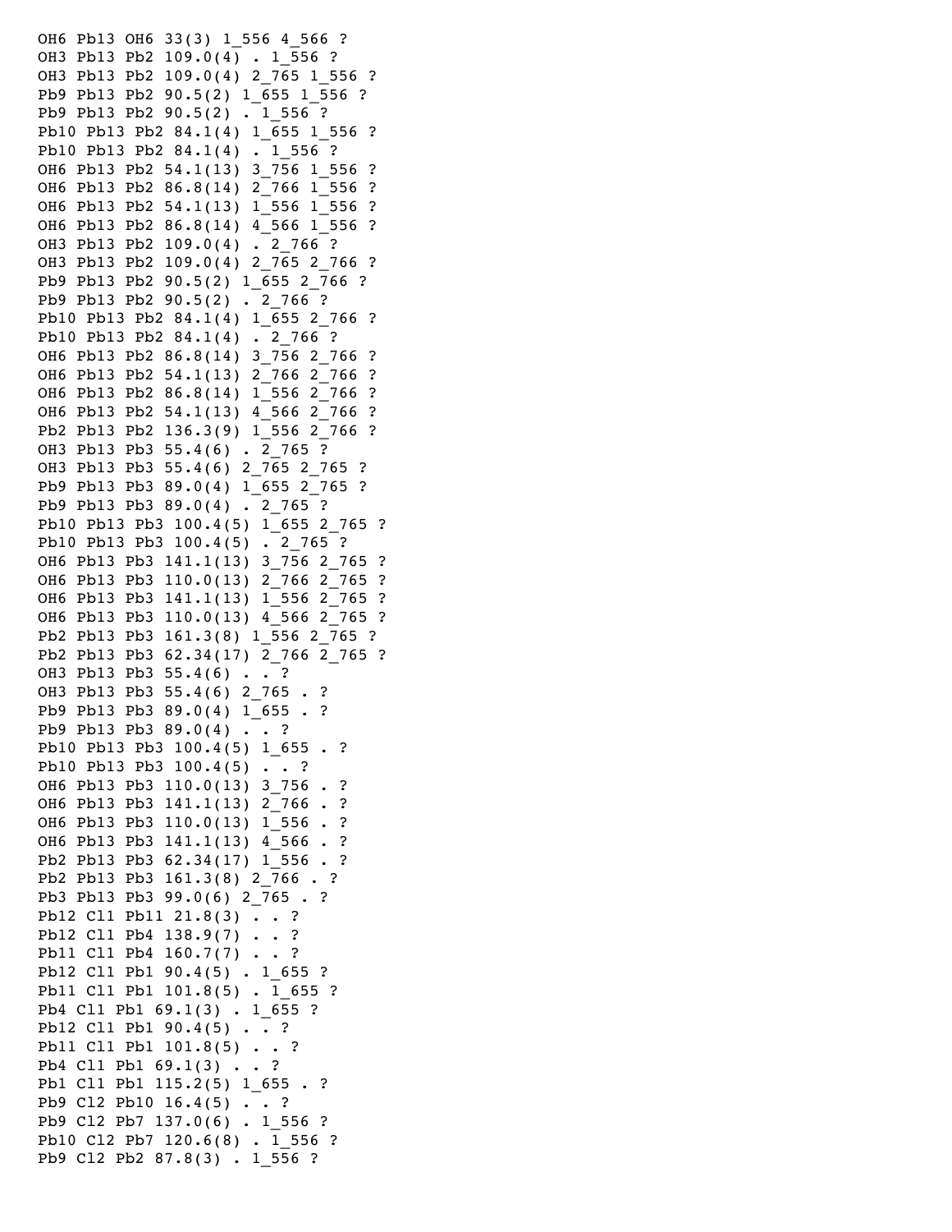```
OH6 Pb13 OH6 33(3) 1_556 4_566 ?
OH3 Pb13 Pb2 109.0(4) . 1_556 ?
OH3 Pb13 Pb2 109.0(4) 2_765 1_556 ?
Pb9 Pb13 Pb2 90.5(2) 1_655 1_556 ?
Pb9 Pb13 Pb2 90.5(2) . 1_556 ?
Pb10 Pb13 Pb2 84.1(4) 1_655 1_556 ?
Pb10 Pb13 Pb2 84.1(4) . 1_556 ?
OH6 Pb13 Pb2 54.1(13) 3_756 1_556 ?
OH6 Pb13 Pb2 86.8(14) 2_766 1_556 ?
OH6 Pb13 Pb2 54.1(13) 1_556 1_556 ?
OH6 Pb13 Pb2 86.8(14) 4_566 1_556 ?
OH3 Pb13 Pb2 109.0(4) . 2_766 ?
OH3 Pb13 Pb2 109.0(4) 2_765 2_766 ?
Pb9 Pb13 Pb2 90.5(2) 1_655 2_766 ?
Pb9 Pb13 Pb2 90.5(2) . 2_766 ?
Pb10 Pb13 Pb2 84.1(4) 1_655 2_766 ?
Pb10 Pb13 Pb2 84.1(4) . 2_766 ?
OH6 Pb13 Pb2 86.8(14) 3_756 2_766 ?
OH6 Pb13 Pb2 54.1(13) 2_766 2_766 ?
OH6 Pb13 Pb2 86.8(14) 1_556 2_766 ?
OH6 Pb13 Pb2 54.1(13) 4_566 2_766 ?
Pb2 Pb13 Pb2 136.3(9) 1_556 2_766 ?
OH3 Pb13 Pb3 55.4(6) . 2_765 ?
OH3 Pb13 Pb3 55.4(6) 2_765 2_765 ?
Pb9 Pb13 Pb3 89.0(4) 1_655 2_765 ?
Pb9 Pb13 Pb3 89.0(4) . 2_765 ?
Pb10 Pb13 Pb3 100.4(5) 1_655 2_765 ?
Pb10 Pb13 Pb3 100.4(5) . 2_765 ?
OH6 Pb13 Pb3 141.1(13) 3_756 2_765 ?
OH6 Pb13 Pb3 110.0(13) 2_766 2_765 ?
OH6 Pb13 Pb3 141.1(13) 1_556 2_765 ?
OH6 Pb13 Pb3 110.0(13) 4_566 2_765 ?
Pb2 Pb13 Pb3 161.3(8) 1_556 2_765 ?
Pb2 Pb13 Pb3 62.34(17) 2_766 2_765 ?
OH3 Pb13 Pb3 55.4(6) . . ?
OH3 Pb13 Pb3 55.4(6) 2_765 . ?
Pb9 Pb13 Pb3 89.0(4) 1_655 . ?
Pb9 Pb13 Pb3 89.0(4) . . ?
Pb10 Pb13 Pb3 100.4(5) 1_655 . ?
Pb10 Pb13 Pb3 100.4(5) . . ?
OH6 Pb13 Pb3 110.0(13) 3_756 . ?
OH6 Pb13 Pb3 141.1(13) 2_766 . ?
OH6 Pb13 Pb3 110.0(13) 1_556 . ?
OH6 Pb13 Pb3 141.1(13) 4_566 . ?
Pb2 Pb13 Pb3 62.34(17) 1_556 . ?
Pb2 Pb13 Pb3 161.3(8) 2_766 . ?
Pb3 Pb13 Pb3 99.0(6) 2_765 . ?
Pb12 Cl1 Pb11 21.8(3) . . ?
Pb12 Cl1 Pb4 138.9(7) . . ?
Pb11 Cl1 Pb4 160.7(7) . . ?
Pb12 Cl1 Pb1 90.4(5) . 1_655 ?
Pb11 Cl1 Pb1 101.8(5) . 1_655 ?
Pb4 Cl1 Pb1 69.1(3) . 1_655 ?
Pb12 Cl1 Pb1 90.4(5) . . ?
Pb11 Cl1 Pb1 101.8(5) . . ?
Pb4 Cl1 Pb1 69.1(3) . . ?
Pb1 Cl1 Pb1 115.2(5) 1_655 . ?
Pb9 Cl2 Pb10 16.4(5) . . ?
Pb9 Cl2 Pb7 137.0(6) . 1_556 ?
Pb10 Cl2 Pb7 120.6(8) . 1_556 ?
Pb9 Cl2 Pb2 87.8(3) . 1_556 ?
```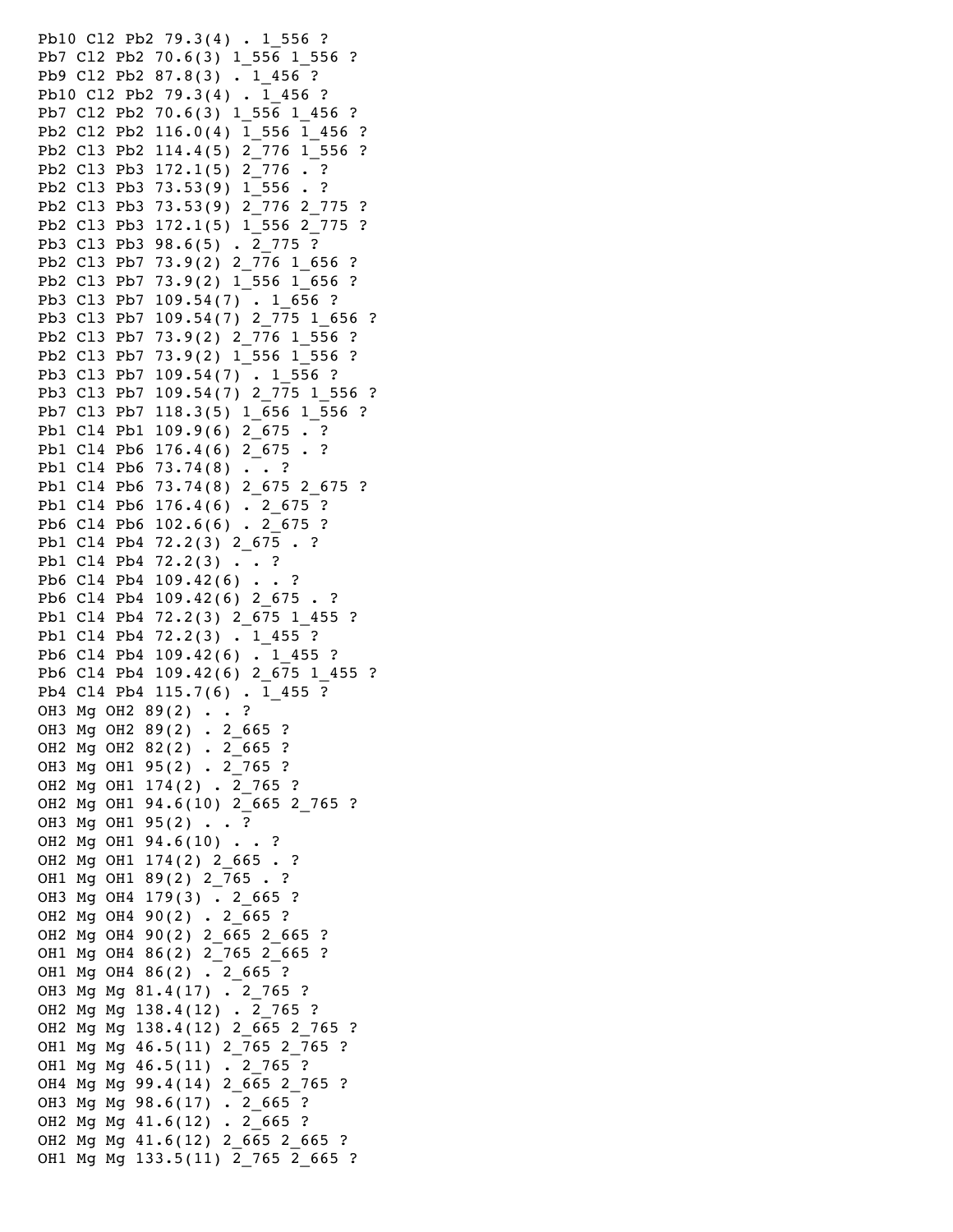```
Pb10 Cl2 Pb2 79.3(4) . 1_556 ?
Pb7 Cl2 Pb2 70.6(3) 1_556 1_556 ?
Pb9 Cl2 Pb2 87.8(3) . 1_456 ?
Pb10 Cl2 Pb2 79.3(4) . 1_456 ?
Pb7 Cl2 Pb2 70.6(3) 1_556 1_456 ?
Pb2 Cl2 Pb2 116.0(4) 1_556 1_456 ?
Pb2 Cl3 Pb2 114.4(5) 2_776 1_556 ?
Pb2 Cl3 Pb3 172.1(5) 2_776 . ?
Pb2 Cl3 Pb3 73.53(9) 1_556 . ?
Pb2 Cl3 Pb3 73.53(9) 2_776 2_775 ?
Pb2 Cl3 Pb3 172.1(5) 1_556 2_775 ?
Pb3 Cl3 Pb3 98.6(5) . 2_775 ?
Pb2 Cl3 Pb7 73.9(2) 2_776 1_656 ?
Pb2 Cl3 Pb7 73.9(2) 1_556 1_656 ?
Pb3 Cl3 Pb7 109.54(7) . 1_656 ?
Pb3 Cl3 Pb7 109.54(7) 2_775 1_656 ?
Pb2 Cl3 Pb7 73.9(2) 2_776 1_556 ?
Pb2 Cl3 Pb7 73.9(2) 1_556 1_556 ?
Pb3 Cl3 Pb7 109.54(7) . 1_556 ?
Pb3 Cl3 Pb7 109.54(7) 2_775 1_556 ?
Pb7 Cl3 Pb7 118.3(5) 1_656 1_556 ?
Pb1 Cl4 Pb1 109.9(6) 2_675 . ?
Pb1 Cl4 Pb6 176.4(6) 2_675 . ?
Pb1 Cl4 Pb6 73.74(8) . . ?
Pb1 Cl4 Pb6 73.74(8) 2_675 2_675 ?
Pb1 Cl4 Pb6 176.4(6) . 2_675 ?
Pb6 Cl4 Pb6 102.6(6) . 2_675 ?
Pb1 Cl4 Pb4 72.2(3) 2_675 . ?
Pb1 Cl4 Pb4 72.2(3) . . ?
Pb6 Cl4 Pb4 109.42(6) . . ?
Pb6 Cl4 Pb4 109.42(6) 2_675 . ?
Pb1 Cl4 Pb4 72.2(3) 2_675 1_455 ?
Pb1 Cl4 Pb4 72.2(3) . 1_455 ?
Pb6 Cl4 Pb4 109.42(6) . 1_455 ?
Pb6 Cl4 Pb4 109.42(6) 2_675 1_455 ?
Pb4 Cl4 Pb4 115.7(6) . 1_455 ?
OH3 Mg OH2 89(2) . . ?
OH3 Mg OH2 89(2) . 2_665 ?
OH2 Mg OH2 82(2) . 2_665 ?
OH3 Mg OH1 95(2) . 2_765 ?
OH2 Mg OH1 174(2) . 2_765 ?
OH2 Mg OH1 94.6(10) 2_665 2_765 ?
OH3 Mg OH1 95(2) . . ?
OH2 Mg OH1 94.6(10) . . ?
OH2 Mg OH1 174(2) 2_665 . ?
OH1 Mg OH1 89(2) 2_765 . ?
OH3 Mg OH4 179(3) . 2_665 ?
OH2 Mg OH4 90(2) . 2_665 ?
OH2 Mg OH4 90(2) 2_665 2_665 ?
OH1 Mg OH4 86(2) 2_765 2_665 ?
OH1 Mg OH4 86(2) . 2_665 ?
OH3 Mg Mg 81.4(17) . 2_765 ?
OH2 Mg Mg 138.4(12) . 2_765 ?
OH2 Mg Mg 138.4(12) 2_665 2_765 ?
OH1 Mg Mg 46.5(11) 2_765 2_765 ?
OH1 Mg Mg 46.5(11) . 2_765 ?
OH4 Mg Mg 99.4(14) 2_665 2_765 ?
OH3 Mg Mg 98.6(17) . 2_665 ?
OH2 Mg Mg 41.6(12) . 2_665 ?
OH2 Mg Mg 41.6(12) 2_665 2_665 ?
OH1 Mg Mg 133.5(11) 2_765 2_665 ?
```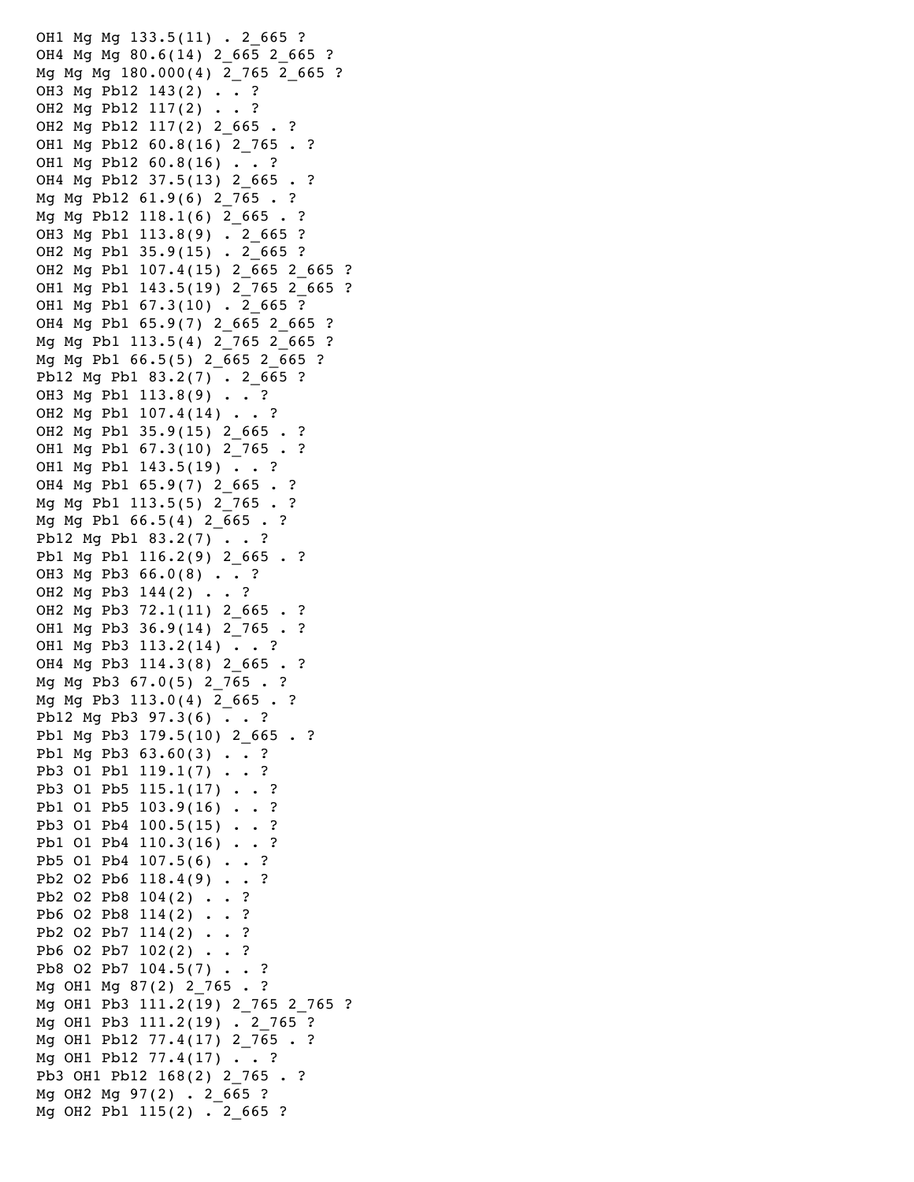```
OH1 Mg Mg 133.5(11) . 2_665 ?
OH4 Mg Mg 80.6(14) 2_665 2_665 ?
Mg Mg Mg 180.000(4) 2_765 2_665 ?
OH3 Mg Pb12 143(2) . . ?
OH2 Mg Pb12 117(2) . . ?
OH2 Mg Pb12 117(2) 2_665 . ?
OH1 Mg Pb12 60.8(16) 2_765 . ?
OH1 Mg Pb12 60.8(16) . . ?
OH4 Mg Pb12 37.5(13) 2_665 . ?
Mg Mg Pb12 61.9(6) 2_765 . ?
Mg Mg Pb12 118.1(6) 2_665 . ?
OH3 Mg Pb1 113.8(9) . 2_665 ?
OH2 Mg Pb1 35.9(15) . 2_665 ?
OH2 Mg Pb1 107.4(15) 2_665 2_665 ?
OH1 Mg Pb1 143.5(19) 2_765 2_665 ?
OH1 Mg Pb1 67.3(10) . 2_665 ?
OH4 Mg Pb1 65.9(7) 2_665 2_665 ?
Mg Mg Pb1 113.5(4) 2_765 2_665 ?
Mg Mg Pb1 66.5(5) 2_665 2_665 ?
Pb12 Mg Pb1 83.2(7) . 2_665 ?
OH3 Mg Pb1 113.8(9) . . ?
OH2 Mg Pb1 107.4(14) . . ?
OH2 Mg Pb1 35.9(15) 2_665 . ?
OH1 Mg Pb1 67.3(10) 2_765 . ?
OH1 Mg Pb1 143.5(19) . . ?
OH4 Mg Pb1 65.9(7) 2_665 . ?
Mg Mg Pb1 113.5(5) 2_765 . ?
Mg Mg Pb1 66.5(4) 2_665 . ?
Pb12 Mg Pb1 83.2(7) . . ?
Pb1 Mg Pb1 116.2(9) 2_665 . ?
OH3 Mg Pb3 66.0(8) . . ?
OH2 Mg Pb3 144(2) . . ?
OH2 Mg Pb3 72.1(11) 2_665 . ?
OH1 Mg Pb3 36.9(14) 2_765 . ?
OH1 Mg Pb3 113.2(14) . . ?
OH4 Mg Pb3 114.3(8) 2_665 . ?
Mg Mg Pb3 67.0(5) 2_765 . ?
Mg Mg Pb3 113.0(4) 2_665 . ?
Pb12 Mg Pb3 97.3(6) . . ?
Pb1 Mg Pb3 179.5(10) 2_665 . ?
Pb1 Mg Pb3 63.60(3) . . ?
Pb3 O1 Pb1 119.1(7) . . ?
Pb3 O1 Pb5 115.1(17) . . ?
Pb1 O1 Pb5 103.9(16) . . ?
Pb3 O1 Pb4 100.5(15) . . ?
Pb1 O1 Pb4 110.3(16) . . ?
Pb5 O1 Pb4 107.5(6) . . ?
Pb2 O2 Pb6 118.4(9) . . ?
Pb2 O2 Pb8 104(2) . . ?
Pb6 O2 Pb8 114(2) . . ?
Pb2 O2 Pb7 114(2) . . ?
Pb6 O2 Pb7 102(2) . . ?
Pb8 O2 Pb7 104.5(7) . . ?
Mg OH1 Mg 87(2) 2_765 . ?
Mg OH1 Pb3 111.2(19) 2_765 2_765 ?
Mg OH1 Pb3 111.2(19) . 2_765 ?
Mg OH1 Pb12 77.4(17) 2_765 . ?
Mg OH1 Pb12 77.4(17) . . ?
Pb3 OH1 Pb12 168(2) 2_765 . ?
Mg OH2 Mg 97(2) . 2_665 ?
Mg OH2 Pb1 115(2) . 2_665 ?
```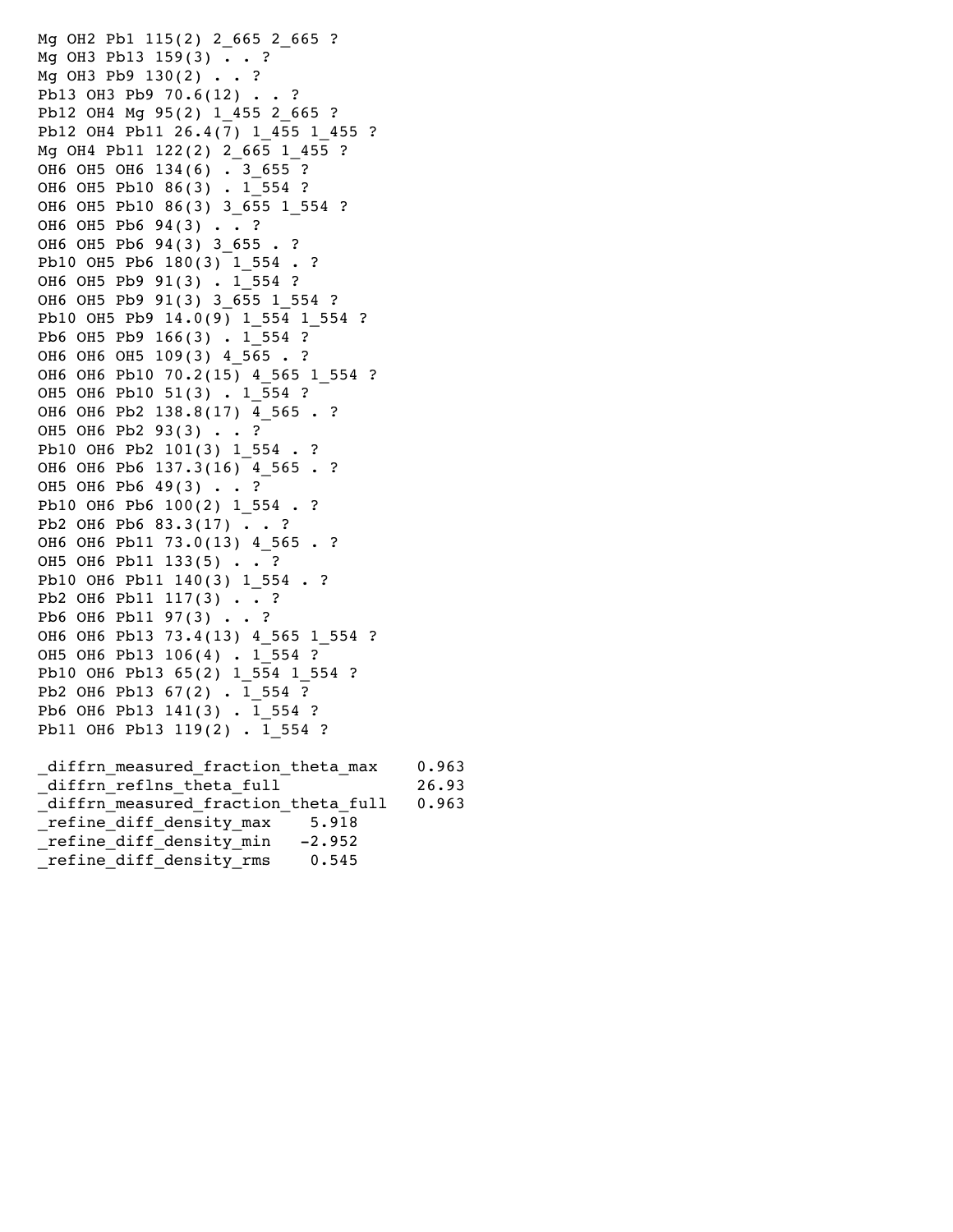```
Mg OH2 Pb1 115(2) 2_665 2_665 ?
Mg OH3 Pb13 159(3) . . ?
Mg OH3 Pb9 130(2) . . ?
Pb13 OH3 Pb9 70.6(12) . . ?
Pb12 OH4 Mg 95(2) 1_455 2_665 ?
Pb12 OH4 Pb11 26.4(7) 1_455 1_455 ?
Mg OH4 Pb11 122(2) 2_665 1_455 ?
OH6 OH5 OH6 134(6) . 3_655 ?
OH6 OH5 Pb10 86(3) . 1_554 ?
OH6 OH5 Pb10 86(3) 3_655 1_554 ?
OH6 OH5 Pb6 94(3) . . ?
OH6 OH5 Pb6 94(3) 3_655 . ?
Pb10 OH5 Pb6 180(3) 1_554 . ?
OH6 OH5 Pb9 91(3) . 1_554 ?
OH6 OH5 Pb9 91(3) 3_655 1_554 ?
Pb10 OH5 Pb9 14.0(9) 1_554 1_554 ?
Pb6 OH5 Pb9 166(3) . 1_554 ?
OH6 OH6 OH5 109(3) 4_565 . ?
OH6 OH6 Pb10 70.2(15) 4_565 1_554 ?
OH5 OH6 Pb10 51(3) . 1_554 ?
OH6 OH6 Pb2 138.8(17) 4_565 . ?
OH5 OH6 Pb2 93(3) . . ?
Pb10 OH6 Pb2 101(3) 1_554 . ?
OH6 OH6 Pb6 137.3(16) 4_565 . ?
OH5 OH6 Pb6 49(3) . . ?
Pb10 OH6 Pb6 100(2) 1_554 . ?
Pb2 OH6 Pb6 83.3(17) . . ?
OH6 OH6 Pb11 73.0(13) 4_565 . ?
OH5 OH6 Pb11 133(5) . . ?
Pb10 OH6 Pb11 140(3) 1_554 . ?
Pb2 OH6 Pb11 117(3) . . ?
Pb6 OH6 Pb11 97(3) . . ?
OH6 OH6 Pb13 73.4(13) 4_565 1_554 ?
OH5 OH6 Pb13 106(4) . 1_554 ?
Pb10 OH6 Pb13 65(2) 1_554 1_554 ?
Pb2 OH6 Pb13 67(2) . 1_554 ?
Pb6 OH6 Pb13 141(3) . 1_554 ?
Pb11 OH6 Pb13 119(2) . 1_554 ?

_diffrn_measured_fraction_theta_max    0.963
_diffrn_reflns_theta_full              26.93
_diffrn_measured_fraction_theta_full   0.963
_refine_diff_density_max    5.918
_refine_diff_density_min   -2.952
_refine_diff_density_rms    0.545
```